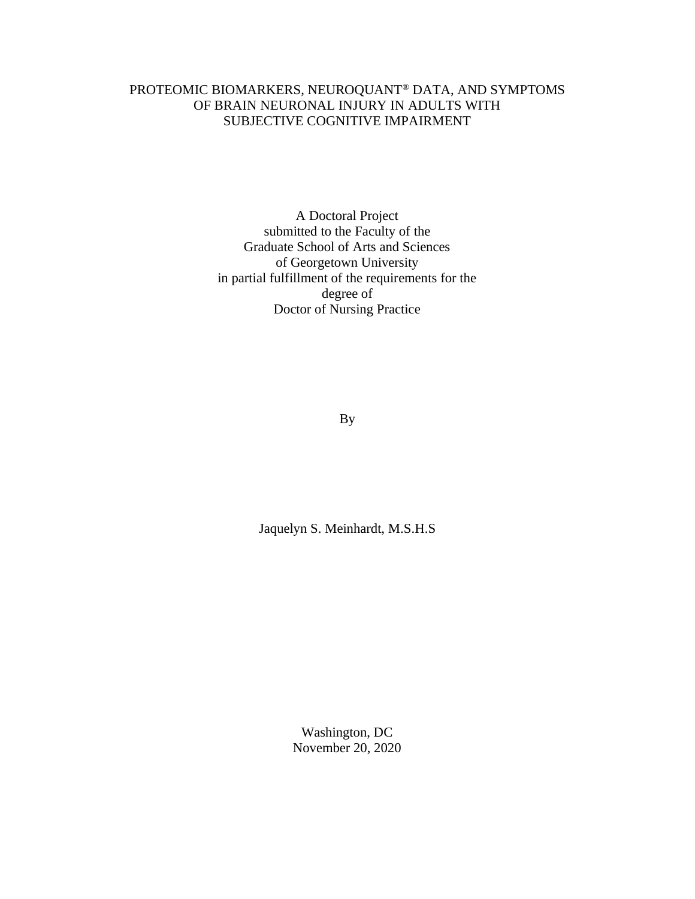# PROTEOMIC BIOMARKERS, NEUROQUANT® DATA, AND SYMPTOMS OF BRAIN NEURONAL INJURY IN ADULTS WITH SUBJECTIVE COGNITIVE IMPAIRMENT

A Doctoral Project
submitted to the Faculty of the
Graduate School of Arts and Sciences
of Georgetown University
in partial fulfillment of the requirements for the
degree of
Doctor of Nursing Practice

By

Jaquelyn S. Meinhardt, M.S.H.S

Washington, DC
November 20, 2020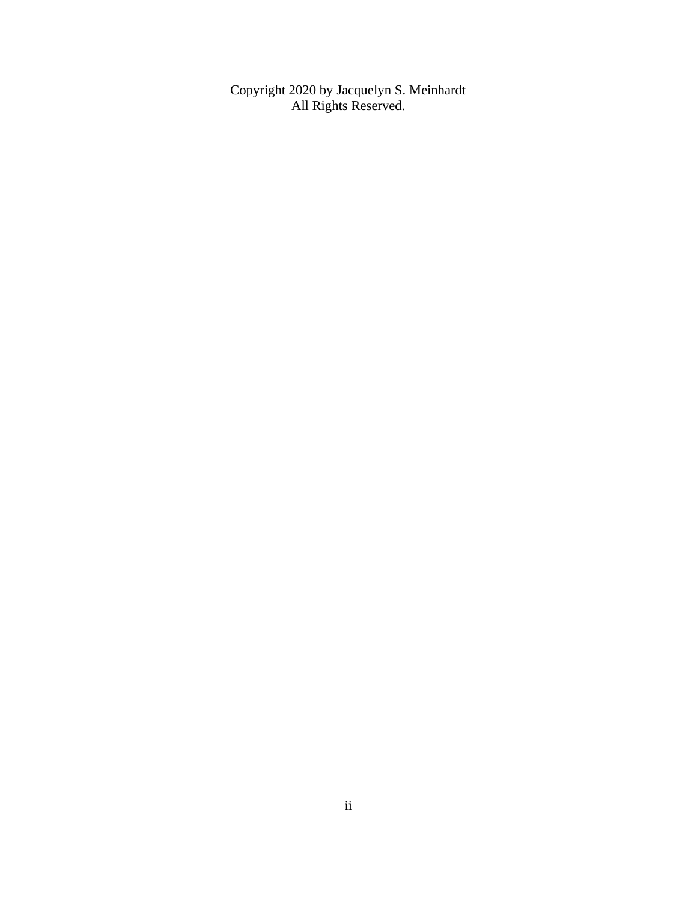Copyright 2020 by Jacquelyn S. Meinhardt
All Rights Reserved.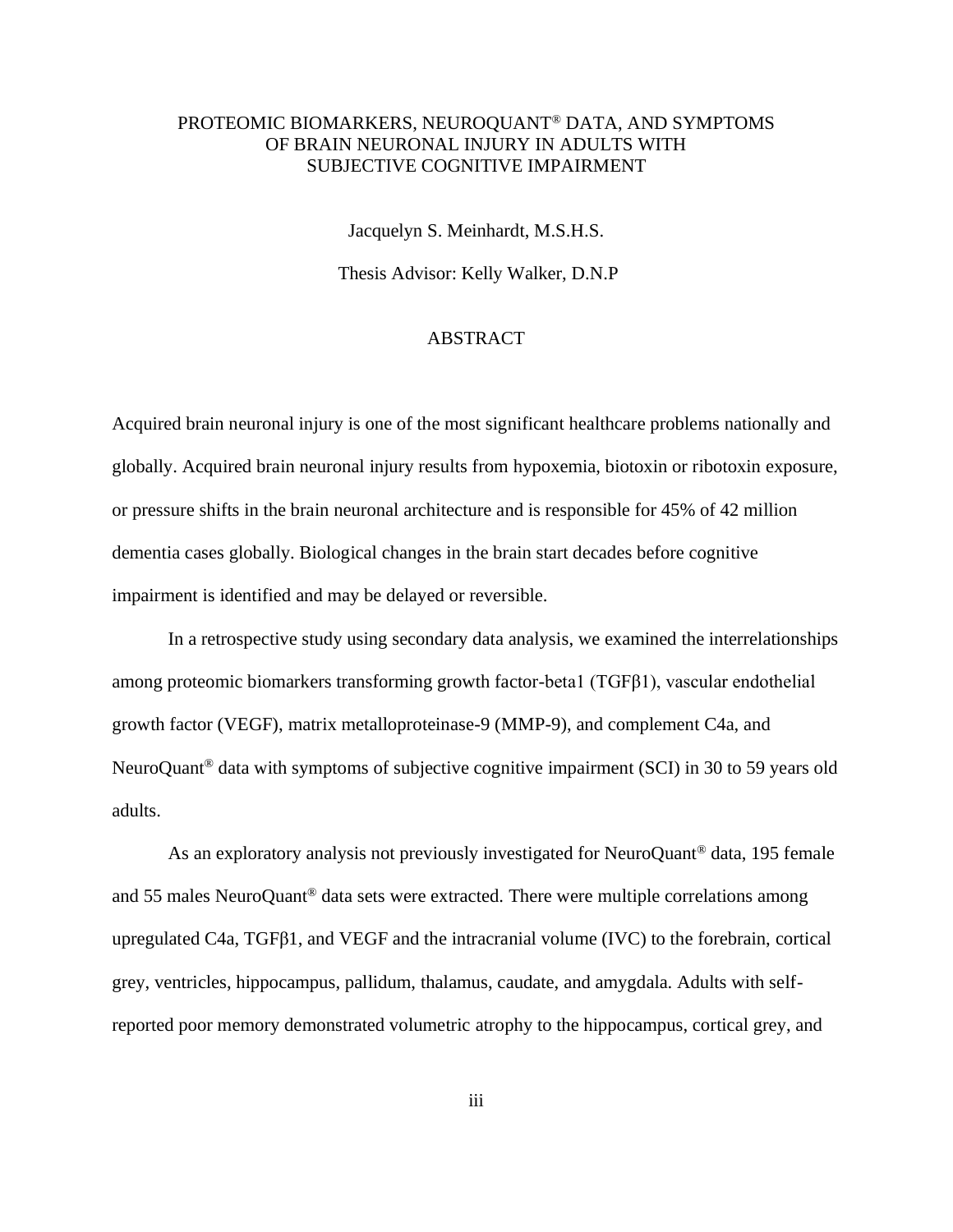PROTEOMIC BIOMARKERS, NEUROQUANT® DATA, AND SYMPTOMS OF BRAIN NEURONAL INJURY IN ADULTS WITH SUBJECTIVE COGNITIVE IMPAIRMENT

Jacquelyn S. Meinhardt, M.S.H.S.

Thesis Advisor: Kelly Walker, D.N.P

## ABSTRACT

Acquired brain neuronal injury is one of the most significant healthcare problems nationally and globally. Acquired brain neuronal injury results from hypoxemia, biotoxin or ribotoxin exposure, or pressure shifts in the brain neuronal architecture and is responsible for 45% of 42 million dementia cases globally. Biological changes in the brain start decades before cognitive impairment is identified and may be delayed or reversible.

In a retrospective study using secondary data analysis, we examined the interrelationships among proteomic biomarkers transforming growth factor-beta1 (TGFβ1), vascular endothelial growth factor (VEGF), matrix metalloproteinase-9 (MMP-9), and complement C4a, and NeuroQuant® data with symptoms of subjective cognitive impairment (SCI) in 30 to 59 years old adults.

As an exploratory analysis not previously investigated for NeuroQuant® data, 195 female and 55 males NeuroQuant® data sets were extracted. There were multiple correlations among upregulated C4a, TGFβ1, and VEGF and the intracranial volume (IVC) to the forebrain, cortical grey, ventricles, hippocampus, pallidum, thalamus, caudate, and amygdala. Adults with self-reported poor memory demonstrated volumetric atrophy to the hippocampus, cortical grey, and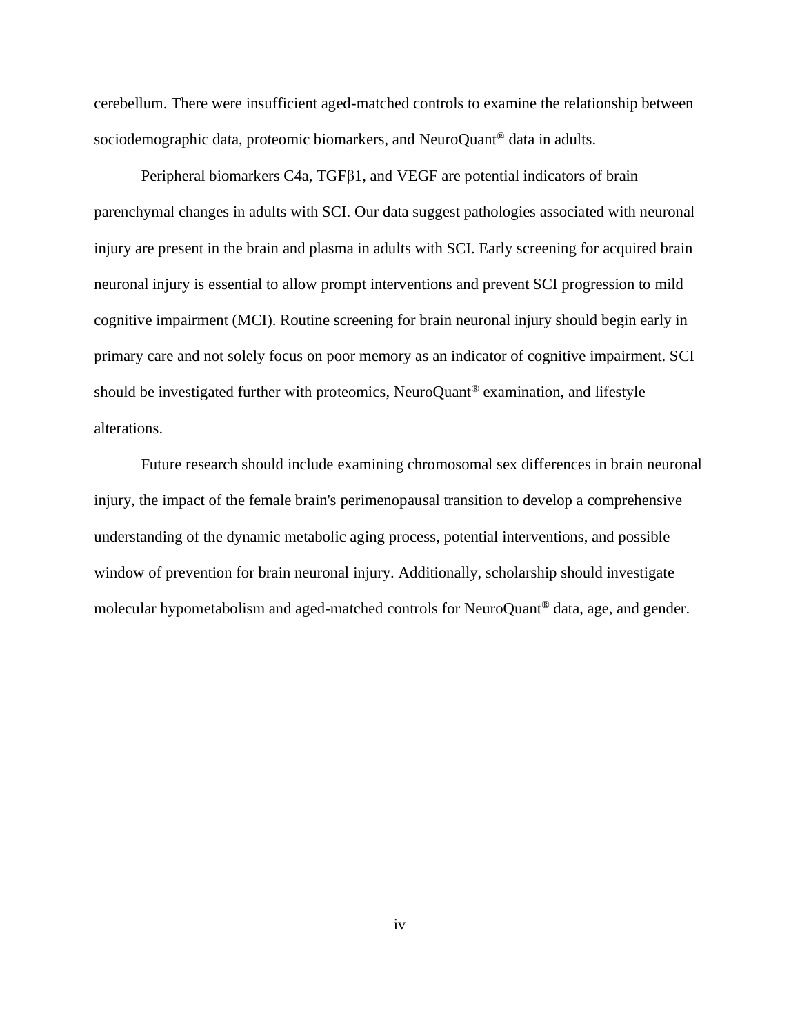cerebellum. There were insufficient aged-matched controls to examine the relationship between sociodemographic data, proteomic biomarkers, and NeuroQuant® data in adults.

Peripheral biomarkers C4a, TGFβ1, and VEGF are potential indicators of brain parenchymal changes in adults with SCI. Our data suggest pathologies associated with neuronal injury are present in the brain and plasma in adults with SCI. Early screening for acquired brain neuronal injury is essential to allow prompt interventions and prevent SCI progression to mild cognitive impairment (MCI). Routine screening for brain neuronal injury should begin early in primary care and not solely focus on poor memory as an indicator of cognitive impairment. SCI should be investigated further with proteomics, NeuroQuant® examination, and lifestyle alterations.

Future research should include examining chromosomal sex differences in brain neuronal injury, the impact of the female brain's perimenopausal transition to develop a comprehensive understanding of the dynamic metabolic aging process, potential interventions, and possible window of prevention for brain neuronal injury. Additionally, scholarship should investigate molecular hypometabolism and aged-matched controls for NeuroQuant® data, age, and gender.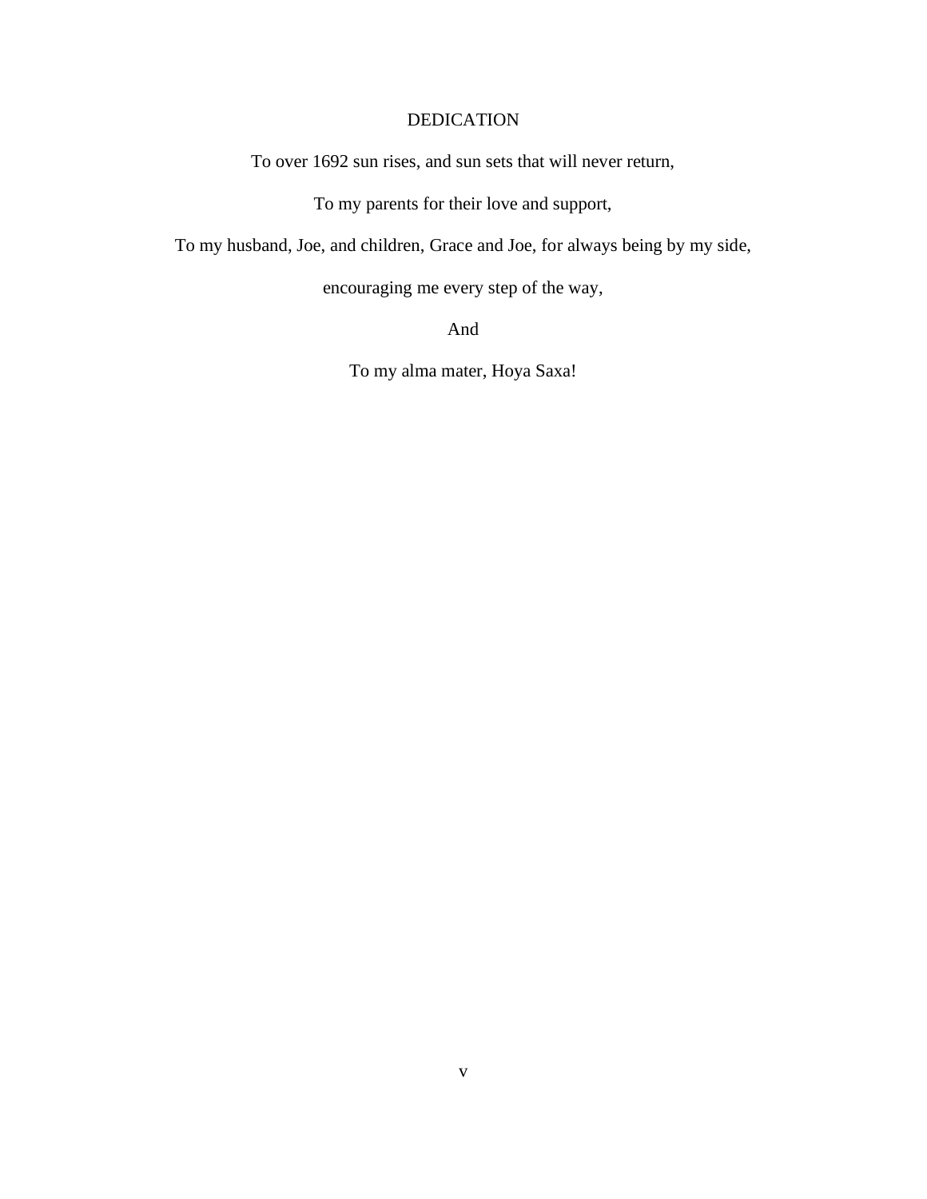# DEDICATION

To over 1692 sun rises, and sun sets that will never return,

To my parents for their love and support,

To my husband, Joe, and children, Grace and Joe, for always being by my side,

encouraging me every step of the way,

And

To my alma mater, Hoya Saxa!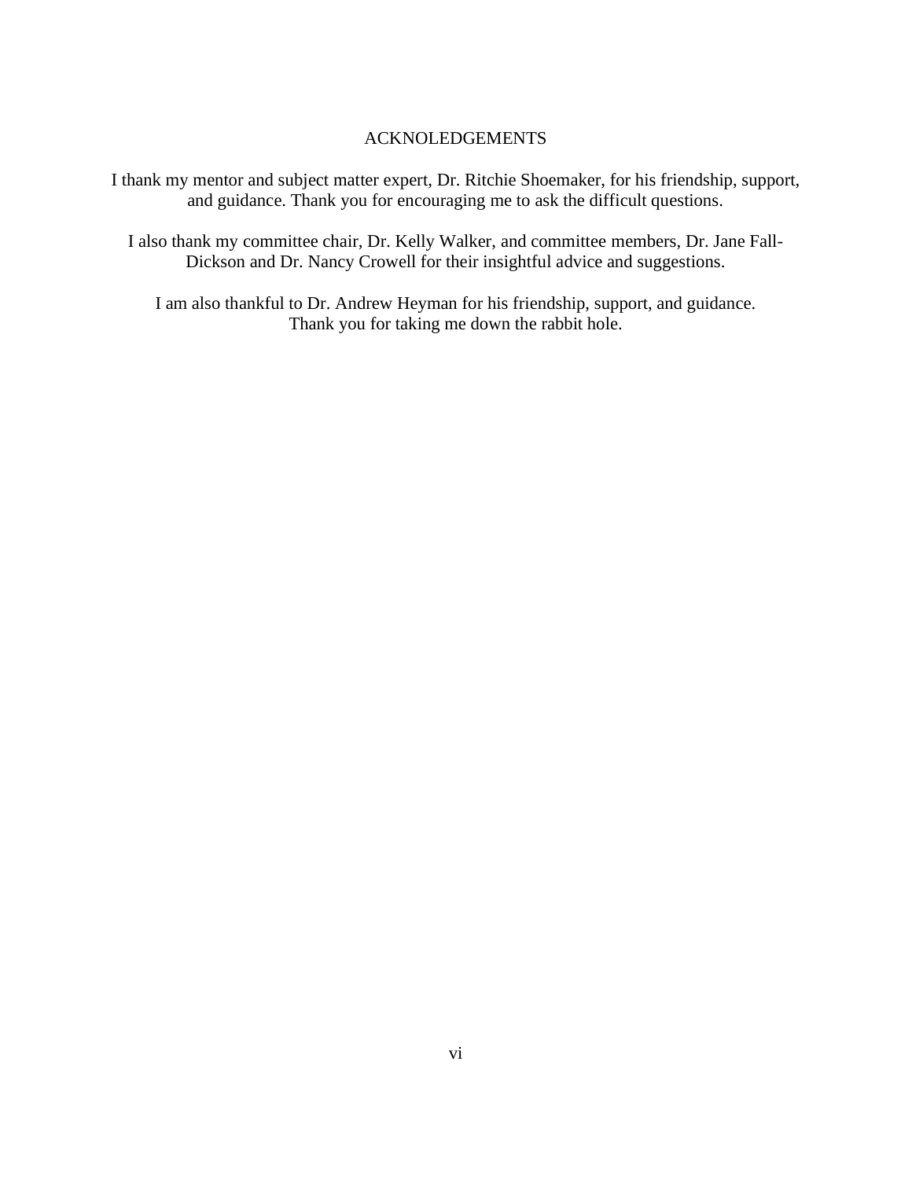# ACKNOLEDGEMENTS

I thank my mentor and subject matter expert, Dr. Ritchie Shoemaker, for his friendship, support, and guidance. Thank you for encouraging me to ask the difficult questions.

I also thank my committee chair, Dr. Kelly Walker, and committee members, Dr. Jane Fall-Dickson and Dr. Nancy Crowell for their insightful advice and suggestions.

I am also thankful to Dr. Andrew Heyman for his friendship, support, and guidance. Thank you for taking me down the rabbit hole.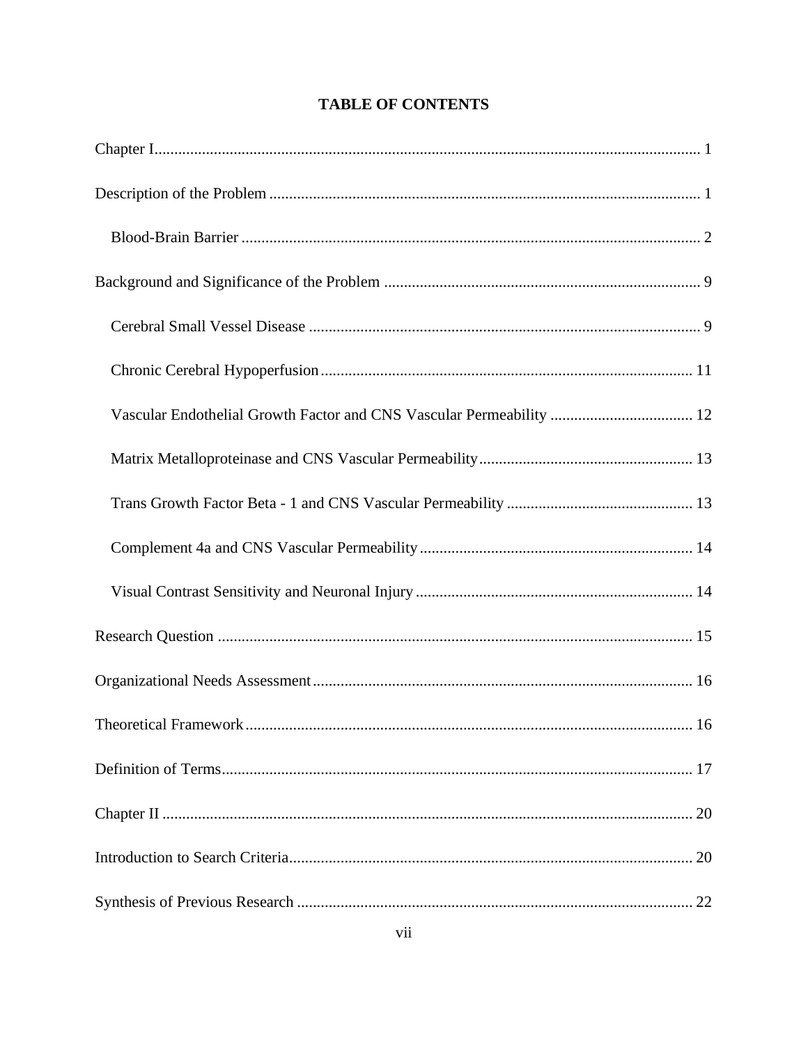# TABLE OF CONTENTS

Chapter I ........................................................................................................................ 1

Description of the Problem ............................................................................................ 1

  Blood-Brain Barrier ................................................................................................... 2

Background and Significance of the Problem ............................................................... 9

  Cerebral Small Vessel Disease .................................................................................. 9

  Chronic Cerebral Hypoperfusion ............................................................................. 11

  Vascular Endothelial Growth Factor and CNS Vascular Permeability .................... 12

  Matrix Metalloproteinase and CNS Vascular Permeability...................................... 13

  Trans Growth Factor Beta - 1 and CNS Vascular Permeability ............................... 13

  Complement 4a and CNS Vascular Permeability..................................................... 14

  Visual Contrast Sensitivity and Neuronal Injury ...................................................... 14

Research Question ........................................................................................................ 15

Organizational Needs Assessment ................................................................................ 16

Theoretical Framework ................................................................................................. 16

Definition of Terms ....................................................................................................... 17

Chapter II ...................................................................................................................... 20

Introduction to Search Criteria...................................................................................... 20

Synthesis of Previous Research .................................................................................... 22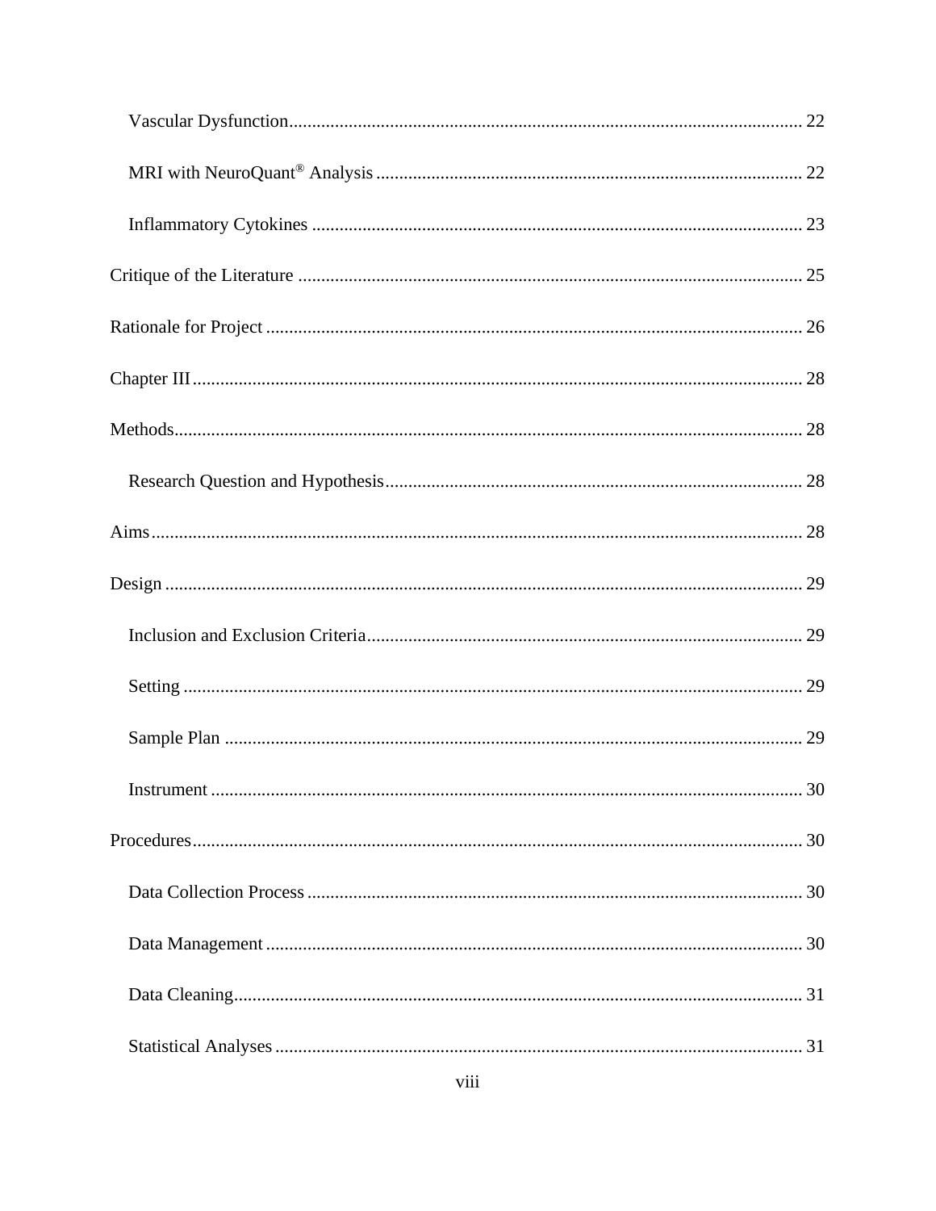Vascular Dysfunction ............................................................................................................. 22

MRI with NeuroQuant® Analysis ........................................................................................... 22

Inflammatory Cytokines ......................................................................................................... 23

Critique of the Literature ............................................................................................................ 25

Rationale for Project .................................................................................................................... 26

Chapter III .................................................................................................................................... 28

Methods........................................................................................................................................ 28

Research Question and Hypothesis......................................................................................... 28

Aims............................................................................................................................................. 28

Design .......................................................................................................................................... 29

Inclusion and Exclusion Criteria............................................................................................. 29

Setting ..................................................................................................................................... 29

Sample Plan ............................................................................................................................ 29

Instrument ............................................................................................................................... 30

Procedures.................................................................................................................................... 30

Data Collection Process .......................................................................................................... 30

Data Management ................................................................................................................... 30

Data Cleaning.......................................................................................................................... 31

Statistical Analyses ................................................................................................................. 31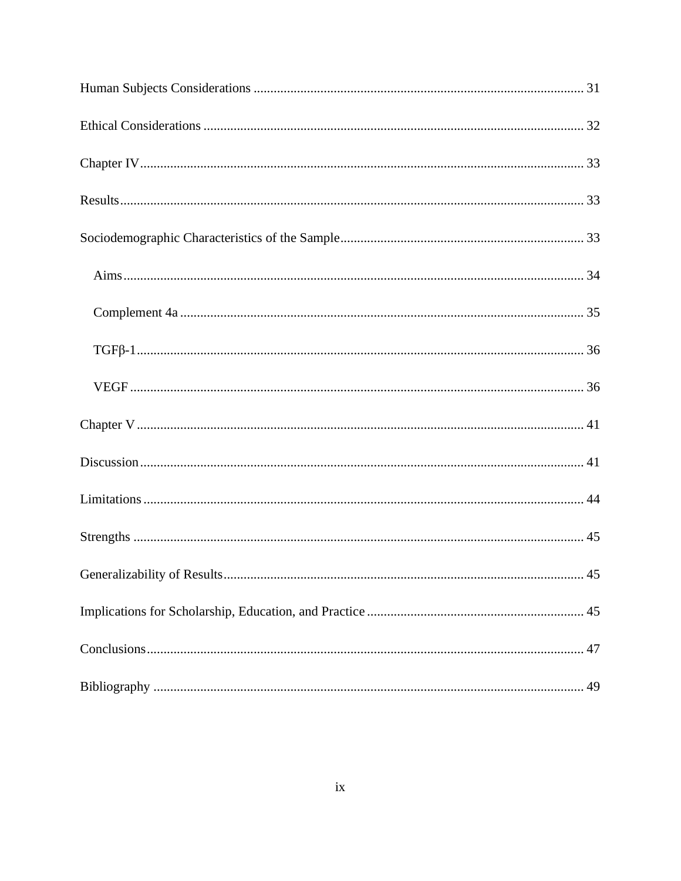Human Subjects Considerations .................................................................................................. 31

Ethical Considerations ................................................................................................................. 32

Chapter IV.................................................................................................................................... 33

Results.......................................................................................................................................... 33

Sociodemographic Characteristics of the Sample........................................................................ 33

  Aims........................................................................................................................................ 34

  Complement 4a ....................................................................................................................... 35

  TGFβ-1.................................................................................................................................... 36

  VEGF ...................................................................................................................................... 36

Chapter V..................................................................................................................................... 41

Discussion.................................................................................................................................... 41

Limitations ................................................................................................................................... 44

Strengths ...................................................................................................................................... 45

Generalizability of Results........................................................................................................... 45

Implications for Scholarship, Education, and Practice ................................................................ 45

Conclusions.................................................................................................................................. 47

Bibliography ................................................................................................................................ 49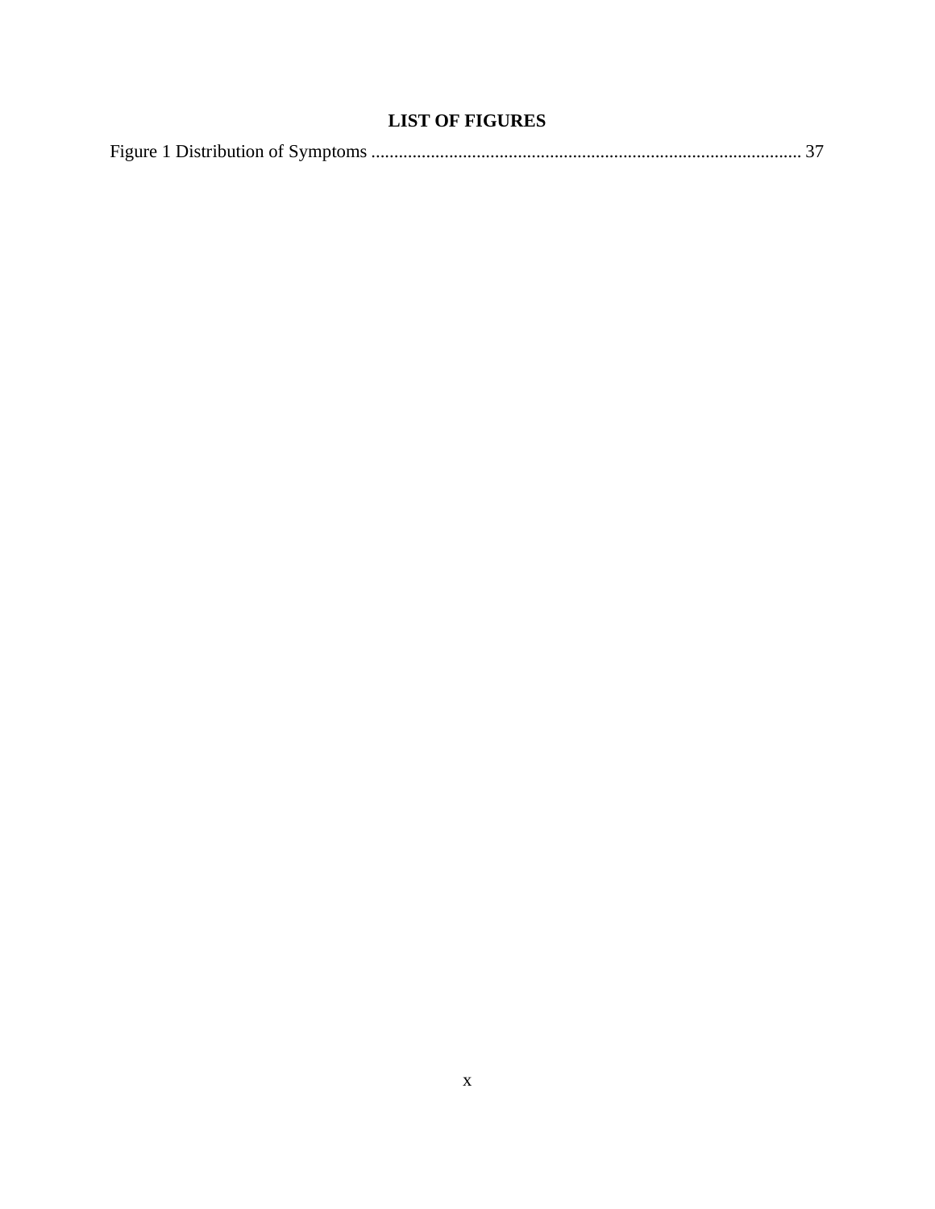## LIST OF FIGURES

Figure 1 Distribution of Symptoms ............................................................................................ 37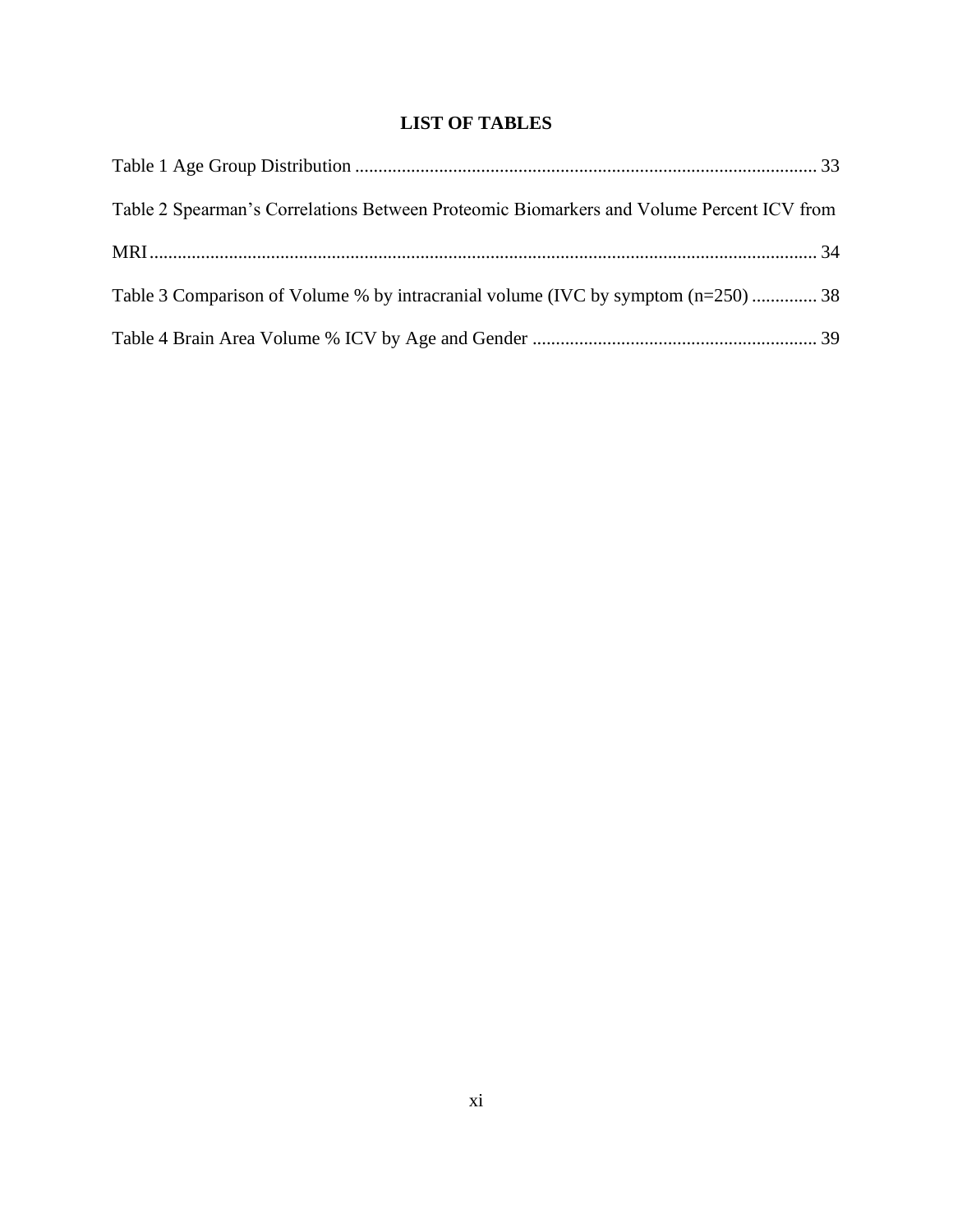# LIST OF TABLES

Table 1 Age Group Distribution .................................................................................................. 33

Table 2 Spearman's Correlations Between Proteomic Biomarkers and Volume Percent ICV from MRI.............................................................................................................................................. 34

Table 3 Comparison of Volume % by intracranial volume (IVC by symptom (n=250) .............. 38

Table 4 Brain Area Volume % ICV by Age and Gender ............................................................ 39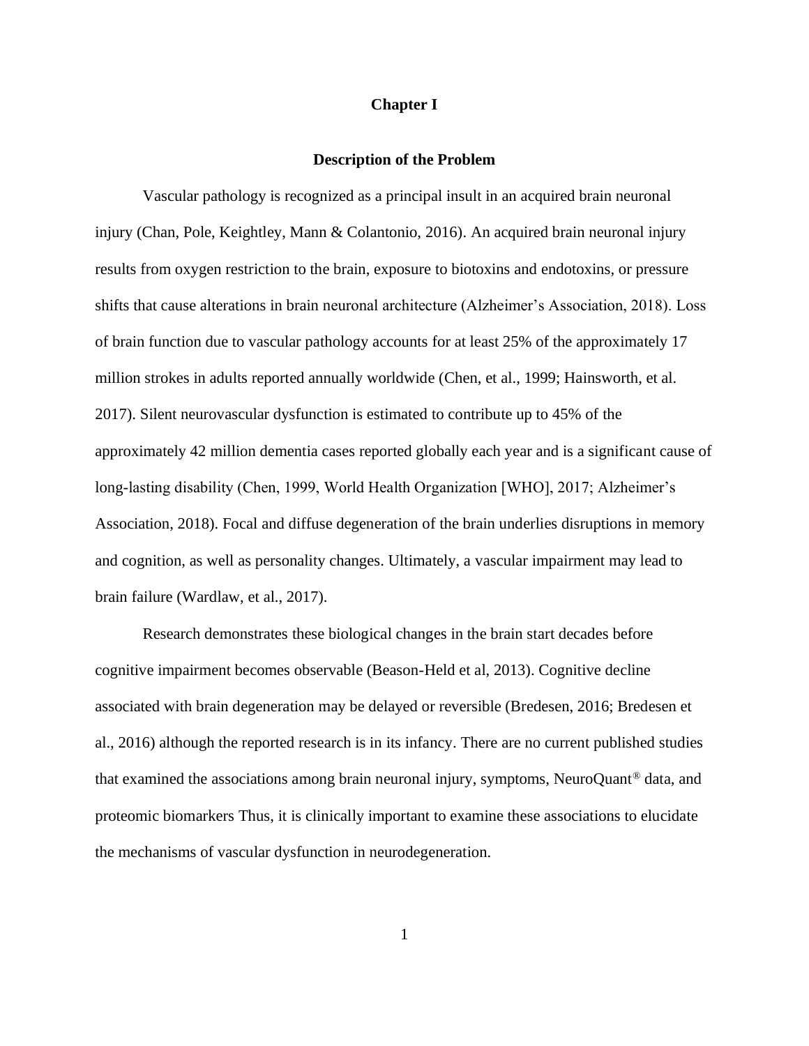# Chapter I

## Description of the Problem

Vascular pathology is recognized as a principal insult in an acquired brain neuronal injury (Chan, Pole, Keightley, Mann & Colantonio, 2016). An acquired brain neuronal injury results from oxygen restriction to the brain, exposure to biotoxins and endotoxins, or pressure shifts that cause alterations in brain neuronal architecture (Alzheimer's Association, 2018). Loss of brain function due to vascular pathology accounts for at least 25% of the approximately 17 million strokes in adults reported annually worldwide (Chen, et al., 1999; Hainsworth, et al. 2017). Silent neurovascular dysfunction is estimated to contribute up to 45% of the approximately 42 million dementia cases reported globally each year and is a significant cause of long-lasting disability (Chen, 1999, World Health Organization [WHO], 2017; Alzheimer's Association, 2018). Focal and diffuse degeneration of the brain underlies disruptions in memory and cognition, as well as personality changes. Ultimately, a vascular impairment may lead to brain failure (Wardlaw, et al., 2017).

Research demonstrates these biological changes in the brain start decades before cognitive impairment becomes observable (Beason-Held et al, 2013). Cognitive decline associated with brain degeneration may be delayed or reversible (Bredesen, 2016; Bredesen et al., 2016) although the reported research is in its infancy. There are no current published studies that examined the associations among brain neuronal injury, symptoms, NeuroQuant® data, and proteomic biomarkers Thus, it is clinically important to examine these associations to elucidate the mechanisms of vascular dysfunction in neurodegeneration.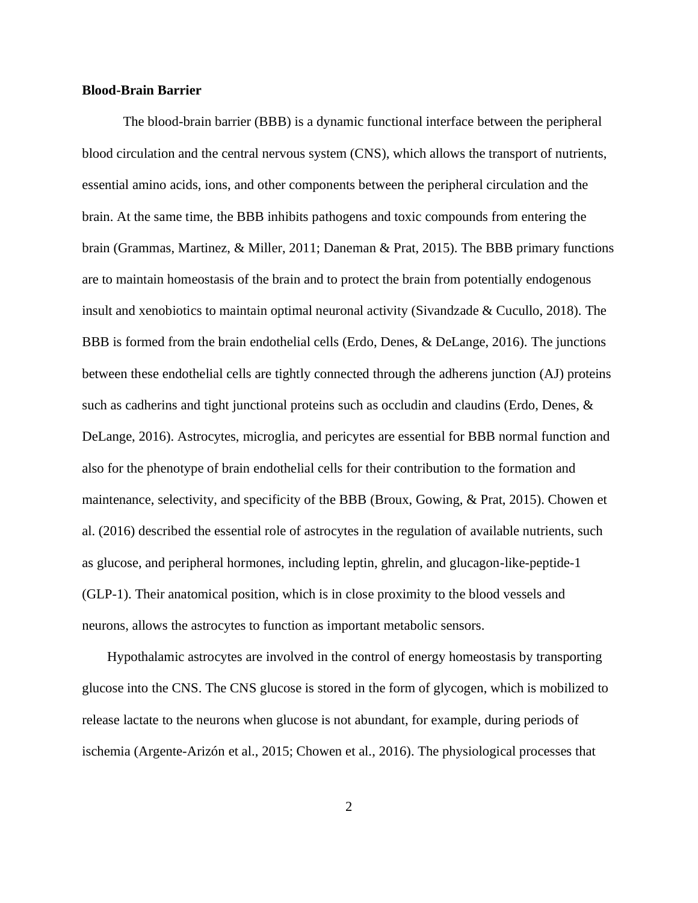**Blood-Brain Barrier**

The blood-brain barrier (BBB) is a dynamic functional interface between the peripheral blood circulation and the central nervous system (CNS), which allows the transport of nutrients, essential amino acids, ions, and other components between the peripheral circulation and the brain. At the same time, the BBB inhibits pathogens and toxic compounds from entering the brain (Grammas, Martinez, & Miller, 2011; Daneman & Prat, 2015). The BBB primary functions are to maintain homeostasis of the brain and to protect the brain from potentially endogenous insult and xenobiotics to maintain optimal neuronal activity (Sivandzade & Cucullo, 2018). The BBB is formed from the brain endothelial cells (Erdo, Denes, & DeLange, 2016). The junctions between these endothelial cells are tightly connected through the adherens junction (AJ) proteins such as cadherins and tight junctional proteins such as occludin and claudins (Erdo, Denes, & DeLange, 2016). Astrocytes, microglia, and pericytes are essential for BBB normal function and also for the phenotype of brain endothelial cells for their contribution to the formation and maintenance, selectivity, and specificity of the BBB (Broux, Gowing, & Prat, 2015). Chowen et al. (2016) described the essential role of astrocytes in the regulation of available nutrients, such as glucose, and peripheral hormones, including leptin, ghrelin, and glucagon-like-peptide-1 (GLP-1). Their anatomical position, which is in close proximity to the blood vessels and neurons, allows the astrocytes to function as important metabolic sensors.

Hypothalamic astrocytes are involved in the control of energy homeostasis by transporting glucose into the CNS. The CNS glucose is stored in the form of glycogen, which is mobilized to release lactate to the neurons when glucose is not abundant, for example, during periods of ischemia (Argente-Arizón et al., 2015; Chowen et al., 2016). The physiological processes that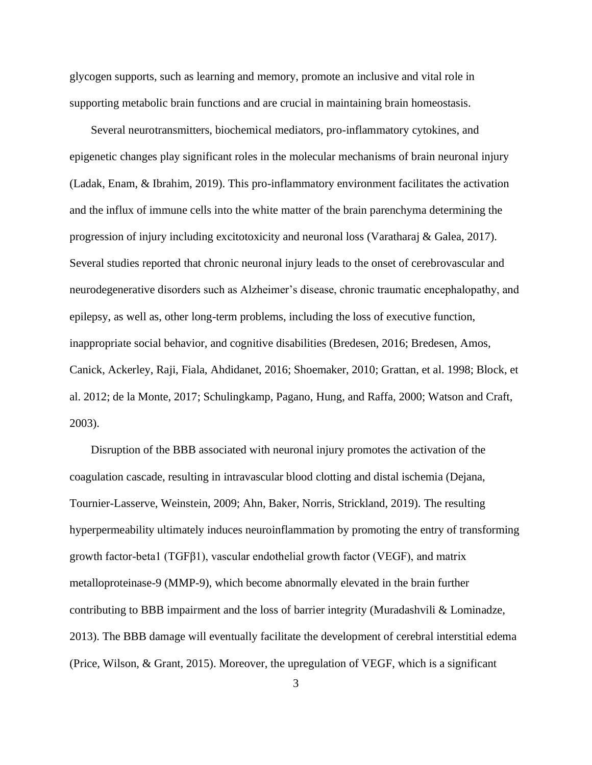glycogen supports, such as learning and memory, promote an inclusive and vital role in supporting metabolic brain functions and are crucial in maintaining brain homeostasis.

Several neurotransmitters, biochemical mediators, pro-inflammatory cytokines, and epigenetic changes play significant roles in the molecular mechanisms of brain neuronal injury (Ladak, Enam, & Ibrahim, 2019). This pro-inflammatory environment facilitates the activation and the influx of immune cells into the white matter of the brain parenchyma determining the progression of injury including excitotoxicity and neuronal loss (Varatharaj & Galea, 2017). Several studies reported that chronic neuronal injury leads to the onset of cerebrovascular and neurodegenerative disorders such as Alzheimer's disease, chronic traumatic encephalopathy, and epilepsy, as well as, other long-term problems, including the loss of executive function, inappropriate social behavior, and cognitive disabilities (Bredesen, 2016; Bredesen, Amos, Canick, Ackerley, Raji, Fiala, Ahdidanet, 2016; Shoemaker, 2010; Grattan, et al. 1998; Block, et al. 2012; de la Monte, 2017; Schulingkamp, Pagano, Hung, and Raffa, 2000; Watson and Craft, 2003).

Disruption of the BBB associated with neuronal injury promotes the activation of the coagulation cascade, resulting in intravascular blood clotting and distal ischemia (Dejana, Tournier-Lasserve, Weinstein, 2009; Ahn, Baker, Norris, Strickland, 2019). The resulting hyperpermeability ultimately induces neuroinflammation by promoting the entry of transforming growth factor-beta1 (TGFβ1), vascular endothelial growth factor (VEGF), and matrix metalloproteinase-9 (MMP-9), which become abnormally elevated in the brain further contributing to BBB impairment and the loss of barrier integrity (Muradashvili & Lominadze, 2013). The BBB damage will eventually facilitate the development of cerebral interstitial edema (Price, Wilson, & Grant, 2015). Moreover, the upregulation of VEGF, which is a significant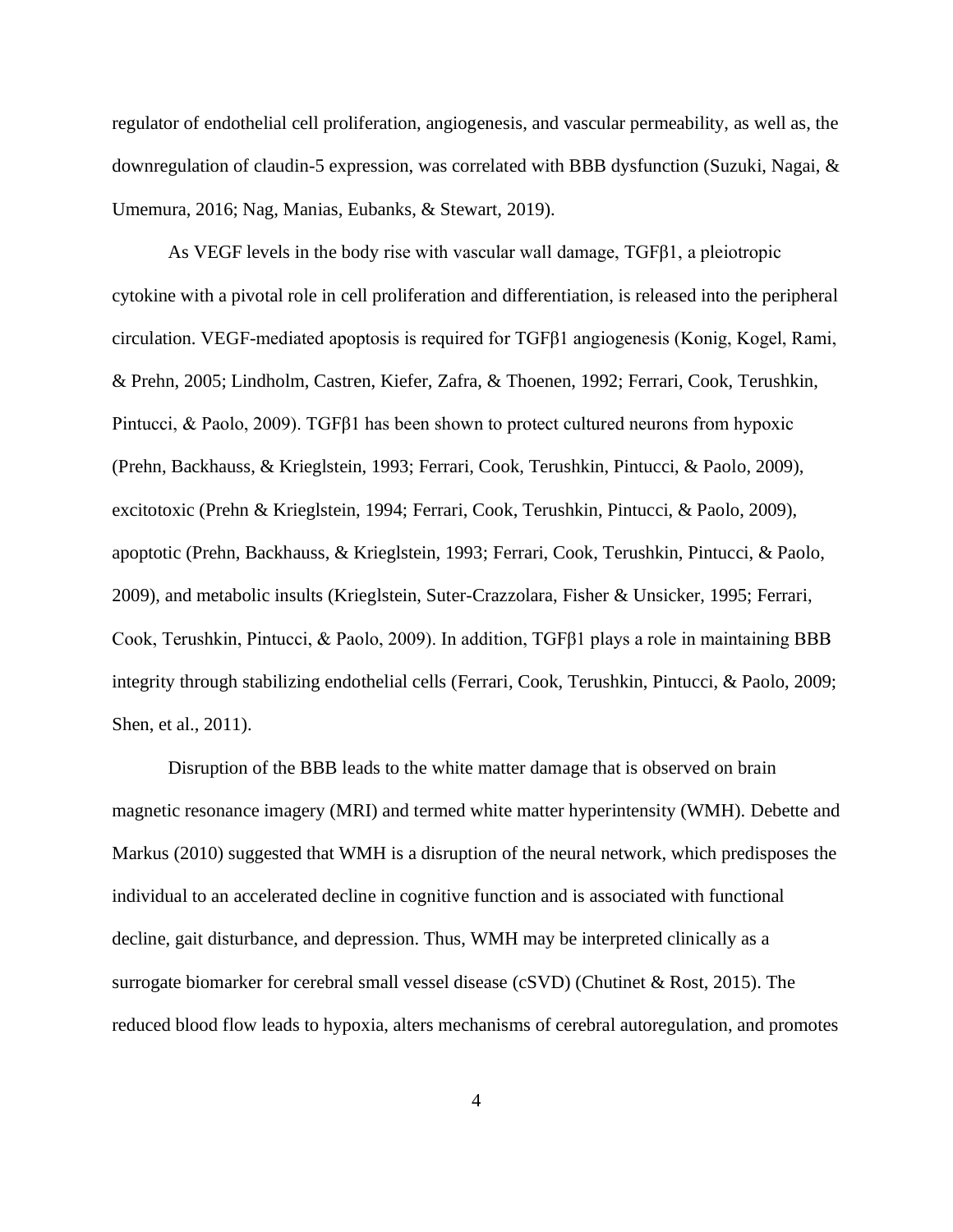regulator of endothelial cell proliferation, angiogenesis, and vascular permeability, as well as, the downregulation of claudin-5 expression, was correlated with BBB dysfunction (Suzuki, Nagai, & Umemura, 2016; Nag, Manias, Eubanks, & Stewart, 2019).

As VEGF levels in the body rise with vascular wall damage, TGFβ1, a pleiotropic cytokine with a pivotal role in cell proliferation and differentiation, is released into the peripheral circulation. VEGF-mediated apoptosis is required for TGFβ1 angiogenesis (Konig, Kogel, Rami, & Prehn, 2005; Lindholm, Castren, Kiefer, Zafra, & Thoenen, 1992; Ferrari, Cook, Terushkin, Pintucci, & Paolo, 2009). TGFβ1 has been shown to protect cultured neurons from hypoxic (Prehn, Backhauss, & Krieglstein, 1993; Ferrari, Cook, Terushkin, Pintucci, & Paolo, 2009), excitotoxic (Prehn & Krieglstein, 1994; Ferrari, Cook, Terushkin, Pintucci, & Paolo, 2009), apoptotic (Prehn, Backhauss, & Krieglstein, 1993; Ferrari, Cook, Terushkin, Pintucci, & Paolo, 2009), and metabolic insults (Krieglstein, Suter-Crazzolara, Fisher & Unsicker, 1995; Ferrari, Cook, Terushkin, Pintucci, & Paolo, 2009). In addition, TGFβ1 plays a role in maintaining BBB integrity through stabilizing endothelial cells (Ferrari, Cook, Terushkin, Pintucci, & Paolo, 2009; Shen, et al., 2011).

Disruption of the BBB leads to the white matter damage that is observed on brain magnetic resonance imagery (MRI) and termed white matter hyperintensity (WMH). Debette and Markus (2010) suggested that WMH is a disruption of the neural network, which predisposes the individual to an accelerated decline in cognitive function and is associated with functional decline, gait disturbance, and depression. Thus, WMH may be interpreted clinically as a surrogate biomarker for cerebral small vessel disease (cSVD) (Chutinet & Rost, 2015). The reduced blood flow leads to hypoxia, alters mechanisms of cerebral autoregulation, and promotes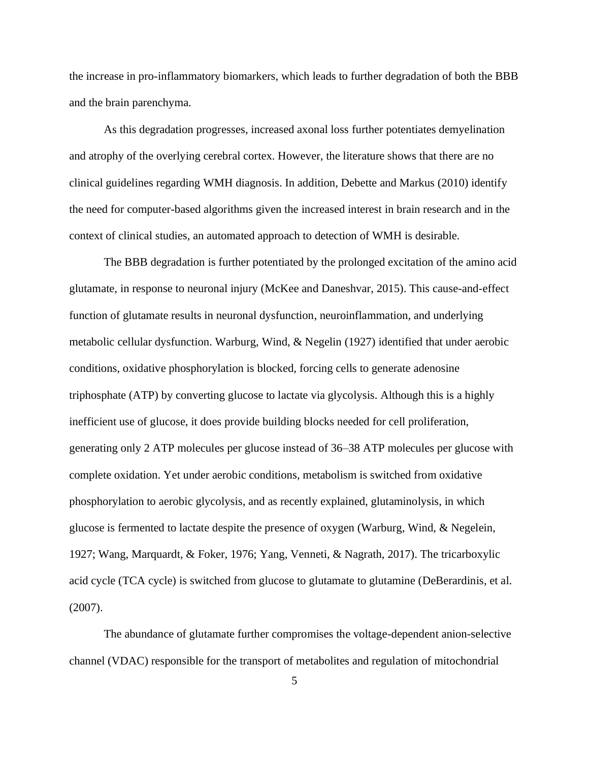the increase in pro-inflammatory biomarkers, which leads to further degradation of both the BBB and the brain parenchyma.

As this degradation progresses, increased axonal loss further potentiates demyelination and atrophy of the overlying cerebral cortex. However, the literature shows that there are no clinical guidelines regarding WMH diagnosis. In addition, Debette and Markus (2010) identify the need for computer-based algorithms given the increased interest in brain research and in the context of clinical studies, an automated approach to detection of WMH is desirable.

The BBB degradation is further potentiated by the prolonged excitation of the amino acid glutamate, in response to neuronal injury (McKee and Daneshvar, 2015). This cause-and-effect function of glutamate results in neuronal dysfunction, neuroinflammation, and underlying metabolic cellular dysfunction. Warburg, Wind, & Negelin (1927) identified that under aerobic conditions, oxidative phosphorylation is blocked, forcing cells to generate adenosine triphosphate (ATP) by converting glucose to lactate via glycolysis. Although this is a highly inefficient use of glucose, it does provide building blocks needed for cell proliferation, generating only 2 ATP molecules per glucose instead of 36–38 ATP molecules per glucose with complete oxidation. Yet under aerobic conditions, metabolism is switched from oxidative phosphorylation to aerobic glycolysis, and as recently explained, glutaminolysis, in which glucose is fermented to lactate despite the presence of oxygen (Warburg, Wind, & Negelein, 1927; Wang, Marquardt, & Foker, 1976; Yang, Venneti, & Nagrath, 2017). The tricarboxylic acid cycle (TCA cycle) is switched from glucose to glutamate to glutamine (DeBerardinis, et al. (2007).

The abundance of glutamate further compromises the voltage-dependent anion-selective channel (VDAC) responsible for the transport of metabolites and regulation of mitochondrial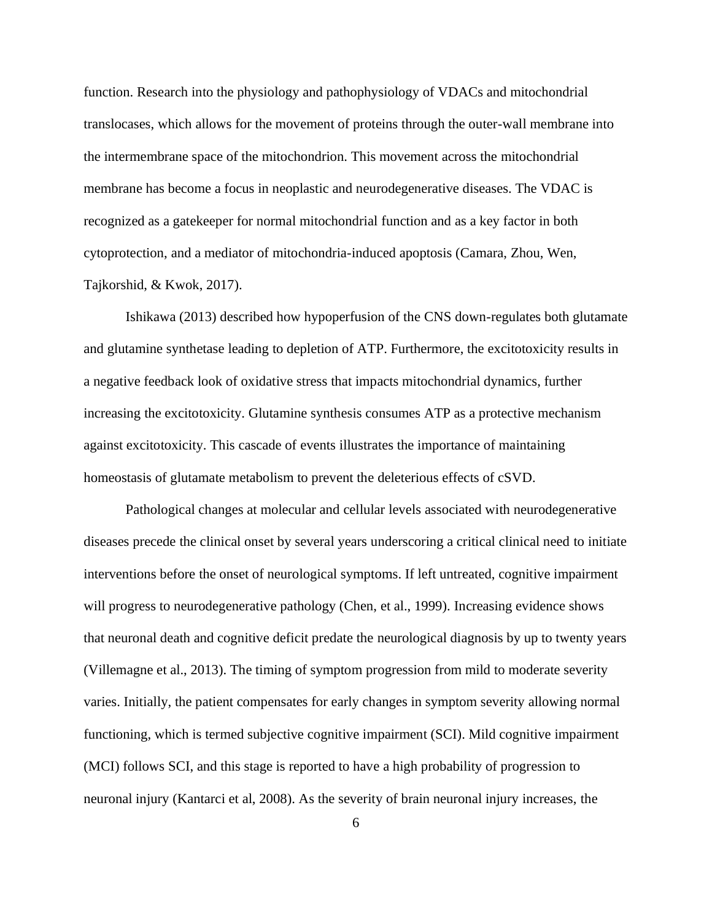function. Research into the physiology and pathophysiology of VDACs and mitochondrial translocases, which allows for the movement of proteins through the outer-wall membrane into the intermembrane space of the mitochondrion. This movement across the mitochondrial membrane has become a focus in neoplastic and neurodegenerative diseases. The VDAC is recognized as a gatekeeper for normal mitochondrial function and as a key factor in both cytoprotection, and a mediator of mitochondria-induced apoptosis (Camara, Zhou, Wen, Tajkorshid, & Kwok, 2017).

Ishikawa (2013) described how hypoperfusion of the CNS down-regulates both glutamate and glutamine synthetase leading to depletion of ATP. Furthermore, the excitotoxicity results in a negative feedback look of oxidative stress that impacts mitochondrial dynamics, further increasing the excitotoxicity. Glutamine synthesis consumes ATP as a protective mechanism against excitotoxicity. This cascade of events illustrates the importance of maintaining homeostasis of glutamate metabolism to prevent the deleterious effects of cSVD.

Pathological changes at molecular and cellular levels associated with neurodegenerative diseases precede the clinical onset by several years underscoring a critical clinical need to initiate interventions before the onset of neurological symptoms. If left untreated, cognitive impairment will progress to neurodegenerative pathology (Chen, et al., 1999). Increasing evidence shows that neuronal death and cognitive deficit predate the neurological diagnosis by up to twenty years (Villemagne et al., 2013). The timing of symptom progression from mild to moderate severity varies. Initially, the patient compensates for early changes in symptom severity allowing normal functioning, which is termed subjective cognitive impairment (SCI). Mild cognitive impairment (MCI) follows SCI, and this stage is reported to have a high probability of progression to neuronal injury (Kantarci et al, 2008). As the severity of brain neuronal injury increases, the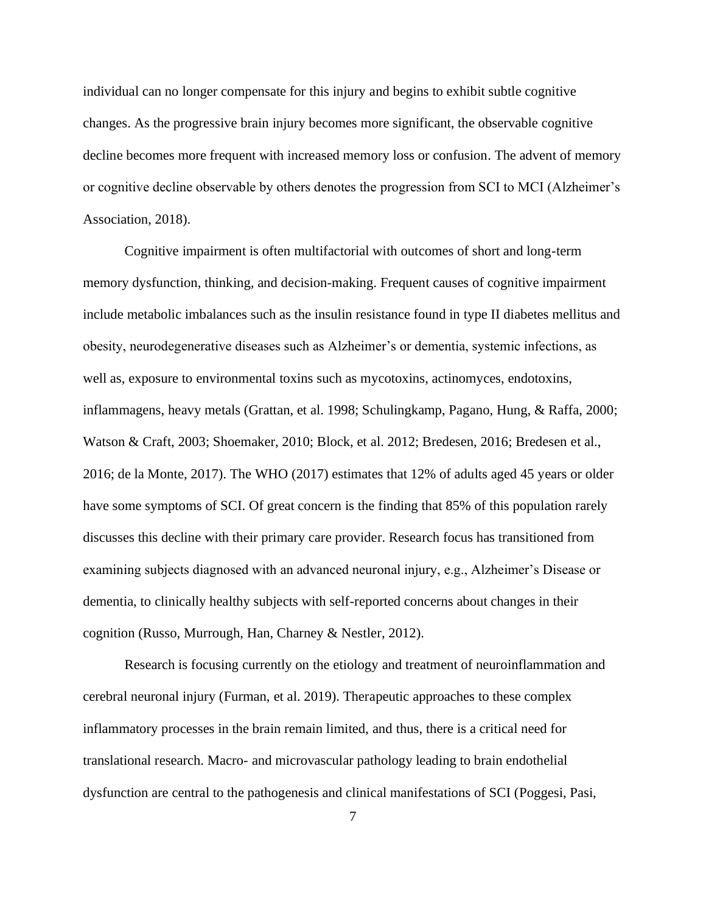individual can no longer compensate for this injury and begins to exhibit subtle cognitive changes. As the progressive brain injury becomes more significant, the observable cognitive decline becomes more frequent with increased memory loss or confusion. The advent of memory or cognitive decline observable by others denotes the progression from SCI to MCI (Alzheimer's Association, 2018).

Cognitive impairment is often multifactorial with outcomes of short and long-term memory dysfunction, thinking, and decision-making. Frequent causes of cognitive impairment include metabolic imbalances such as the insulin resistance found in type II diabetes mellitus and obesity, neurodegenerative diseases such as Alzheimer's or dementia, systemic infections, as well as, exposure to environmental toxins such as mycotoxins, actinomyces, endotoxins, inflammagens, heavy metals (Grattan, et al. 1998; Schulingkamp, Pagano, Hung, & Raffa, 2000; Watson & Craft, 2003; Shoemaker, 2010; Block, et al. 2012; Bredesen, 2016; Bredesen et al., 2016; de la Monte, 2017). The WHO (2017) estimates that 12% of adults aged 45 years or older have some symptoms of SCI. Of great concern is the finding that 85% of this population rarely discusses this decline with their primary care provider. Research focus has transitioned from examining subjects diagnosed with an advanced neuronal injury, e.g., Alzheimer's Disease or dementia, to clinically healthy subjects with self-reported concerns about changes in their cognition (Russo, Murrough, Han, Charney & Nestler, 2012).

Research is focusing currently on the etiology and treatment of neuroinflammation and cerebral neuronal injury (Furman, et al. 2019). Therapeutic approaches to these complex inflammatory processes in the brain remain limited, and thus, there is a critical need for translational research. Macro- and microvascular pathology leading to brain endothelial dysfunction are central to the pathogenesis and clinical manifestations of SCI (Poggesi, Pasi,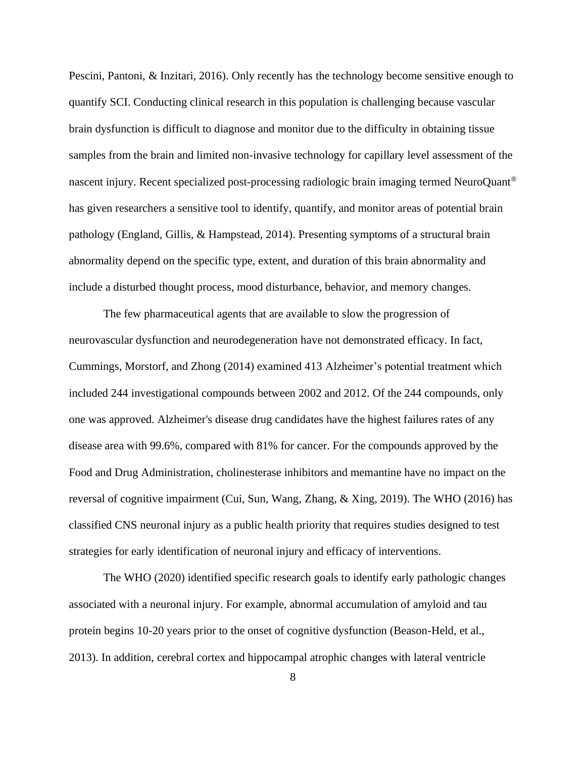Pescini, Pantoni, & Inzitari, 2016). Only recently has the technology become sensitive enough to quantify SCI. Conducting clinical research in this population is challenging because vascular brain dysfunction is difficult to diagnose and monitor due to the difficulty in obtaining tissue samples from the brain and limited non-invasive technology for capillary level assessment of the nascent injury. Recent specialized post-processing radiologic brain imaging termed NeuroQuant® has given researchers a sensitive tool to identify, quantify, and monitor areas of potential brain pathology (England, Gillis, & Hampstead, 2014). Presenting symptoms of a structural brain abnormality depend on the specific type, extent, and duration of this brain abnormality and include a disturbed thought process, mood disturbance, behavior, and memory changes.

The few pharmaceutical agents that are available to slow the progression of neurovascular dysfunction and neurodegeneration have not demonstrated efficacy. In fact, Cummings, Morstorf, and Zhong (2014) examined 413 Alzheimer's potential treatment which included 244 investigational compounds between 2002 and 2012. Of the 244 compounds, only one was approved. Alzheimer's disease drug candidates have the highest failures rates of any disease area with 99.6%, compared with 81% for cancer. For the compounds approved by the Food and Drug Administration, cholinesterase inhibitors and memantine have no impact on the reversal of cognitive impairment (Cui, Sun, Wang, Zhang, & Xing, 2019). The WHO (2016) has classified CNS neuronal injury as a public health priority that requires studies designed to test strategies for early identification of neuronal injury and efficacy of interventions.

The WHO (2020) identified specific research goals to identify early pathologic changes associated with a neuronal injury. For example, abnormal accumulation of amyloid and tau protein begins 10-20 years prior to the onset of cognitive dysfunction (Beason-Held, et al., 2013). In addition, cerebral cortex and hippocampal atrophic changes with lateral ventricle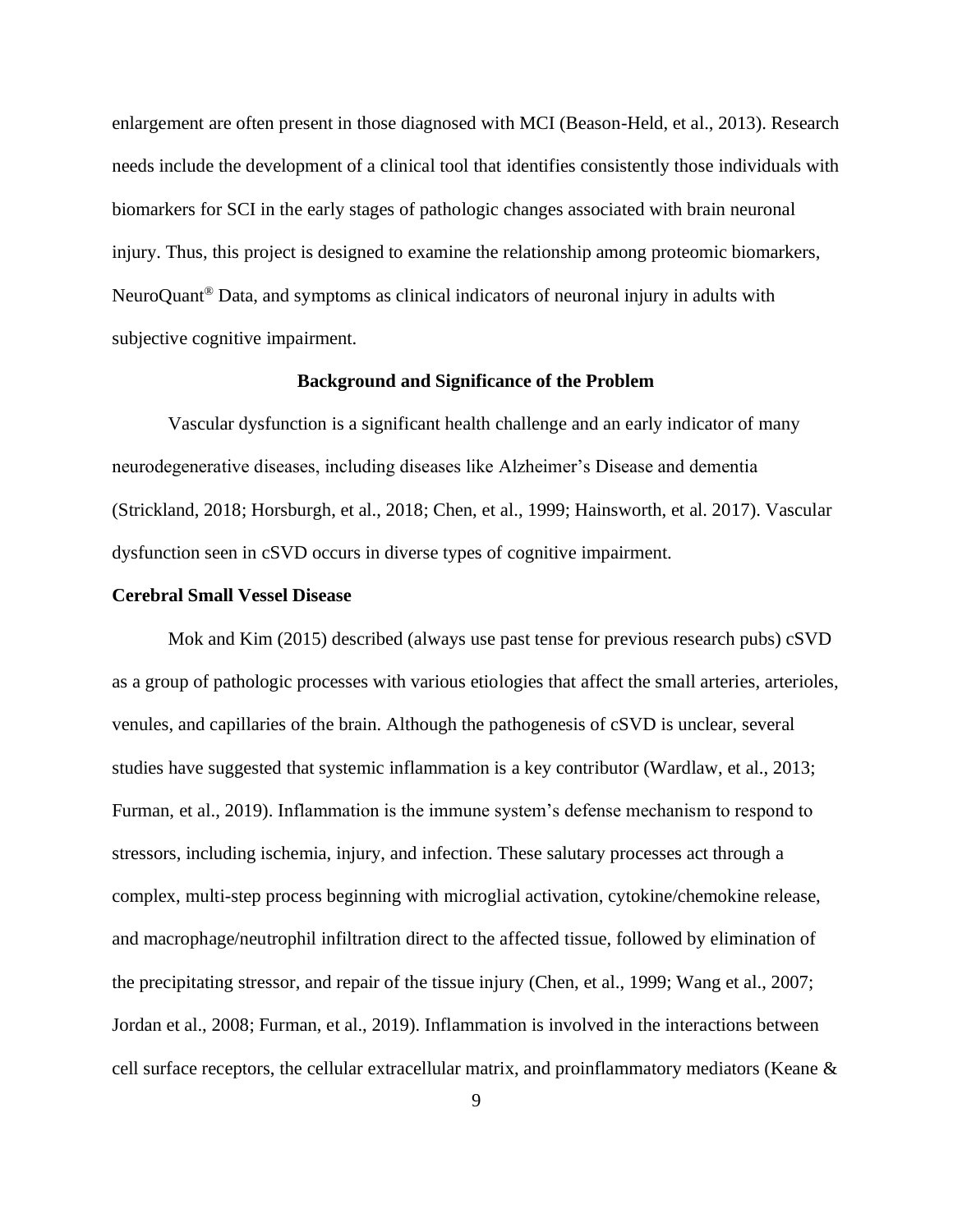enlargement are often present in those diagnosed with MCI (Beason-Held, et al., 2013). Research needs include the development of a clinical tool that identifies consistently those individuals with biomarkers for SCI in the early stages of pathologic changes associated with brain neuronal injury. Thus, this project is designed to examine the relationship among proteomic biomarkers, NeuroQuant® Data, and symptoms as clinical indicators of neuronal injury in adults with subjective cognitive impairment.

## Background and Significance of the Problem

Vascular dysfunction is a significant health challenge and an early indicator of many neurodegenerative diseases, including diseases like Alzheimer's Disease and dementia (Strickland, 2018; Horsburgh, et al., 2018; Chen, et al., 1999; Hainsworth, et al. 2017). Vascular dysfunction seen in cSVD occurs in diverse types of cognitive impairment.

### Cerebral Small Vessel Disease

Mok and Kim (2015) described (always use past tense for previous research pubs) cSVD as a group of pathologic processes with various etiologies that affect the small arteries, arterioles, venules, and capillaries of the brain. Although the pathogenesis of cSVD is unclear, several studies have suggested that systemic inflammation is a key contributor (Wardlaw, et al., 2013; Furman, et al., 2019). Inflammation is the immune system's defense mechanism to respond to stressors, including ischemia, injury, and infection. These salutary processes act through a complex, multi-step process beginning with microglial activation, cytokine/chemokine release, and macrophage/neutrophil infiltration direct to the affected tissue, followed by elimination of the precipitating stressor, and repair of the tissue injury (Chen, et al., 1999; Wang et al., 2007; Jordan et al., 2008; Furman, et al., 2019). Inflammation is involved in the interactions between cell surface receptors, the cellular extracellular matrix, and proinflammatory mediators (Keane &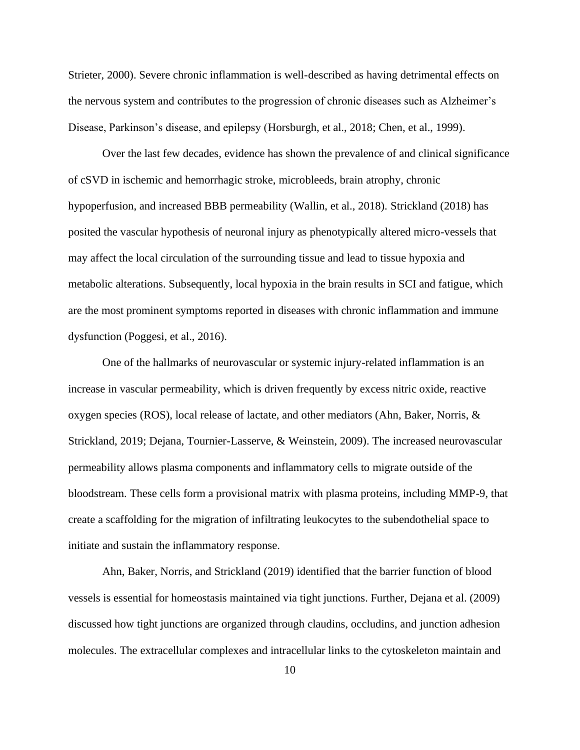Strieter, 2000). Severe chronic inflammation is well-described as having detrimental effects on the nervous system and contributes to the progression of chronic diseases such as Alzheimer's Disease, Parkinson's disease, and epilepsy (Horsburgh, et al., 2018; Chen, et al., 1999).

Over the last few decades, evidence has shown the prevalence of and clinical significance of cSVD in ischemic and hemorrhagic stroke, microbleeds, brain atrophy, chronic hypoperfusion, and increased BBB permeability (Wallin, et al., 2018). Strickland (2018) has posited the vascular hypothesis of neuronal injury as phenotypically altered micro-vessels that may affect the local circulation of the surrounding tissue and lead to tissue hypoxia and metabolic alterations. Subsequently, local hypoxia in the brain results in SCI and fatigue, which are the most prominent symptoms reported in diseases with chronic inflammation and immune dysfunction (Poggesi, et al., 2016).

One of the hallmarks of neurovascular or systemic injury-related inflammation is an increase in vascular permeability, which is driven frequently by excess nitric oxide, reactive oxygen species (ROS), local release of lactate, and other mediators (Ahn, Baker, Norris, & Strickland, 2019; Dejana, Tournier-Lasserve, & Weinstein, 2009). The increased neurovascular permeability allows plasma components and inflammatory cells to migrate outside of the bloodstream. These cells form a provisional matrix with plasma proteins, including MMP-9, that create a scaffolding for the migration of infiltrating leukocytes to the subendothelial space to initiate and sustain the inflammatory response.

Ahn, Baker, Norris, and Strickland (2019) identified that the barrier function of blood vessels is essential for homeostasis maintained via tight junctions. Further, Dejana et al. (2009) discussed how tight junctions are organized through claudins, occludins, and junction adhesion molecules. The extracellular complexes and intracellular links to the cytoskeleton maintain and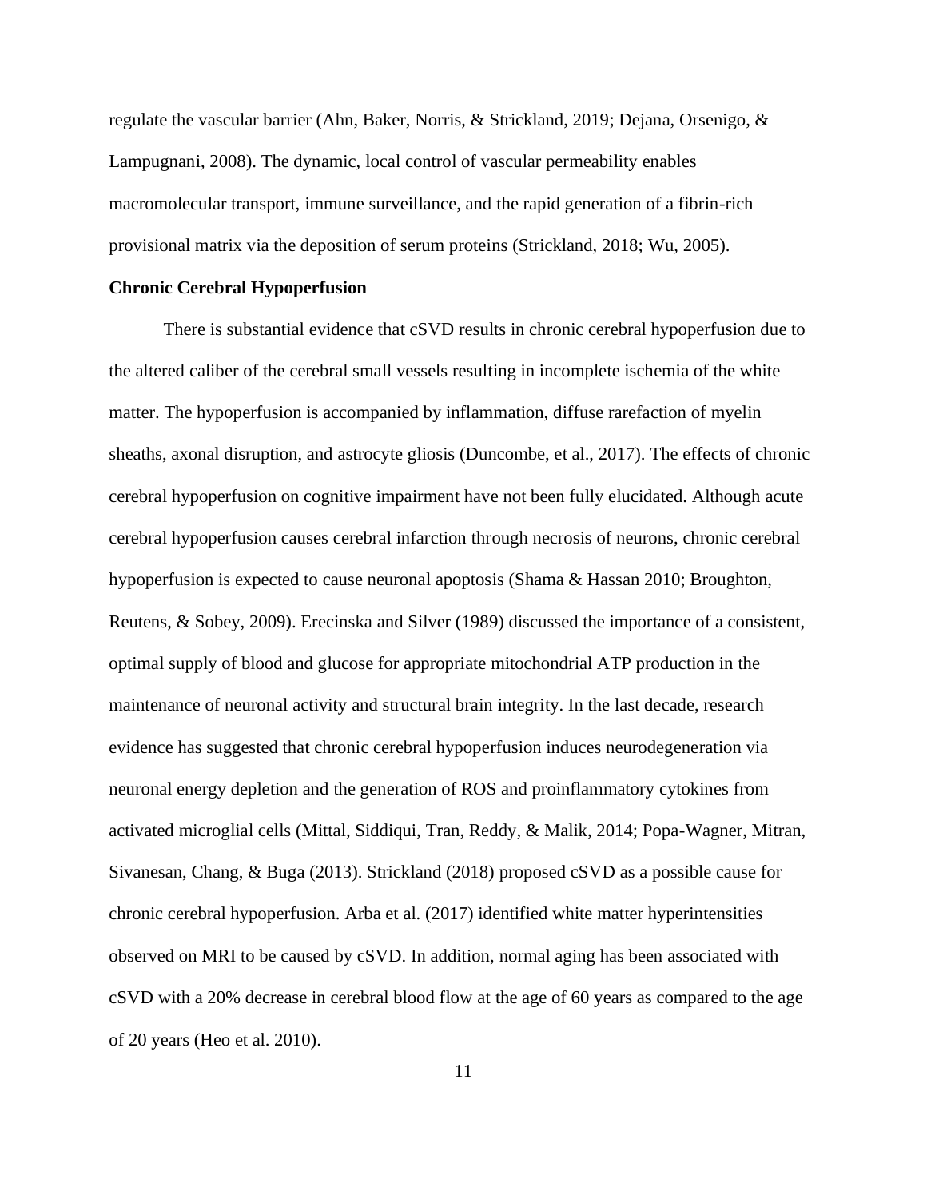regulate the vascular barrier (Ahn, Baker, Norris, & Strickland, 2019; Dejana, Orsenigo, & Lampugnani, 2008). The dynamic, local control of vascular permeability enables macromolecular transport, immune surveillance, and the rapid generation of a fibrin-rich provisional matrix via the deposition of serum proteins (Strickland, 2018; Wu, 2005).

**Chronic Cerebral Hypoperfusion**

There is substantial evidence that cSVD results in chronic cerebral hypoperfusion due to the altered caliber of the cerebral small vessels resulting in incomplete ischemia of the white matter. The hypoperfusion is accompanied by inflammation, diffuse rarefaction of myelin sheaths, axonal disruption, and astrocyte gliosis (Duncombe, et al., 2017). The effects of chronic cerebral hypoperfusion on cognitive impairment have not been fully elucidated. Although acute cerebral hypoperfusion causes cerebral infarction through necrosis of neurons, chronic cerebral hypoperfusion is expected to cause neuronal apoptosis (Shama & Hassan 2010; Broughton, Reutens, & Sobey, 2009). Erecinska and Silver (1989) discussed the importance of a consistent, optimal supply of blood and glucose for appropriate mitochondrial ATP production in the maintenance of neuronal activity and structural brain integrity. In the last decade, research evidence has suggested that chronic cerebral hypoperfusion induces neurodegeneration via neuronal energy depletion and the generation of ROS and proinflammatory cytokines from activated microglial cells (Mittal, Siddiqui, Tran, Reddy, & Malik, 2014; Popa-Wagner, Mitran, Sivanesan, Chang, & Buga (2013). Strickland (2018) proposed cSVD as a possible cause for chronic cerebral hypoperfusion. Arba et al. (2017) identified white matter hyperintensities observed on MRI to be caused by cSVD. In addition, normal aging has been associated with cSVD with a 20% decrease in cerebral blood flow at the age of 60 years as compared to the age of 20 years (Heo et al. 2010).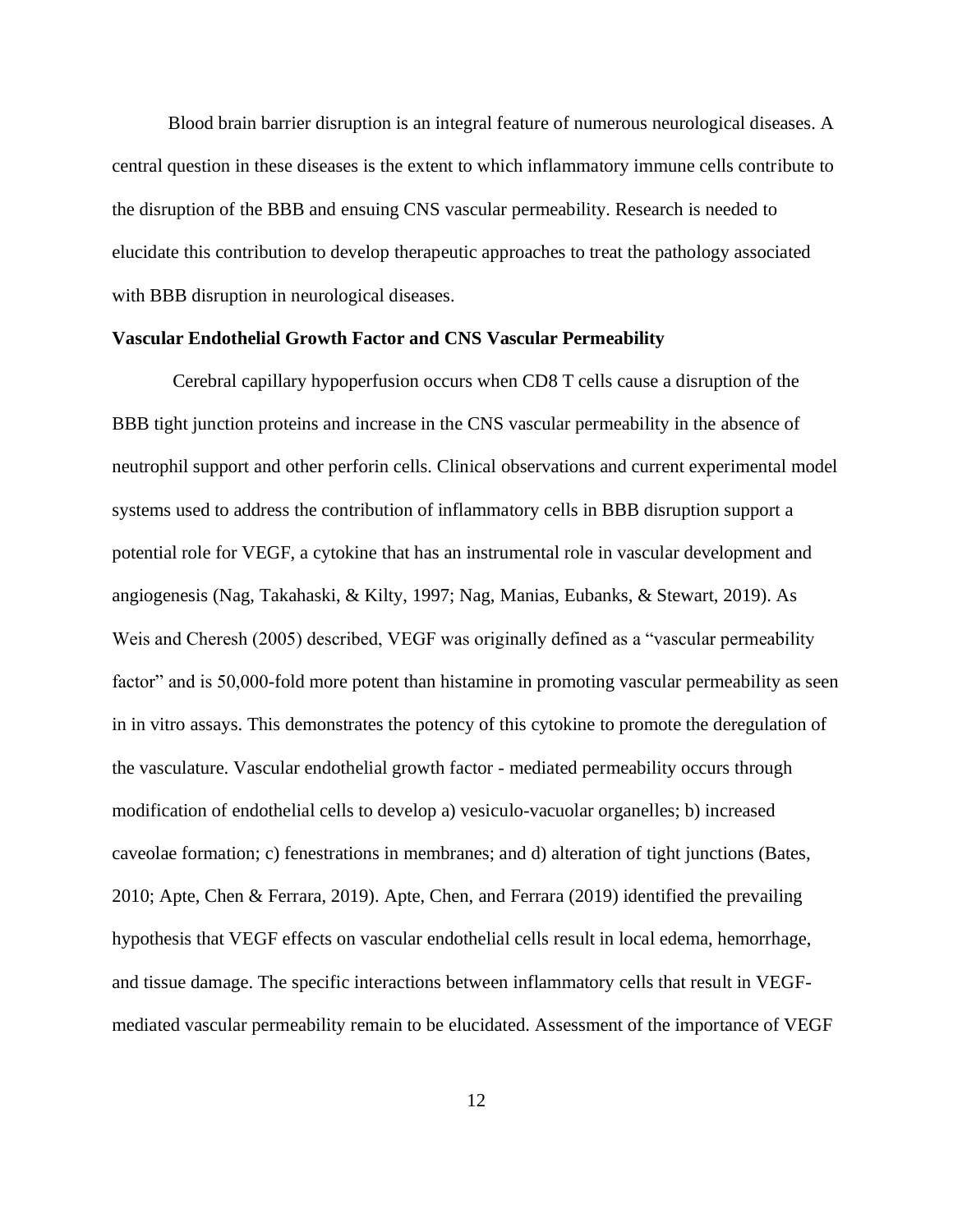Blood brain barrier disruption is an integral feature of numerous neurological diseases. A central question in these diseases is the extent to which inflammatory immune cells contribute to the disruption of the BBB and ensuing CNS vascular permeability. Research is needed to elucidate this contribution to develop therapeutic approaches to treat the pathology associated with BBB disruption in neurological diseases.

**Vascular Endothelial Growth Factor and CNS Vascular Permeability**

Cerebral capillary hypoperfusion occurs when CD8 T cells cause a disruption of the BBB tight junction proteins and increase in the CNS vascular permeability in the absence of neutrophil support and other perforin cells. Clinical observations and current experimental model systems used to address the contribution of inflammatory cells in BBB disruption support a potential role for VEGF, a cytokine that has an instrumental role in vascular development and angiogenesis (Nag, Takahaski, & Kilty, 1997; Nag, Manias, Eubanks, & Stewart, 2019). As Weis and Cheresh (2005) described, VEGF was originally defined as a "vascular permeability factor" and is 50,000-fold more potent than histamine in promoting vascular permeability as seen in in vitro assays. This demonstrates the potency of this cytokine to promote the deregulation of the vasculature. Vascular endothelial growth factor - mediated permeability occurs through modification of endothelial cells to develop a) vesiculo-vacuolar organelles; b) increased caveolae formation; c) fenestrations in membranes; and d) alteration of tight junctions (Bates, 2010; Apte, Chen & Ferrara, 2019). Apte, Chen, and Ferrara (2019) identified the prevailing hypothesis that VEGF effects on vascular endothelial cells result in local edema, hemorrhage, and tissue damage. The specific interactions between inflammatory cells that result in VEGF-mediated vascular permeability remain to be elucidated. Assessment of the importance of VEGF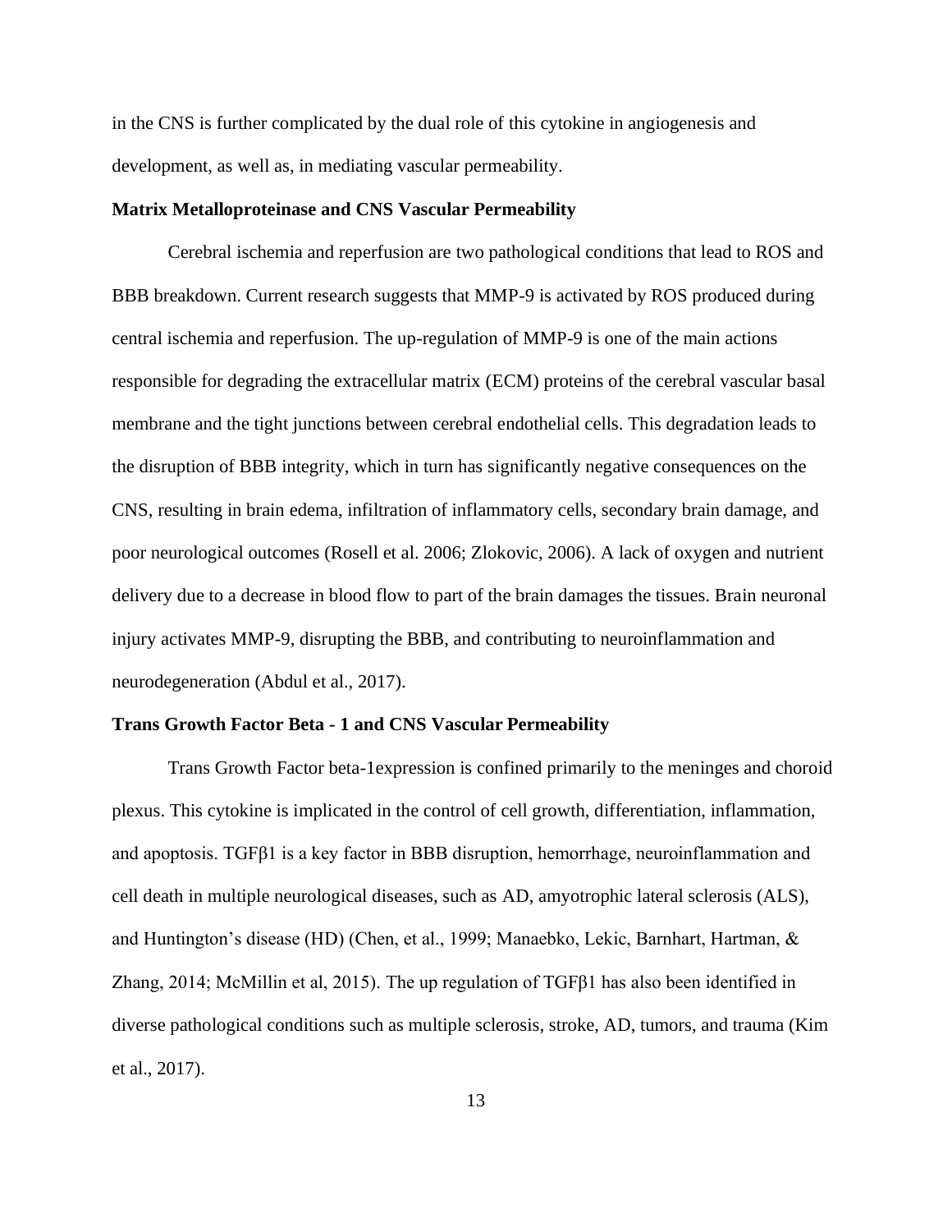in the CNS is further complicated by the dual role of this cytokine in angiogenesis and development, as well as, in mediating vascular permeability.

**Matrix Metalloproteinase and CNS Vascular Permeability**

Cerebral ischemia and reperfusion are two pathological conditions that lead to ROS and BBB breakdown. Current research suggests that MMP-9 is activated by ROS produced during central ischemia and reperfusion. The up-regulation of MMP-9 is one of the main actions responsible for degrading the extracellular matrix (ECM) proteins of the cerebral vascular basal membrane and the tight junctions between cerebral endothelial cells. This degradation leads to the disruption of BBB integrity, which in turn has significantly negative consequences on the CNS, resulting in brain edema, infiltration of inflammatory cells, secondary brain damage, and poor neurological outcomes (Rosell et al. 2006; Zlokovic, 2006). A lack of oxygen and nutrient delivery due to a decrease in blood flow to part of the brain damages the tissues. Brain neuronal injury activates MMP-9, disrupting the BBB, and contributing to neuroinflammation and neurodegeneration (Abdul et al., 2017).

**Trans Growth Factor Beta - 1 and CNS Vascular Permeability**

Trans Growth Factor beta-1expression is confined primarily to the meninges and choroid plexus. This cytokine is implicated in the control of cell growth, differentiation, inflammation, and apoptosis. TGFβ1 is a key factor in BBB disruption, hemorrhage, neuroinflammation and cell death in multiple neurological diseases, such as AD, amyotrophic lateral sclerosis (ALS), and Huntington's disease (HD) (Chen, et al., 1999; Manaebko, Lekic, Barnhart, Hartman, & Zhang, 2014; McMillin et al, 2015). The up regulation of TGFβ1 has also been identified in diverse pathological conditions such as multiple sclerosis, stroke, AD, tumors, and trauma (Kim et al., 2017).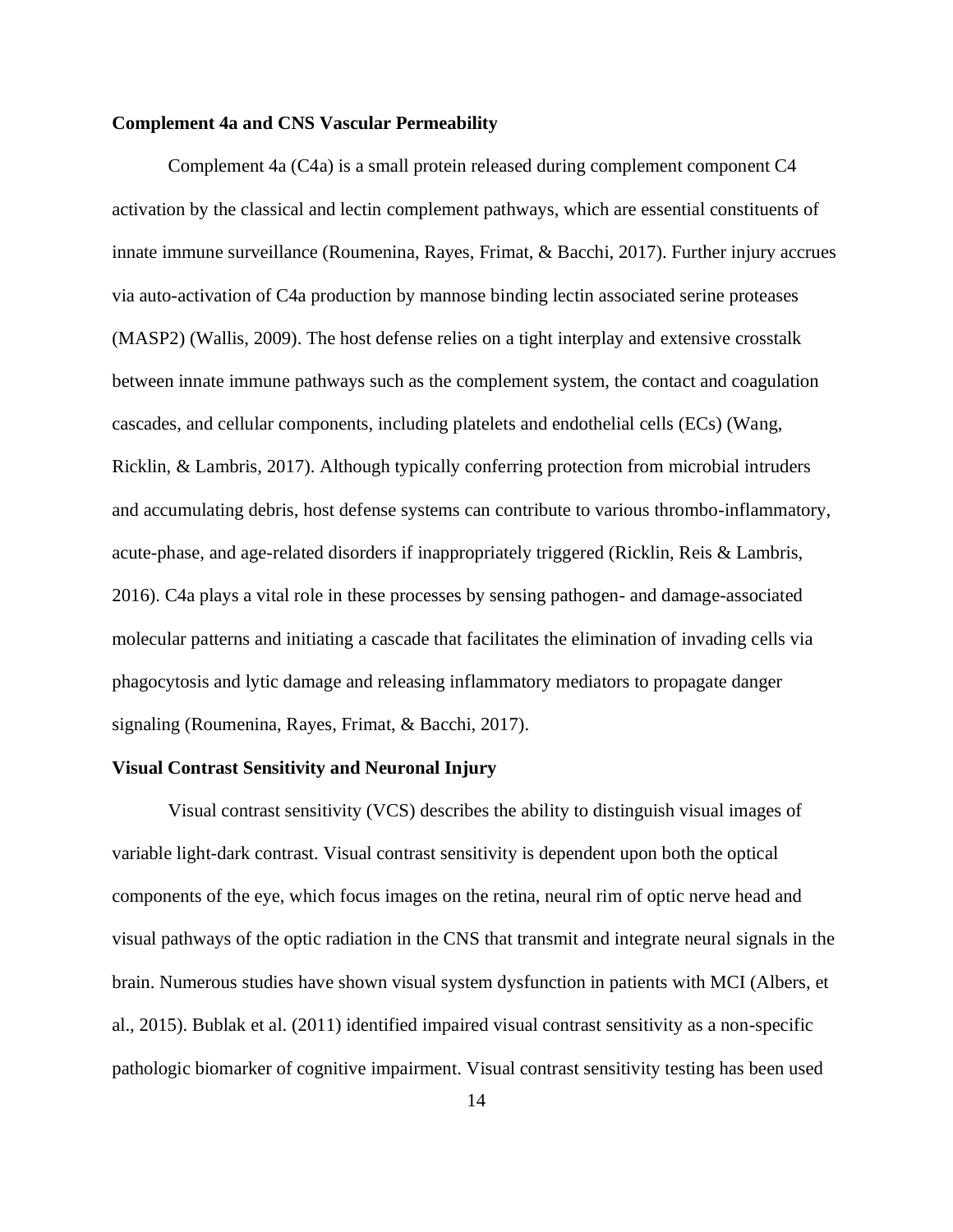**Complement 4a and CNS Vascular Permeability**

Complement 4a (C4a) is a small protein released during complement component C4 activation by the classical and lectin complement pathways, which are essential constituents of innate immune surveillance (Roumenina, Rayes, Frimat, & Bacchi, 2017). Further injury accrues via auto-activation of C4a production by mannose binding lectin associated serine proteases (MASP2) (Wallis, 2009). The host defense relies on a tight interplay and extensive crosstalk between innate immune pathways such as the complement system, the contact and coagulation cascades, and cellular components, including platelets and endothelial cells (ECs) (Wang, Ricklin, & Lambris, 2017). Although typically conferring protection from microbial intruders and accumulating debris, host defense systems can contribute to various thrombo-inflammatory, acute-phase, and age-related disorders if inappropriately triggered (Ricklin, Reis & Lambris, 2016). C4a plays a vital role in these processes by sensing pathogen- and damage-associated molecular patterns and initiating a cascade that facilitates the elimination of invading cells via phagocytosis and lytic damage and releasing inflammatory mediators to propagate danger signaling (Roumenina, Rayes, Frimat, & Bacchi, 2017).

**Visual Contrast Sensitivity and Neuronal Injury**

Visual contrast sensitivity (VCS) describes the ability to distinguish visual images of variable light-dark contrast. Visual contrast sensitivity is dependent upon both the optical components of the eye, which focus images on the retina, neural rim of optic nerve head and visual pathways of the optic radiation in the CNS that transmit and integrate neural signals in the brain. Numerous studies have shown visual system dysfunction in patients with MCI (Albers, et al., 2015). Bublak et al. (2011) identified impaired visual contrast sensitivity as a non-specific pathologic biomarker of cognitive impairment. Visual contrast sensitivity testing has been used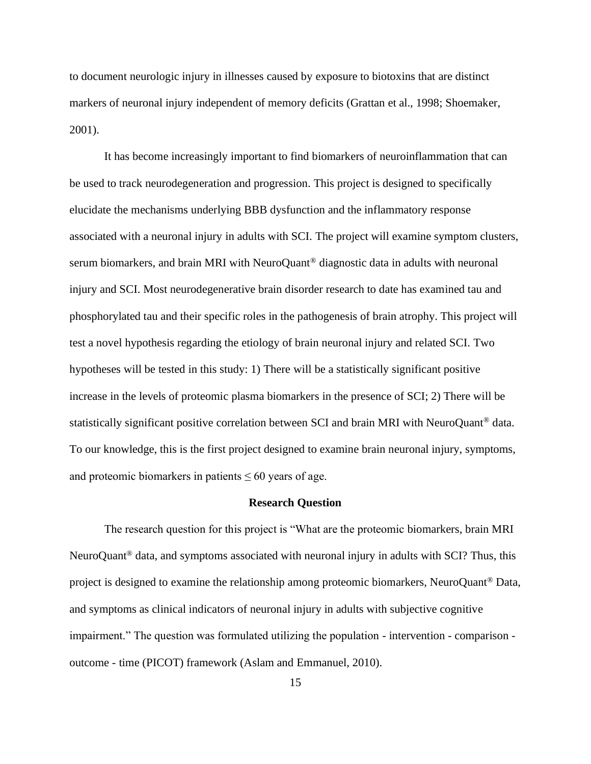to document neurologic injury in illnesses caused by exposure to biotoxins that are distinct markers of neuronal injury independent of memory deficits (Grattan et al., 1998; Shoemaker, 2001).

It has become increasingly important to find biomarkers of neuroinflammation that can be used to track neurodegeneration and progression. This project is designed to specifically elucidate the mechanisms underlying BBB dysfunction and the inflammatory response associated with a neuronal injury in adults with SCI. The project will examine symptom clusters, serum biomarkers, and brain MRI with NeuroQuant® diagnostic data in adults with neuronal injury and SCI. Most neurodegenerative brain disorder research to date has examined tau and phosphorylated tau and their specific roles in the pathogenesis of brain atrophy. This project will test a novel hypothesis regarding the etiology of brain neuronal injury and related SCI. Two hypotheses will be tested in this study: 1) There will be a statistically significant positive increase in the levels of proteomic plasma biomarkers in the presence of SCI; 2) There will be statistically significant positive correlation between SCI and brain MRI with NeuroQuant® data. To our knowledge, this is the first project designed to examine brain neuronal injury, symptoms, and proteomic biomarkers in patients ≤ 60 years of age.

## Research Question

The research question for this project is "What are the proteomic biomarkers, brain MRI NeuroQuant® data, and symptoms associated with neuronal injury in adults with SCI? Thus, this project is designed to examine the relationship among proteomic biomarkers, NeuroQuant® Data, and symptoms as clinical indicators of neuronal injury in adults with subjective cognitive impairment." The question was formulated utilizing the population - intervention - comparison - outcome - time (PICOT) framework (Aslam and Emmanuel, 2010).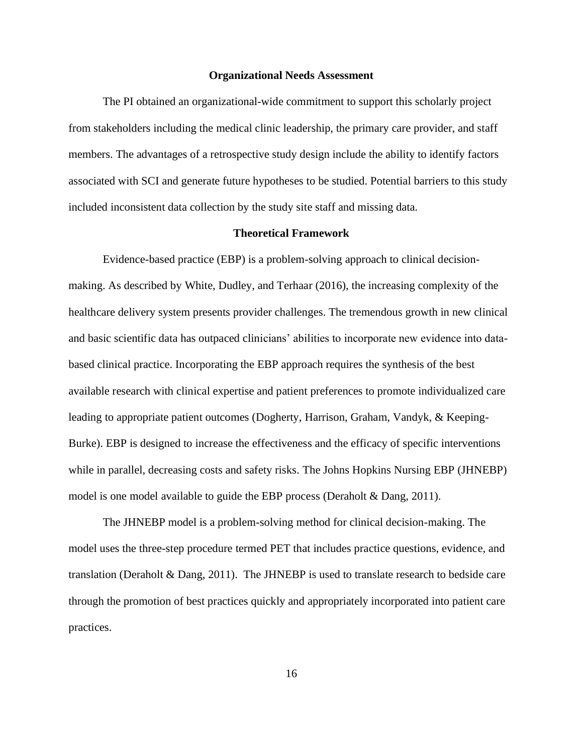## Organizational Needs Assessment

The PI obtained an organizational-wide commitment to support this scholarly project from stakeholders including the medical clinic leadership, the primary care provider, and staff members. The advantages of a retrospective study design include the ability to identify factors associated with SCI and generate future hypotheses to be studied. Potential barriers to this study included inconsistent data collection by the study site staff and missing data.

## Theoretical Framework

Evidence-based practice (EBP) is a problem-solving approach to clinical decision-making. As described by White, Dudley, and Terhaar (2016), the increasing complexity of the healthcare delivery system presents provider challenges. The tremendous growth in new clinical and basic scientific data has outpaced clinicians' abilities to incorporate new evidence into data-based clinical practice. Incorporating the EBP approach requires the synthesis of the best available research with clinical expertise and patient preferences to promote individualized care leading to appropriate patient outcomes (Dogherty, Harrison, Graham, Vandyk, & Keeping-Burke). EBP is designed to increase the effectiveness and the efficacy of specific interventions while in parallel, decreasing costs and safety risks. The Johns Hopkins Nursing EBP (JHNEBP) model is one model available to guide the EBP process (Deraholt & Dang, 2011).

The JHNEBP model is a problem-solving method for clinical decision-making. The model uses the three-step procedure termed PET that includes practice questions, evidence, and translation (Deraholt & Dang, 2011). The JHNEBP is used to translate research to bedside care through the promotion of best practices quickly and appropriately incorporated into patient care practices.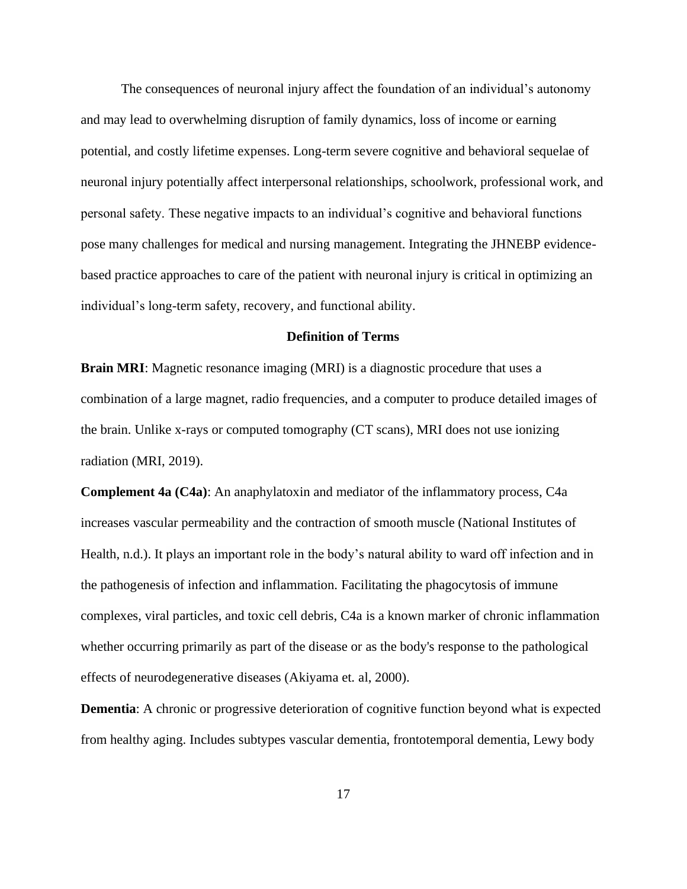The consequences of neuronal injury affect the foundation of an individual's autonomy and may lead to overwhelming disruption of family dynamics, loss of income or earning potential, and costly lifetime expenses. Long-term severe cognitive and behavioral sequelae of neuronal injury potentially affect interpersonal relationships, schoolwork, professional work, and personal safety. These negative impacts to an individual's cognitive and behavioral functions pose many challenges for medical and nursing management. Integrating the JHNEBP evidence-based practice approaches to care of the patient with neuronal injury is critical in optimizing an individual's long-term safety, recovery, and functional ability.

## Definition of Terms

**Brain MRI**: Magnetic resonance imaging (MRI) is a diagnostic procedure that uses a combination of a large magnet, radio frequencies, and a computer to produce detailed images of the brain. Unlike x-rays or computed tomography (CT scans), MRI does not use ionizing radiation (MRI, 2019).

**Complement 4a (C4a)**: An anaphylatoxin and mediator of the inflammatory process, C4a increases vascular permeability and the contraction of smooth muscle (National Institutes of Health, n.d.). It plays an important role in the body's natural ability to ward off infection and in the pathogenesis of infection and inflammation. Facilitating the phagocytosis of immune complexes, viral particles, and toxic cell debris, C4a is a known marker of chronic inflammation whether occurring primarily as part of the disease or as the body's response to the pathological effects of neurodegenerative diseases (Akiyama et. al, 2000).

**Dementia**: A chronic or progressive deterioration of cognitive function beyond what is expected from healthy aging. Includes subtypes vascular dementia, frontotemporal dementia, Lewy body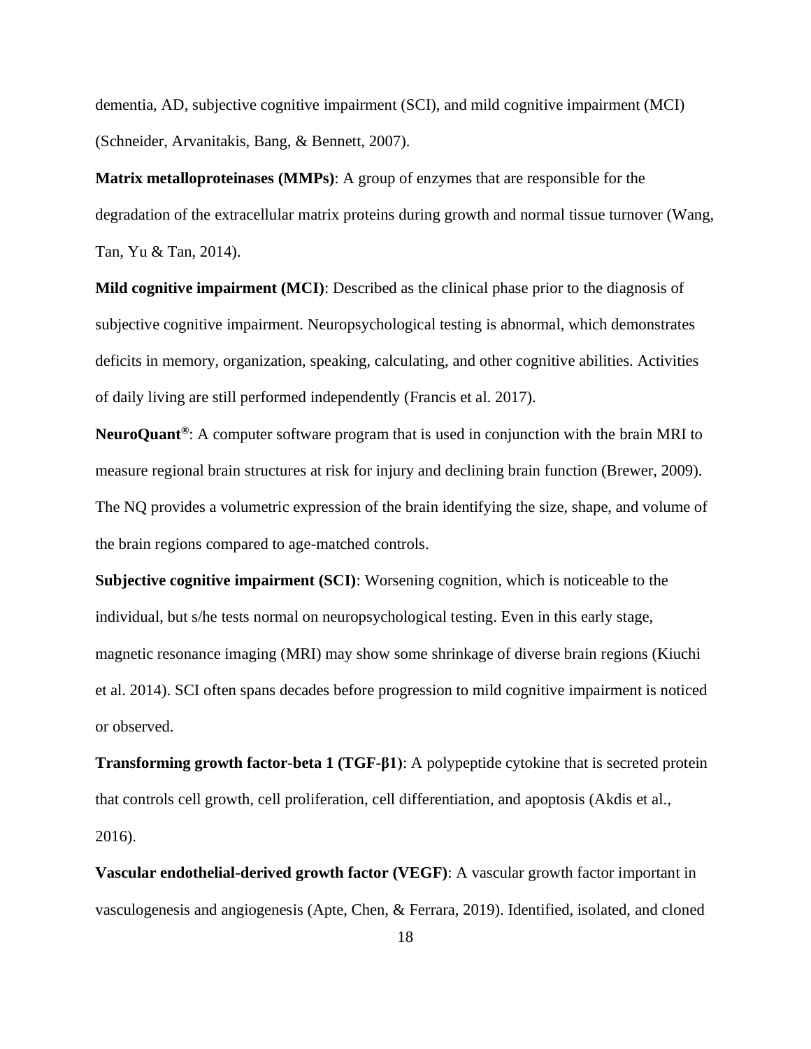dementia, AD, subjective cognitive impairment (SCI), and mild cognitive impairment (MCI) (Schneider, Arvanitakis, Bang, & Bennett, 2007).

**Matrix metalloproteinases (MMPs)**: A group of enzymes that are responsible for the degradation of the extracellular matrix proteins during growth and normal tissue turnover (Wang, Tan, Yu & Tan, 2014).

**Mild cognitive impairment (MCI)**: Described as the clinical phase prior to the diagnosis of subjective cognitive impairment. Neuropsychological testing is abnormal, which demonstrates deficits in memory, organization, speaking, calculating, and other cognitive abilities. Activities of daily living are still performed independently (Francis et al. 2017).

**NeuroQuant®**: A computer software program that is used in conjunction with the brain MRI to measure regional brain structures at risk for injury and declining brain function (Brewer, 2009). The NQ provides a volumetric expression of the brain identifying the size, shape, and volume of the brain regions compared to age-matched controls.

**Subjective cognitive impairment (SCI)**: Worsening cognition, which is noticeable to the individual, but s/he tests normal on neuropsychological testing. Even in this early stage, magnetic resonance imaging (MRI) may show some shrinkage of diverse brain regions (Kiuchi et al. 2014). SCI often spans decades before progression to mild cognitive impairment is noticed or observed.

**Transforming growth factor-beta 1 (TGF-β1)**: A polypeptide cytokine that is secreted protein that controls cell growth, cell proliferation, cell differentiation, and apoptosis (Akdis et al., 2016).

**Vascular endothelial-derived growth factor (VEGF)**: A vascular growth factor important in vasculogenesis and angiogenesis (Apte, Chen, & Ferrara, 2019). Identified, isolated, and cloned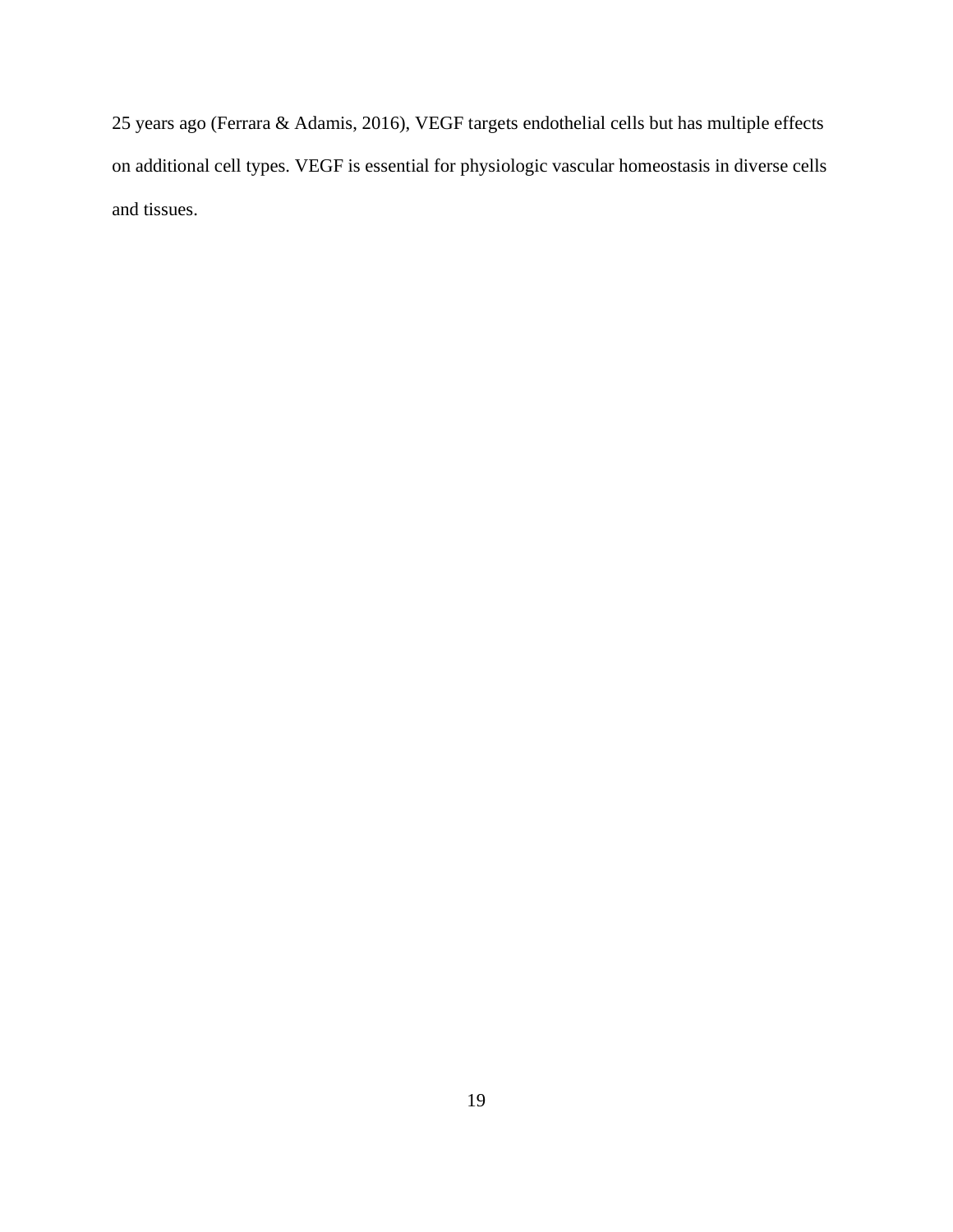25 years ago (Ferrara & Adamis, 2016), VEGF targets endothelial cells but has multiple effects on additional cell types. VEGF is essential for physiologic vascular homeostasis in diverse cells and tissues.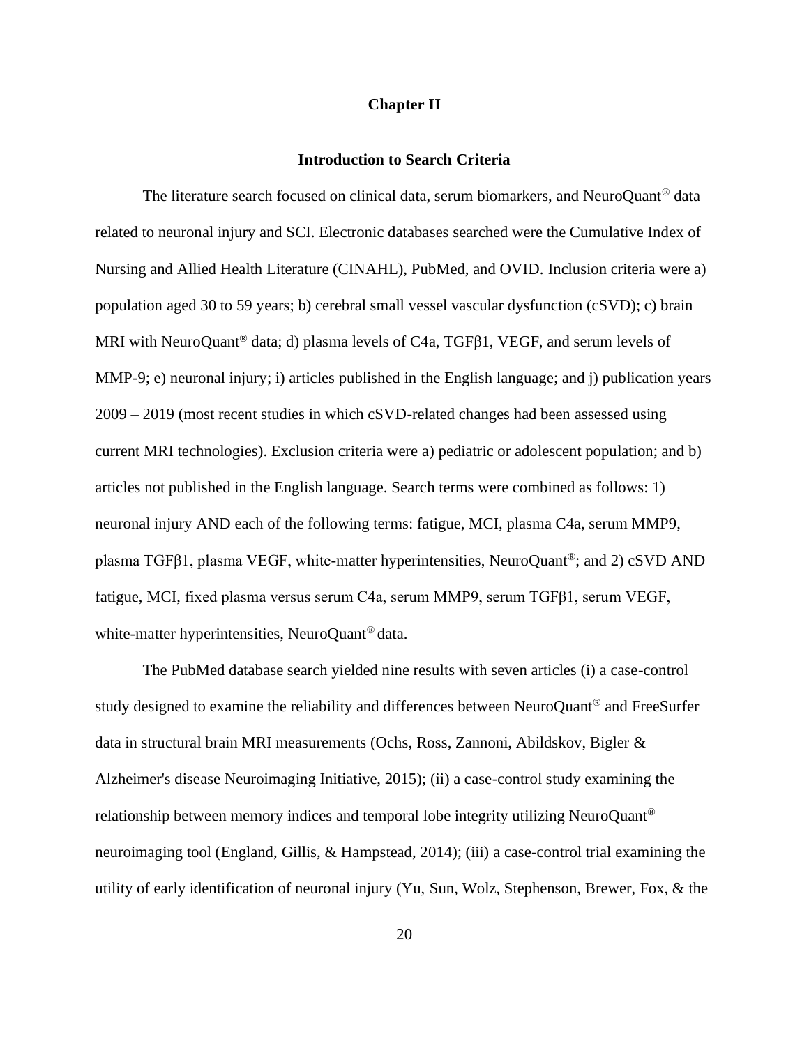# Chapter II

## Introduction to Search Criteria

The literature search focused on clinical data, serum biomarkers, and NeuroQuant® data related to neuronal injury and SCI. Electronic databases searched were the Cumulative Index of Nursing and Allied Health Literature (CINAHL), PubMed, and OVID. Inclusion criteria were a) population aged 30 to 59 years; b) cerebral small vessel vascular dysfunction (cSVD); c) brain MRI with NeuroQuant® data; d) plasma levels of C4a, TGFβ1, VEGF, and serum levels of MMP-9; e) neuronal injury; i) articles published in the English language; and j) publication years 2009 – 2019 (most recent studies in which cSVD-related changes had been assessed using current MRI technologies). Exclusion criteria were a) pediatric or adolescent population; and b) articles not published in the English language. Search terms were combined as follows: 1) neuronal injury AND each of the following terms: fatigue, MCI, plasma C4a, serum MMP9, plasma TGFβ1, plasma VEGF, white-matter hyperintensities, NeuroQuant®; and 2) cSVD AND fatigue, MCI, fixed plasma versus serum C4a, serum MMP9, serum TGFβ1, serum VEGF, white-matter hyperintensities, NeuroQuant® data.

The PubMed database search yielded nine results with seven articles (i) a case-control study designed to examine the reliability and differences between NeuroQuant® and FreeSurfer data in structural brain MRI measurements (Ochs, Ross, Zannoni, Abildskov, Bigler & Alzheimer's disease Neuroimaging Initiative, 2015); (ii) a case-control study examining the relationship between memory indices and temporal lobe integrity utilizing NeuroQuant® neuroimaging tool (England, Gillis, & Hampstead, 2014); (iii) a case-control trial examining the utility of early identification of neuronal injury (Yu, Sun, Wolz, Stephenson, Brewer, Fox, & the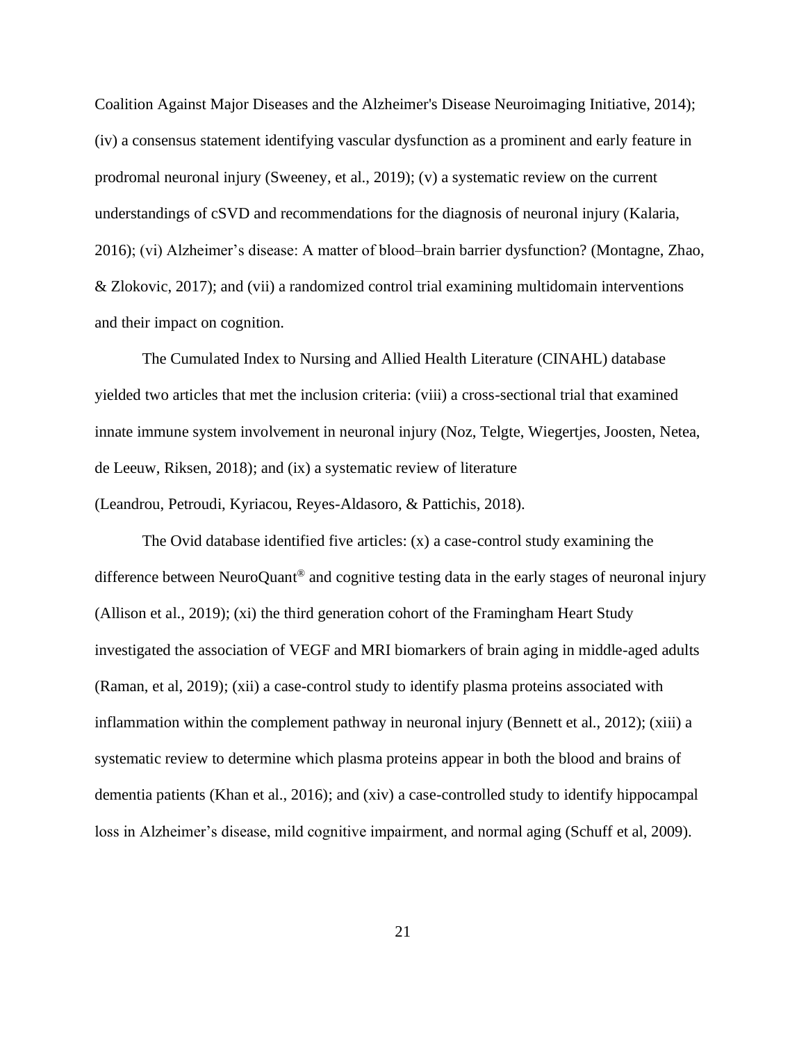Coalition Against Major Diseases and the Alzheimer's Disease Neuroimaging Initiative, 2014); (iv) a consensus statement identifying vascular dysfunction as a prominent and early feature in prodromal neuronal injury (Sweeney, et al., 2019); (v) a systematic review on the current understandings of cSVD and recommendations for the diagnosis of neuronal injury (Kalaria, 2016); (vi) Alzheimer's disease: A matter of blood–brain barrier dysfunction? (Montagne, Zhao, & Zlokovic, 2017); and (vii) a randomized control trial examining multidomain interventions and their impact on cognition.

The Cumulated Index to Nursing and Allied Health Literature (CINAHL) database yielded two articles that met the inclusion criteria: (viii) a cross-sectional trial that examined innate immune system involvement in neuronal injury (Noz, Telgte, Wiegertjes, Joosten, Netea, de Leeuw, Riksen, 2018); and (ix) a systematic review of literature (Leandrou, Petroudi, Kyriacou, Reyes-Aldasoro, & Pattichis, 2018).

The Ovid database identified five articles: (x) a case-control study examining the difference between NeuroQuant® and cognitive testing data in the early stages of neuronal injury (Allison et al., 2019); (xi) the third generation cohort of the Framingham Heart Study investigated the association of VEGF and MRI biomarkers of brain aging in middle-aged adults (Raman, et al, 2019); (xii) a case-control study to identify plasma proteins associated with inflammation within the complement pathway in neuronal injury (Bennett et al., 2012); (xiii) a systematic review to determine which plasma proteins appear in both the blood and brains of dementia patients (Khan et al., 2016); and (xiv) a case-controlled study to identify hippocampal loss in Alzheimer's disease, mild cognitive impairment, and normal aging (Schuff et al, 2009).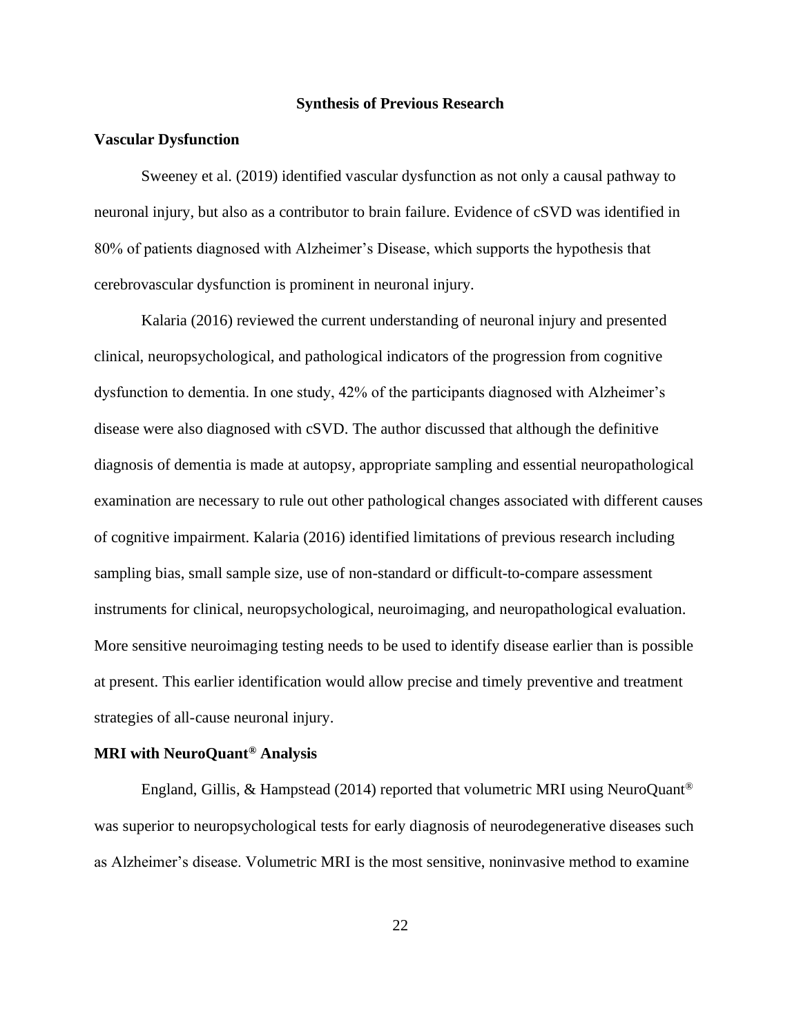## Synthesis of Previous Research

### Vascular Dysfunction

Sweeney et al. (2019) identified vascular dysfunction as not only a causal pathway to neuronal injury, but also as a contributor to brain failure. Evidence of cSVD was identified in 80% of patients diagnosed with Alzheimer's Disease, which supports the hypothesis that cerebrovascular dysfunction is prominent in neuronal injury.

Kalaria (2016) reviewed the current understanding of neuronal injury and presented clinical, neuropsychological, and pathological indicators of the progression from cognitive dysfunction to dementia. In one study, 42% of the participants diagnosed with Alzheimer's disease were also diagnosed with cSVD. The author discussed that although the definitive diagnosis of dementia is made at autopsy, appropriate sampling and essential neuropathological examination are necessary to rule out other pathological changes associated with different causes of cognitive impairment. Kalaria (2016) identified limitations of previous research including sampling bias, small sample size, use of non-standard or difficult-to-compare assessment instruments for clinical, neuropsychological, neuroimaging, and neuropathological evaluation. More sensitive neuroimaging testing needs to be used to identify disease earlier than is possible at present. This earlier identification would allow precise and timely preventive and treatment strategies of all-cause neuronal injury.

### MRI with NeuroQuant® Analysis

England, Gillis, & Hampstead (2014) reported that volumetric MRI using NeuroQuant® was superior to neuropsychological tests for early diagnosis of neurodegenerative diseases such as Alzheimer's disease. Volumetric MRI is the most sensitive, noninvasive method to examine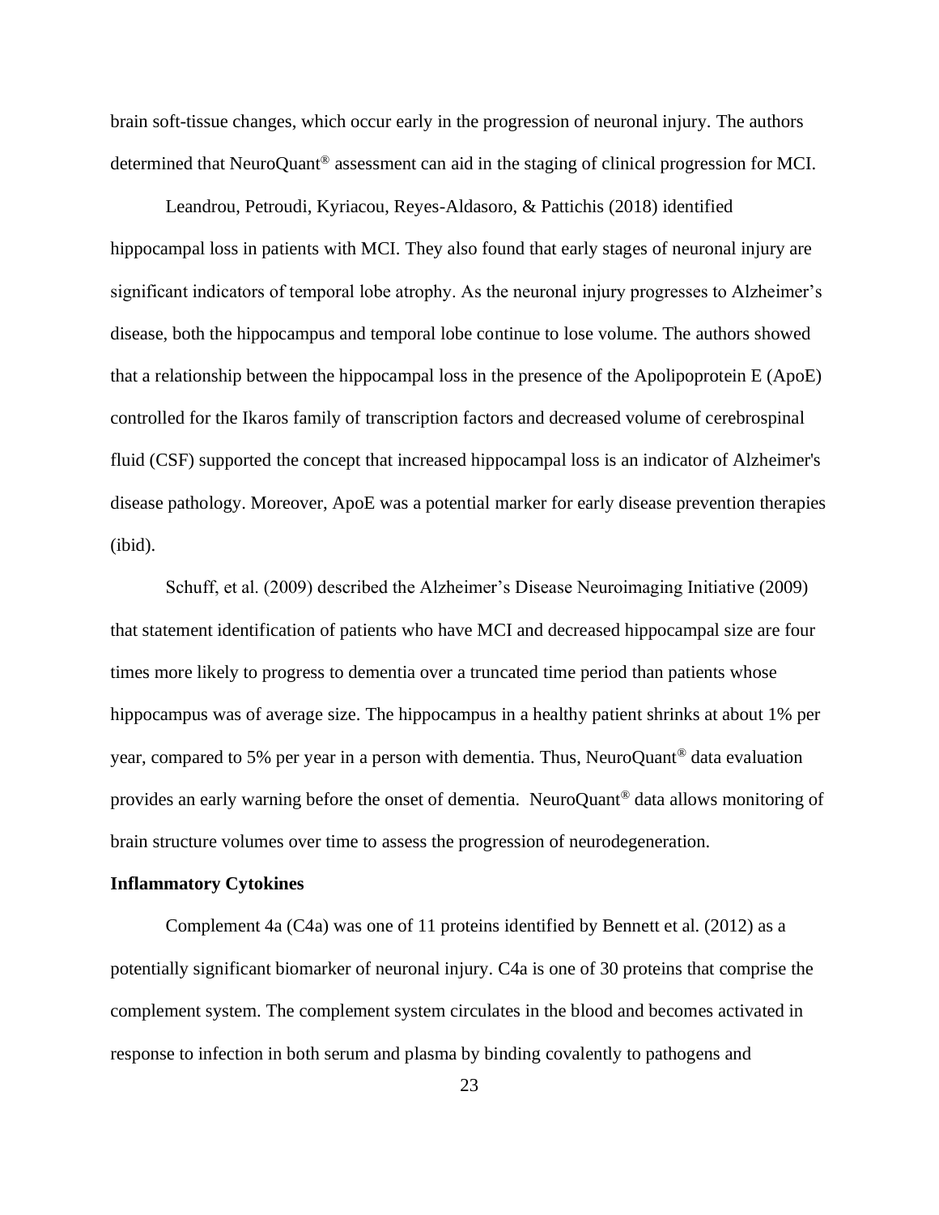brain soft-tissue changes, which occur early in the progression of neuronal injury. The authors determined that NeuroQuant® assessment can aid in the staging of clinical progression for MCI.

Leandrou, Petroudi, Kyriacou, Reyes-Aldasoro, & Pattichis (2018) identified hippocampal loss in patients with MCI. They also found that early stages of neuronal injury are significant indicators of temporal lobe atrophy. As the neuronal injury progresses to Alzheimer's disease, both the hippocampus and temporal lobe continue to lose volume. The authors showed that a relationship between the hippocampal loss in the presence of the Apolipoprotein E (ApoE) controlled for the Ikaros family of transcription factors and decreased volume of cerebrospinal fluid (CSF) supported the concept that increased hippocampal loss is an indicator of Alzheimer's disease pathology. Moreover, ApoE was a potential marker for early disease prevention therapies (ibid).

Schuff, et al. (2009) described the Alzheimer's Disease Neuroimaging Initiative (2009) that statement identification of patients who have MCI and decreased hippocampal size are four times more likely to progress to dementia over a truncated time period than patients whose hippocampus was of average size. The hippocampus in a healthy patient shrinks at about 1% per year, compared to 5% per year in a person with dementia. Thus, NeuroQuant® data evaluation provides an early warning before the onset of dementia. NeuroQuant® data allows monitoring of brain structure volumes over time to assess the progression of neurodegeneration.

**Inflammatory Cytokines**

Complement 4a (C4a) was one of 11 proteins identified by Bennett et al. (2012) as a potentially significant biomarker of neuronal injury. C4a is one of 30 proteins that comprise the complement system. The complement system circulates in the blood and becomes activated in response to infection in both serum and plasma by binding covalently to pathogens and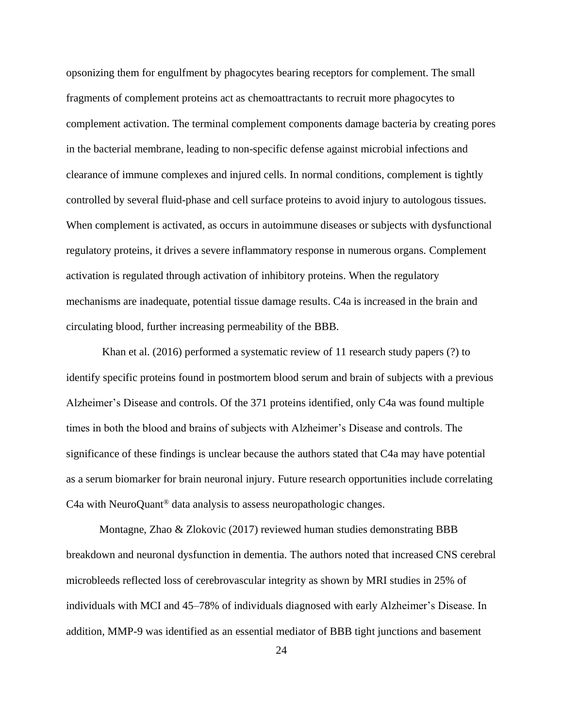opsonizing them for engulfment by phagocytes bearing receptors for complement. The small fragments of complement proteins act as chemoattractants to recruit more phagocytes to complement activation. The terminal complement components damage bacteria by creating pores in the bacterial membrane, leading to non-specific defense against microbial infections and clearance of immune complexes and injured cells. In normal conditions, complement is tightly controlled by several fluid-phase and cell surface proteins to avoid injury to autologous tissues. When complement is activated, as occurs in autoimmune diseases or subjects with dysfunctional regulatory proteins, it drives a severe inflammatory response in numerous organs. Complement activation is regulated through activation of inhibitory proteins. When the regulatory mechanisms are inadequate, potential tissue damage results. C4a is increased in the brain and circulating blood, further increasing permeability of the BBB.

Khan et al. (2016) performed a systematic review of 11 research study papers (?) to identify specific proteins found in postmortem blood serum and brain of subjects with a previous Alzheimer's Disease and controls. Of the 371 proteins identified, only C4a was found multiple times in both the blood and brains of subjects with Alzheimer's Disease and controls. The significance of these findings is unclear because the authors stated that C4a may have potential as a serum biomarker for brain neuronal injury. Future research opportunities include correlating C4a with NeuroQuant® data analysis to assess neuropathologic changes.

Montagne, Zhao & Zlokovic (2017) reviewed human studies demonstrating BBB breakdown and neuronal dysfunction in dementia. The authors noted that increased CNS cerebral microbleeds reflected loss of cerebrovascular integrity as shown by MRI studies in 25% of individuals with MCI and 45–78% of individuals diagnosed with early Alzheimer's Disease. In addition, MMP-9 was identified as an essential mediator of BBB tight junctions and basement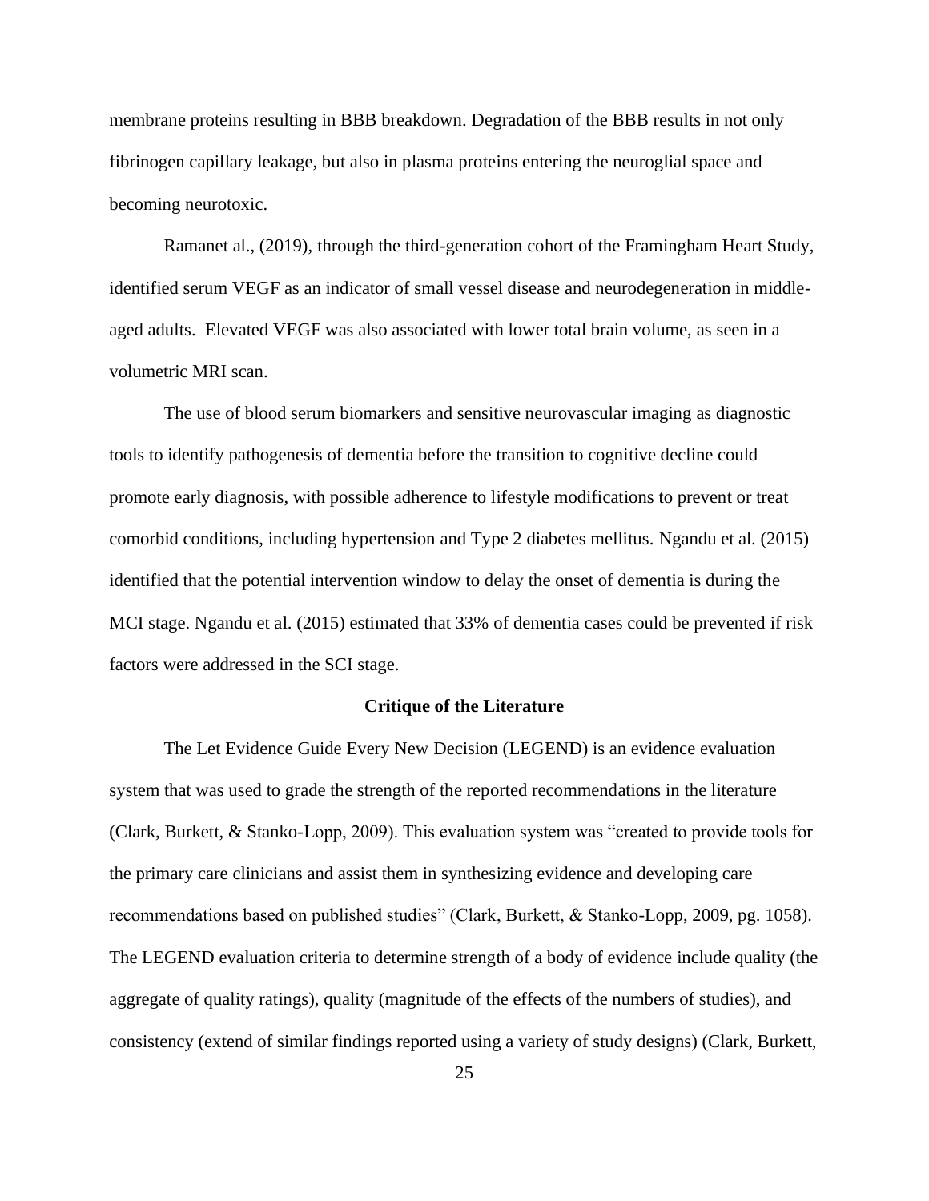membrane proteins resulting in BBB breakdown. Degradation of the BBB results in not only fibrinogen capillary leakage, but also in plasma proteins entering the neuroglial space and becoming neurotoxic.

Ramanet al., (2019), through the third-generation cohort of the Framingham Heart Study, identified serum VEGF as an indicator of small vessel disease and neurodegeneration in middle-aged adults. Elevated VEGF was also associated with lower total brain volume, as seen in a volumetric MRI scan.

The use of blood serum biomarkers and sensitive neurovascular imaging as diagnostic tools to identify pathogenesis of dementia before the transition to cognitive decline could promote early diagnosis, with possible adherence to lifestyle modifications to prevent or treat comorbid conditions, including hypertension and Type 2 diabetes mellitus. Ngandu et al. (2015) identified that the potential intervention window to delay the onset of dementia is during the MCI stage. Ngandu et al. (2015) estimated that 33% of dementia cases could be prevented if risk factors were addressed in the SCI stage.

## Critique of the Literature

The Let Evidence Guide Every New Decision (LEGEND) is an evidence evaluation system that was used to grade the strength of the reported recommendations in the literature (Clark, Burkett, & Stanko-Lopp, 2009). This evaluation system was "created to provide tools for the primary care clinicians and assist them in synthesizing evidence and developing care recommendations based on published studies" (Clark, Burkett, & Stanko-Lopp, 2009, pg. 1058). The LEGEND evaluation criteria to determine strength of a body of evidence include quality (the aggregate of quality ratings), quality (magnitude of the effects of the numbers of studies), and consistency (extend of similar findings reported using a variety of study designs) (Clark, Burkett,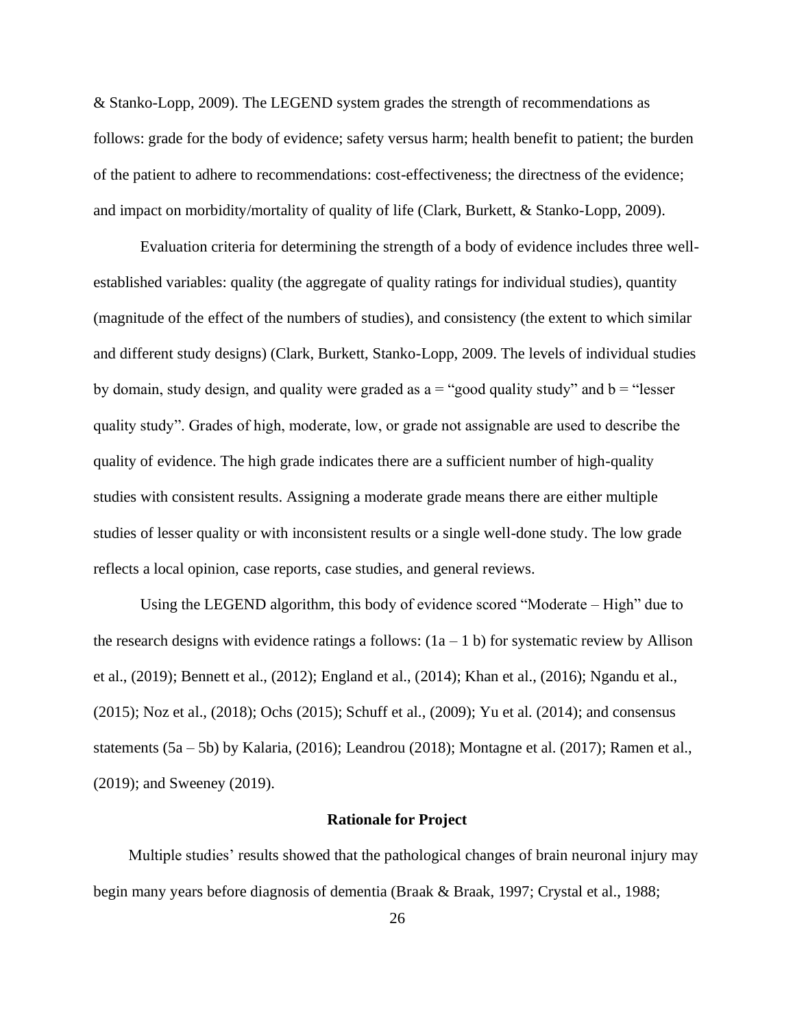& Stanko-Lopp, 2009). The LEGEND system grades the strength of recommendations as follows: grade for the body of evidence; safety versus harm; health benefit to patient; the burden of the patient to adhere to recommendations: cost-effectiveness; the directness of the evidence; and impact on morbidity/mortality of quality of life (Clark, Burkett, & Stanko-Lopp, 2009).

Evaluation criteria for determining the strength of a body of evidence includes three well-established variables: quality (the aggregate of quality ratings for individual studies), quantity (magnitude of the effect of the numbers of studies), and consistency (the extent to which similar and different study designs) (Clark, Burkett, Stanko-Lopp, 2009. The levels of individual studies by domain, study design, and quality were graded as a = "good quality study" and b = "lesser quality study". Grades of high, moderate, low, or grade not assignable are used to describe the quality of evidence. The high grade indicates there are a sufficient number of high-quality studies with consistent results. Assigning a moderate grade means there are either multiple studies of lesser quality or with inconsistent results or a single well-done study. The low grade reflects a local opinion, case reports, case studies, and general reviews.

Using the LEGEND algorithm, this body of evidence scored "Moderate – High" due to the research designs with evidence ratings a follows: (1a – 1 b) for systematic review by Allison et al., (2019); Bennett et al., (2012); England et al., (2014); Khan et al., (2016); Ngandu et al., (2015); Noz et al., (2018); Ochs (2015); Schuff et al., (2009); Yu et al. (2014); and consensus statements (5a – 5b) by Kalaria, (2016); Leandrou (2018); Montagne et al. (2017); Ramen et al., (2019); and Sweeney (2019).

## Rationale for Project

Multiple studies' results showed that the pathological changes of brain neuronal injury may begin many years before diagnosis of dementia (Braak & Braak, 1997; Crystal et al., 1988;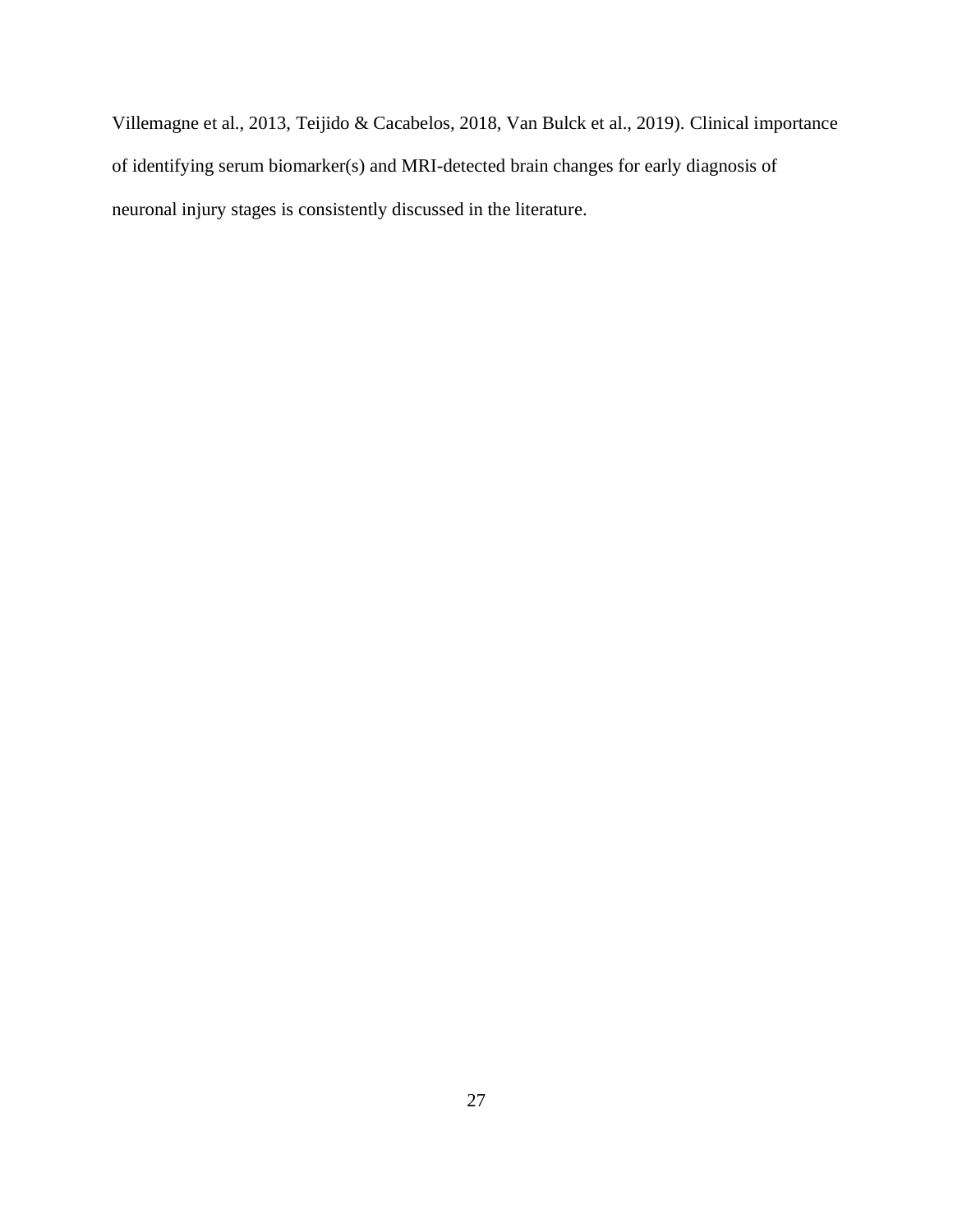Villemagne et al., 2013, Teijido & Cacabelos, 2018, Van Bulck et al., 2019). Clinical importance of identifying serum biomarker(s) and MRI-detected brain changes for early diagnosis of neuronal injury stages is consistently discussed in the literature.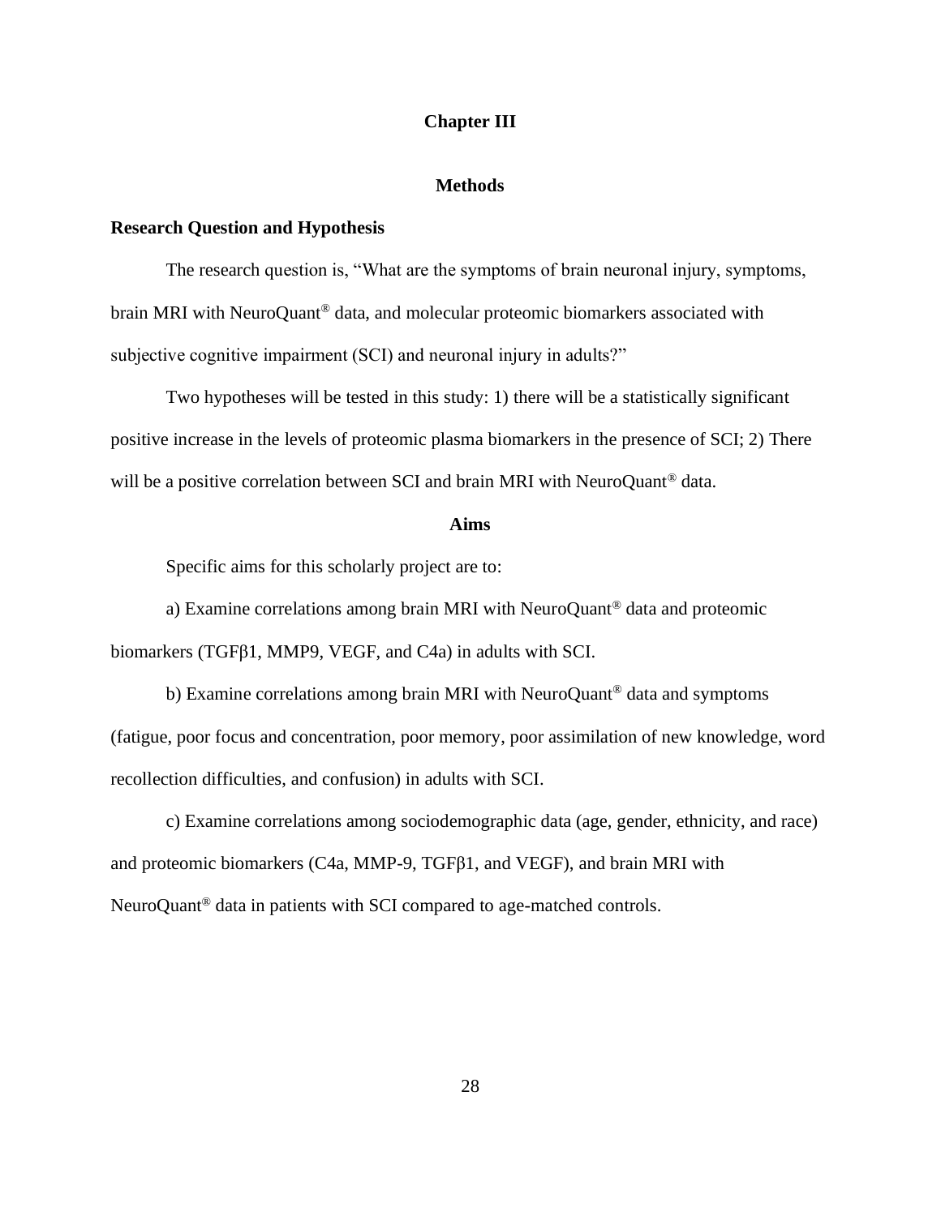# Chapter III

## Methods

### Research Question and Hypothesis

The research question is, "What are the symptoms of brain neuronal injury, symptoms, brain MRI with NeuroQuant® data, and molecular proteomic biomarkers associated with subjective cognitive impairment (SCI) and neuronal injury in adults?"

Two hypotheses will be tested in this study: 1) there will be a statistically significant positive increase in the levels of proteomic plasma biomarkers in the presence of SCI; 2) There will be a positive correlation between SCI and brain MRI with NeuroQuant® data.

## Aims

Specific aims for this scholarly project are to:

a) Examine correlations among brain MRI with NeuroQuant® data and proteomic biomarkers (TGFβ1, MMP9, VEGF, and C4a) in adults with SCI.

b) Examine correlations among brain MRI with NeuroQuant® data and symptoms (fatigue, poor focus and concentration, poor memory, poor assimilation of new knowledge, word recollection difficulties, and confusion) in adults with SCI.

c) Examine correlations among sociodemographic data (age, gender, ethnicity, and race) and proteomic biomarkers (C4a, MMP-9, TGFβ1, and VEGF), and brain MRI with NeuroQuant® data in patients with SCI compared to age-matched controls.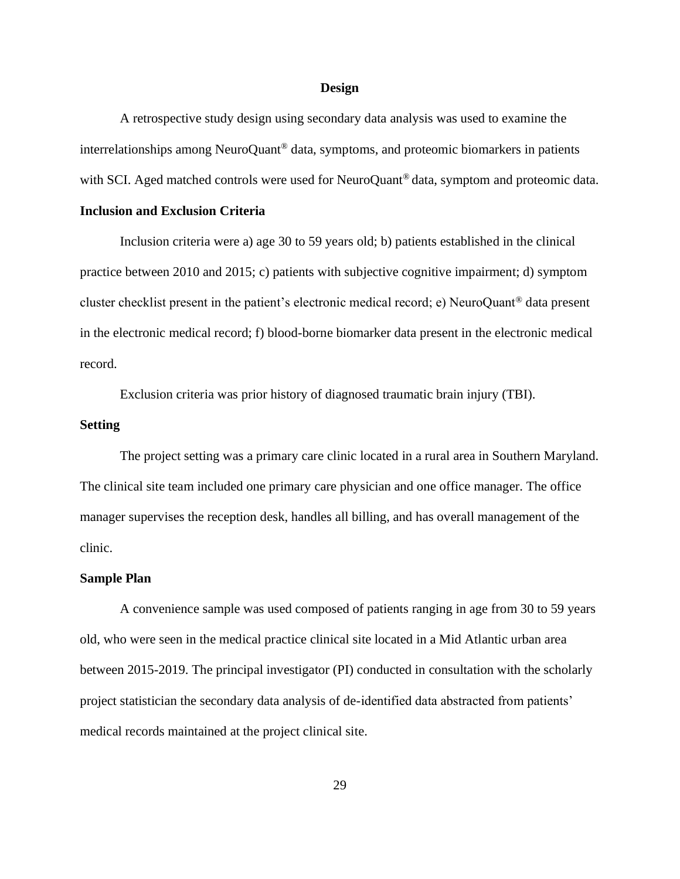## Design

A retrospective study design using secondary data analysis was used to examine the interrelationships among NeuroQuant® data, symptoms, and proteomic biomarkers in patients with SCI. Aged matched controls were used for NeuroQuant® data, symptom and proteomic data.

### Inclusion and Exclusion Criteria

Inclusion criteria were a) age 30 to 59 years old; b) patients established in the clinical practice between 2010 and 2015; c) patients with subjective cognitive impairment; d) symptom cluster checklist present in the patient's electronic medical record; e) NeuroQuant® data present in the electronic medical record; f) blood-borne biomarker data present in the electronic medical record.

Exclusion criteria was prior history of diagnosed traumatic brain injury (TBI).

### Setting

The project setting was a primary care clinic located in a rural area in Southern Maryland. The clinical site team included one primary care physician and one office manager. The office manager supervises the reception desk, handles all billing, and has overall management of the clinic.

### Sample Plan

A convenience sample was used composed of patients ranging in age from 30 to 59 years old, who were seen in the medical practice clinical site located in a Mid Atlantic urban area between 2015-2019. The principal investigator (PI) conducted in consultation with the scholarly project statistician the secondary data analysis of de-identified data abstracted from patients' medical records maintained at the project clinical site.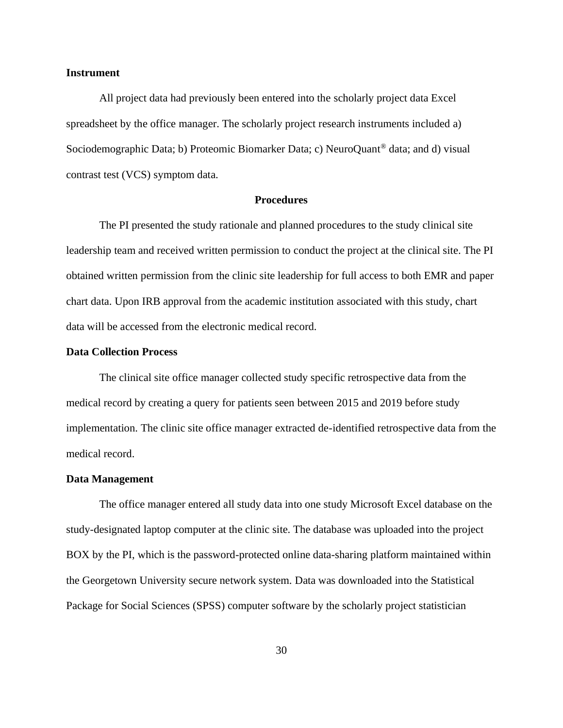### Instrument

All project data had previously been entered into the scholarly project data Excel spreadsheet by the office manager. The scholarly project research instruments included a) Sociodemographic Data; b) Proteomic Biomarker Data; c) NeuroQuant® data; and d) visual contrast test (VCS) symptom data.

## Procedures

The PI presented the study rationale and planned procedures to the study clinical site leadership team and received written permission to conduct the project at the clinical site. The PI obtained written permission from the clinic site leadership for full access to both EMR and paper chart data. Upon IRB approval from the academic institution associated with this study, chart data will be accessed from the electronic medical record.

### Data Collection Process

The clinical site office manager collected study specific retrospective data from the medical record by creating a query for patients seen between 2015 and 2019 before study implementation. The clinic site office manager extracted de-identified retrospective data from the medical record.

### Data Management

The office manager entered all study data into one study Microsoft Excel database on the study-designated laptop computer at the clinic site. The database was uploaded into the project BOX by the PI, which is the password-protected online data-sharing platform maintained within the Georgetown University secure network system. Data was downloaded into the Statistical Package for Social Sciences (SPSS) computer software by the scholarly project statistician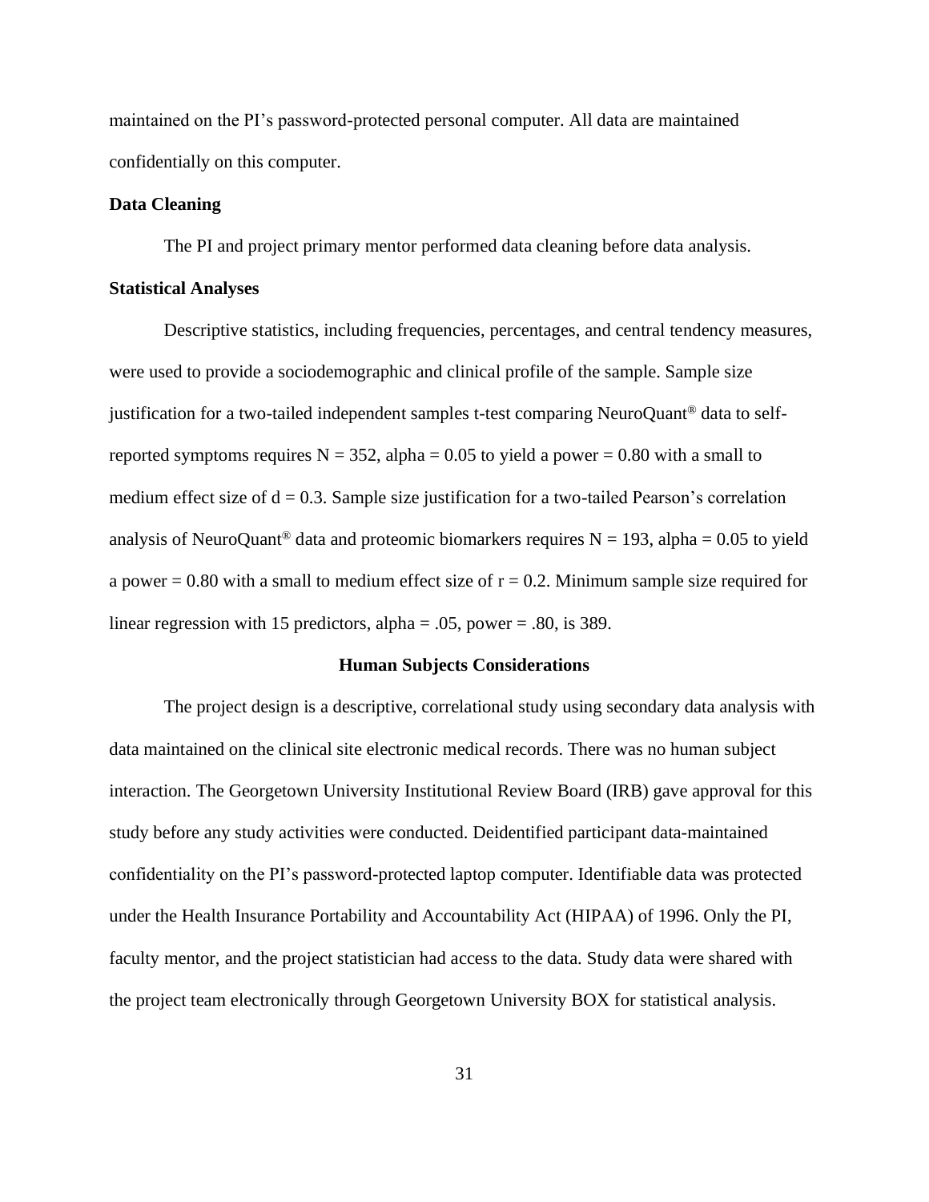maintained on the PI's password-protected personal computer. All data are maintained confidentially on this computer.

### Data Cleaning

The PI and project primary mentor performed data cleaning before data analysis.

### Statistical Analyses

Descriptive statistics, including frequencies, percentages, and central tendency measures, were used to provide a sociodemographic and clinical profile of the sample. Sample size justification for a two-tailed independent samples t-test comparing NeuroQuant® data to self-reported symptoms requires $N = 352$, $\alpha = 0.05$ to yield a power $= 0.80$ with a small to medium effect size of $d = 0.3$. Sample size justification for a two-tailed Pearson's correlation analysis of NeuroQuant® data and proteomic biomarkers requires $N = 193$, $\alpha = 0.05$ to yield a power $= 0.80$ with a small to medium effect size of $r = 0.2$. Minimum sample size required for linear regression with 15 predictors, $\alpha = .05$, power $= .80$, is 389.

## Human Subjects Considerations

The project design is a descriptive, correlational study using secondary data analysis with data maintained on the clinical site electronic medical records. There was no human subject interaction. The Georgetown University Institutional Review Board (IRB) gave approval for this study before any study activities were conducted. Deidentified participant data-maintained confidentiality on the PI's password-protected laptop computer. Identifiable data was protected under the Health Insurance Portability and Accountability Act (HIPAA) of 1996. Only the PI, faculty mentor, and the project statistician had access to the data. Study data were shared with the project team electronically through Georgetown University BOX for statistical analysis.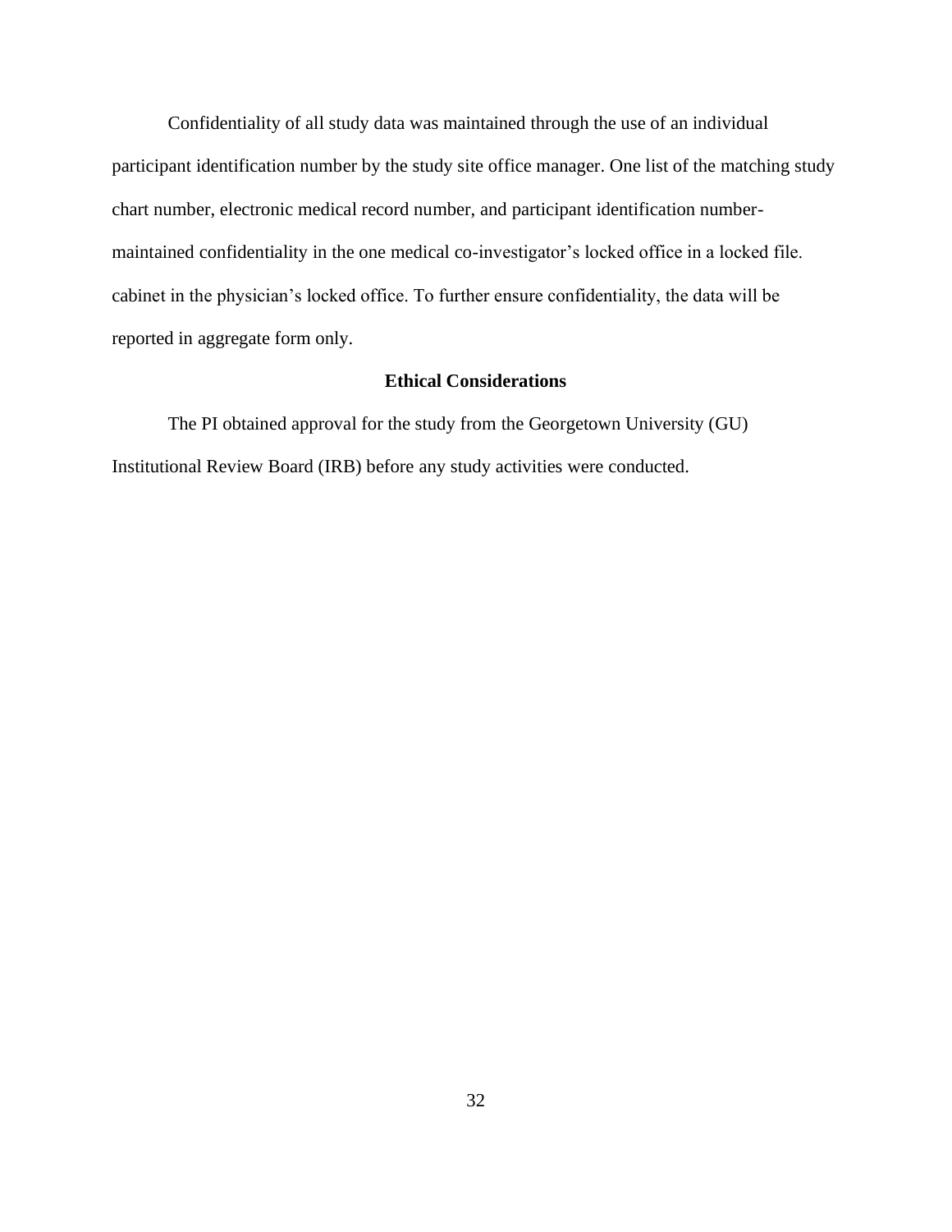Confidentiality of all study data was maintained through the use of an individual participant identification number by the study site office manager. One list of the matching study chart number, electronic medical record number, and participant identification number-maintained confidentiality in the one medical co-investigator's locked office in a locked file. cabinet in the physician's locked office. To further ensure confidentiality, the data will be reported in aggregate form only.

## Ethical Considerations

The PI obtained approval for the study from the Georgetown University (GU) Institutional Review Board (IRB) before any study activities were conducted.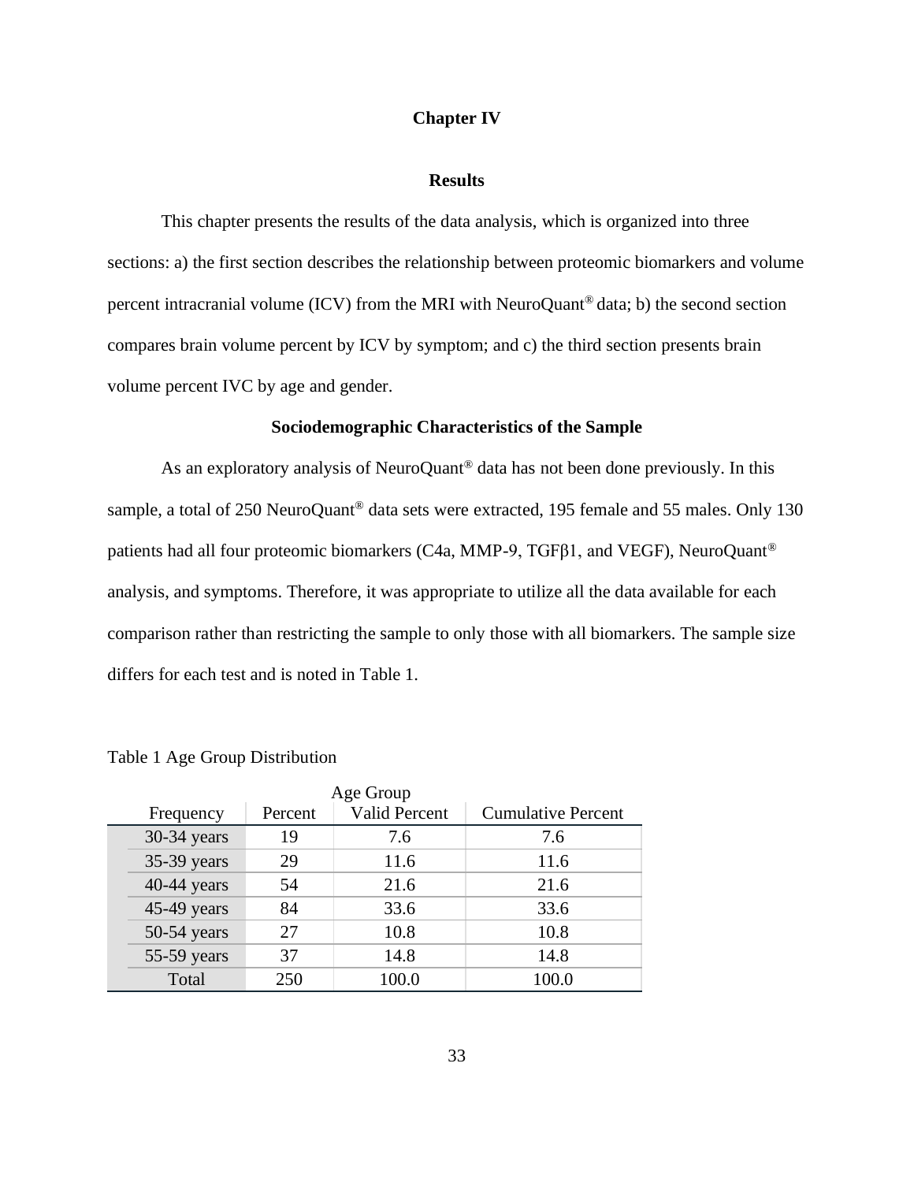# Chapter IV

## Results

This chapter presents the results of the data analysis, which is organized into three sections: a) the first section describes the relationship between proteomic biomarkers and volume percent intracranial volume (ICV) from the MRI with NeuroQuant® data; b) the second section compares brain volume percent by ICV by symptom; and c) the third section presents brain volume percent IVC by age and gender.

### Sociodemographic Characteristics of the Sample

As an exploratory analysis of NeuroQuant® data has not been done previously. In this sample, a total of 250 NeuroQuant® data sets were extracted, 195 female and 55 males. Only 130 patients had all four proteomic biomarkers (C4a, MMP-9, TGFβ1, and VEGF), NeuroQuant® analysis, and symptoms. Therefore, it was appropriate to utilize all the data available for each comparison rather than restricting the sample to only those with all biomarkers. The sample size differs for each test and is noted in Table 1.

Table 1 Age Group Distribution

| Age Group | | | |
|---|---|---|---|
| Frequency | Percent | Valid Percent | Cumulative Percent |
| 30-34 years | 19 | 7.6 | 7.6 |
| 35-39 years | 29 | 11.6 | 11.6 |
| 40-44 years | 54 | 21.6 | 21.6 |
| 45-49 years | 84 | 33.6 | 33.6 |
| 50-54 years | 27 | 10.8 | 10.8 |
| 55-59 years | 37 | 14.8 | 14.8 |
| Total | 250 | 100.0 | 100.0 |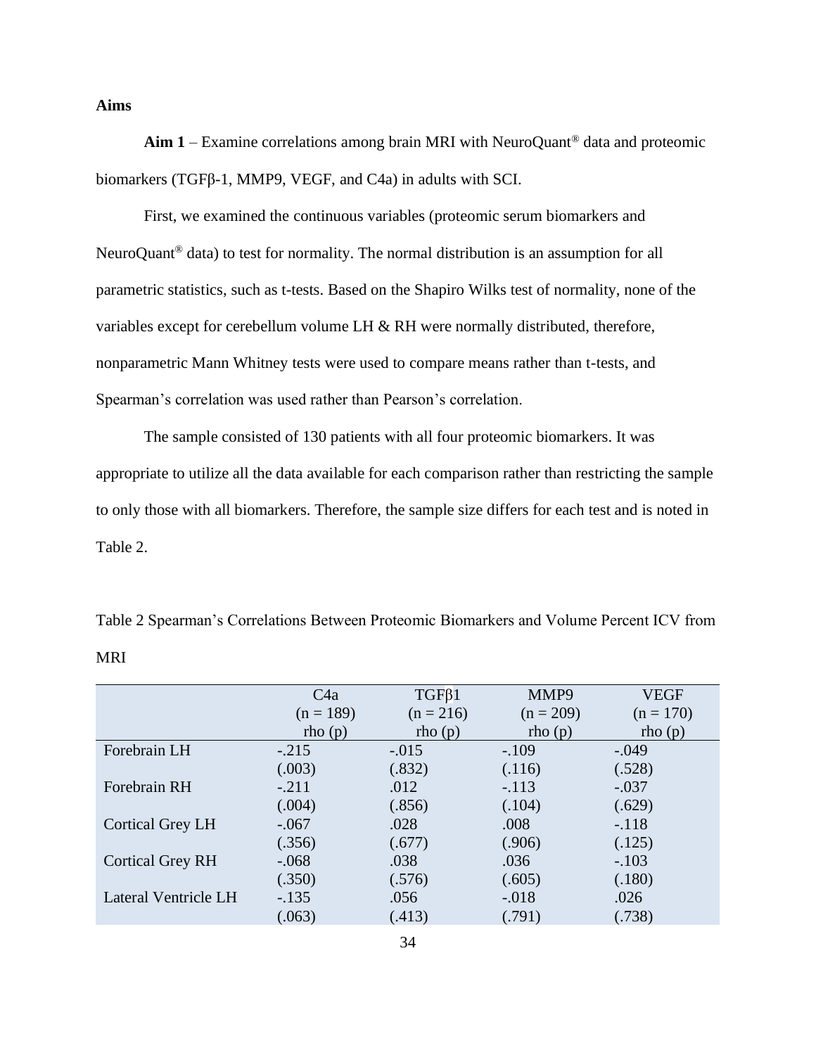**Aims**

**Aim 1** – Examine correlations among brain MRI with NeuroQuant® data and proteomic biomarkers (TGFβ-1, MMP9, VEGF, and C4a) in adults with SCI.

First, we examined the continuous variables (proteomic serum biomarkers and NeuroQuant® data) to test for normality. The normal distribution is an assumption for all parametric statistics, such as t-tests. Based on the Shapiro Wilks test of normality, none of the variables except for cerebellum volume LH & RH were normally distributed, therefore, nonparametric Mann Whitney tests were used to compare means rather than t-tests, and Spearman's correlation was used rather than Pearson's correlation.

The sample consisted of 130 patients with all four proteomic biomarkers. It was appropriate to utilize all the data available for each comparison rather than restricting the sample to only those with all biomarkers. Therefore, the sample size differs for each test and is noted in Table 2.

Table 2 Spearman's Correlations Between Proteomic Biomarkers and Volume Percent ICV from MRI

| | C4a (n = 189) rho (p) | TGFβ1 (n = 216) rho (p) | MMP9 (n = 209) rho (p) | VEGF (n = 170) rho (p) |
|---|---|---|---|---|
| Forebrain LH | -.215 (.003) | -.015 (.832) | -.109 (.116) | -.049 (.528) |
| Forebrain RH | -.211 (.004) | .012 (.856) | -.113 (.104) | -.037 (.629) |
| Cortical Grey LH | -.067 (.356) | .028 (.677) | .008 (.906) | -.118 (.125) |
| Cortical Grey RH | -.068 (.350) | .038 (.576) | .036 (.605) | -.103 (.180) |
| Lateral Ventricle LH | -.135 (.063) | .056 (.413) | -.018 (.791) | .026 (.738) |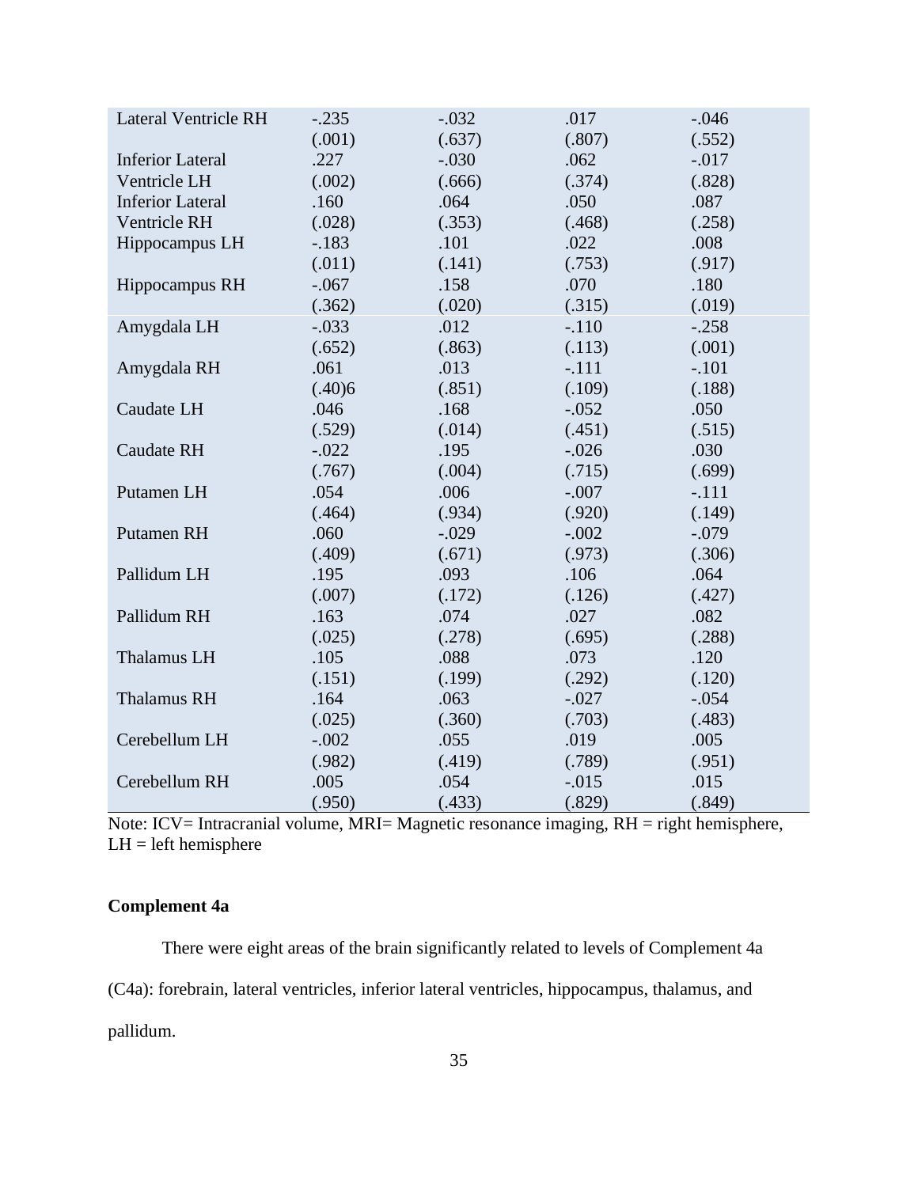| | | | | |
|---|---|---|---|---|
| Lateral Ventricle RH | -.235 | -.032 | .017 | -.046 |
| | (.001) | (.637) | (.807) | (.552) |
| Inferior Lateral Ventricle LH | .227 | -.030 | .062 | -.017 |
| | (.002) | (.666) | (.374) | (.828) |
| Inferior Lateral Ventricle RH | .160 | .064 | .050 | .087 |
| | (.028) | (.353) | (.468) | (.258) |
| Hippocampus LH | -.183 | .101 | .022 | .008 |
| | (.011) | (.141) | (.753) | (.917) |
| Hippocampus RH | -.067 | .158 | .070 | .180 |
| | (.362) | (.020) | (.315) | (.019) |
| Amygdala LH | -.033 | .012 | -.110 | -.258 |
| | (.652) | (.863) | (.113) | (.001) |
| Amygdala RH | .061 | .013 | -.111 | -.101 |
| | (.40)6 | (.851) | (.109) | (.188) |
| Caudate LH | .046 | .168 | -.052 | .050 |
| | (.529) | (.014) | (.451) | (.515) |
| Caudate RH | -.022 | .195 | -.026 | .030 |
| | (.767) | (.004) | (.715) | (.699) |
| Putamen LH | .054 | .006 | -.007 | -.111 |
| | (.464) | (.934) | (.920) | (.149) |
| Putamen RH | .060 | -.029 | -.002 | -.079 |
| | (.409) | (.671) | (.973) | (.306) |
| Pallidum LH | .195 | .093 | .106 | .064 |
| | (.007) | (.172) | (.126) | (.427) |
| Pallidum RH | .163 | .074 | .027 | .082 |
| | (.025) | (.278) | (.695) | (.288) |
| Thalamus LH | .105 | .088 | .073 | .120 |
| | (.151) | (.199) | (.292) | (.120) |
| Thalamus RH | .164 | .063 | -.027 | -.054 |
| | (.025) | (.360) | (.703) | (.483) |
| Cerebellum LH | -.002 | .055 | .019 | .005 |
| | (.982) | (.419) | (.789) | (.951) |
| Cerebellum RH | .005 | .054 | -.015 | .015 |
| | (.950) | (.433) | (.829) | (.849) |

Note: ICV= Intracranial volume, MRI= Magnetic resonance imaging, RH = right hemisphere, LH = left hemisphere

**Complement 4a**

There were eight areas of the brain significantly related to levels of Complement 4a (C4a): forebrain, lateral ventricles, inferior lateral ventricles, hippocampus, thalamus, and pallidum.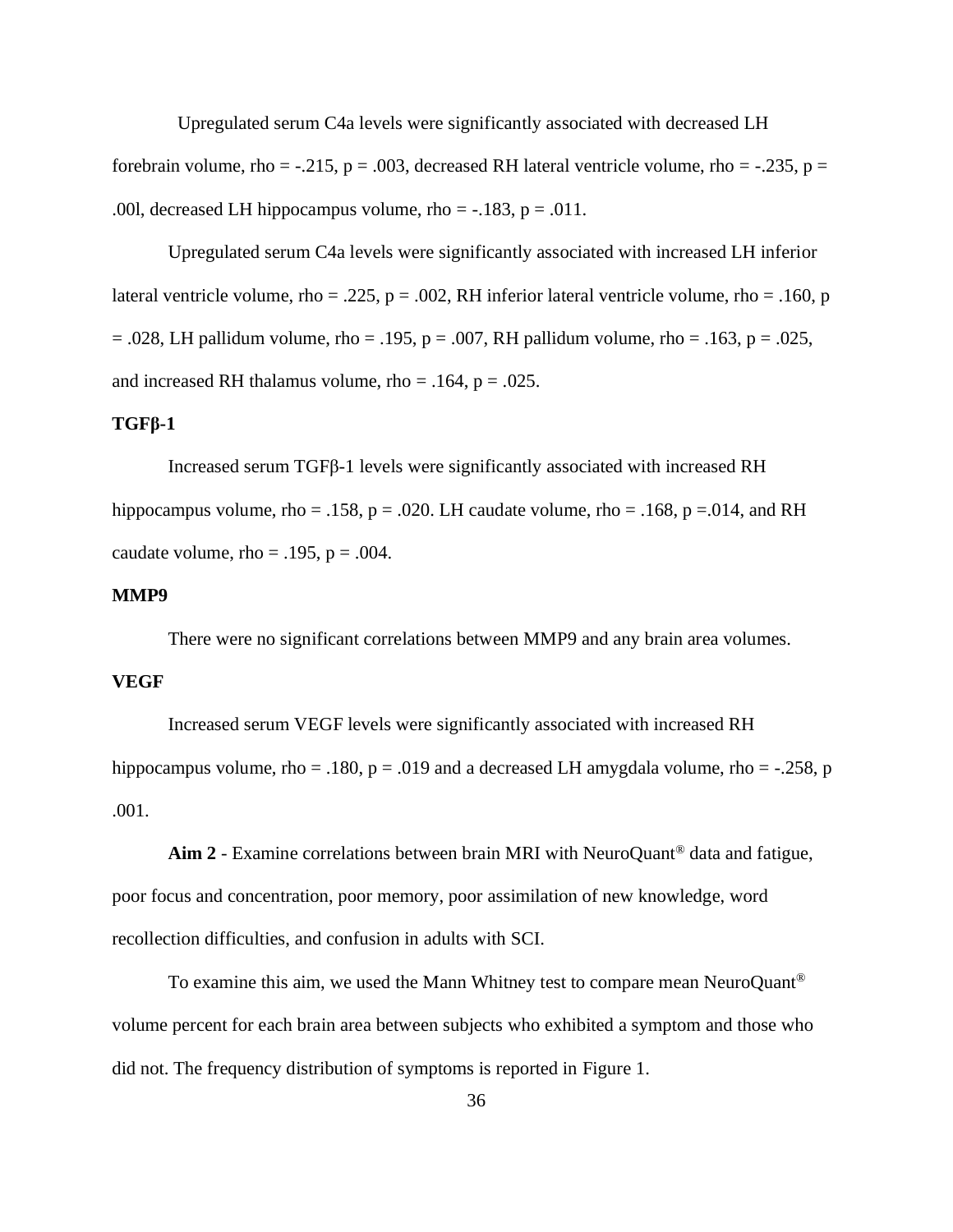Upregulated serum C4a levels were significantly associated with decreased LH forebrain volume, rho = -.215, p = .003, decreased RH lateral ventricle volume, rho = -.235, p = .00l, decreased LH hippocampus volume, rho = -.183, p = .011.

Upregulated serum C4a levels were significantly associated with increased LH inferior lateral ventricle volume, rho = .225, p = .002, RH inferior lateral ventricle volume, rho = .160, p = .028, LH pallidum volume, rho = .195, p = .007, RH pallidum volume, rho = .163, p = .025, and increased RH thalamus volume, rho = .164, p = .025.

**TGFβ-1**

Increased serum TGFβ-1 levels were significantly associated with increased RH hippocampus volume, rho = .158, p = .020. LH caudate volume, rho = .168, p =.014, and RH caudate volume, rho = .195, p = .004.

**MMP9**

There were no significant correlations between MMP9 and any brain area volumes.

**VEGF**

Increased serum VEGF levels were significantly associated with increased RH hippocampus volume, rho = .180, p = .019 and a decreased LH amygdala volume, rho = -.258, p .001.

**Aim 2** - Examine correlations between brain MRI with NeuroQuant® data and fatigue, poor focus and concentration, poor memory, poor assimilation of new knowledge, word recollection difficulties, and confusion in adults with SCI.

To examine this aim, we used the Mann Whitney test to compare mean NeuroQuant® volume percent for each brain area between subjects who exhibited a symptom and those who did not. The frequency distribution of symptoms is reported in Figure 1.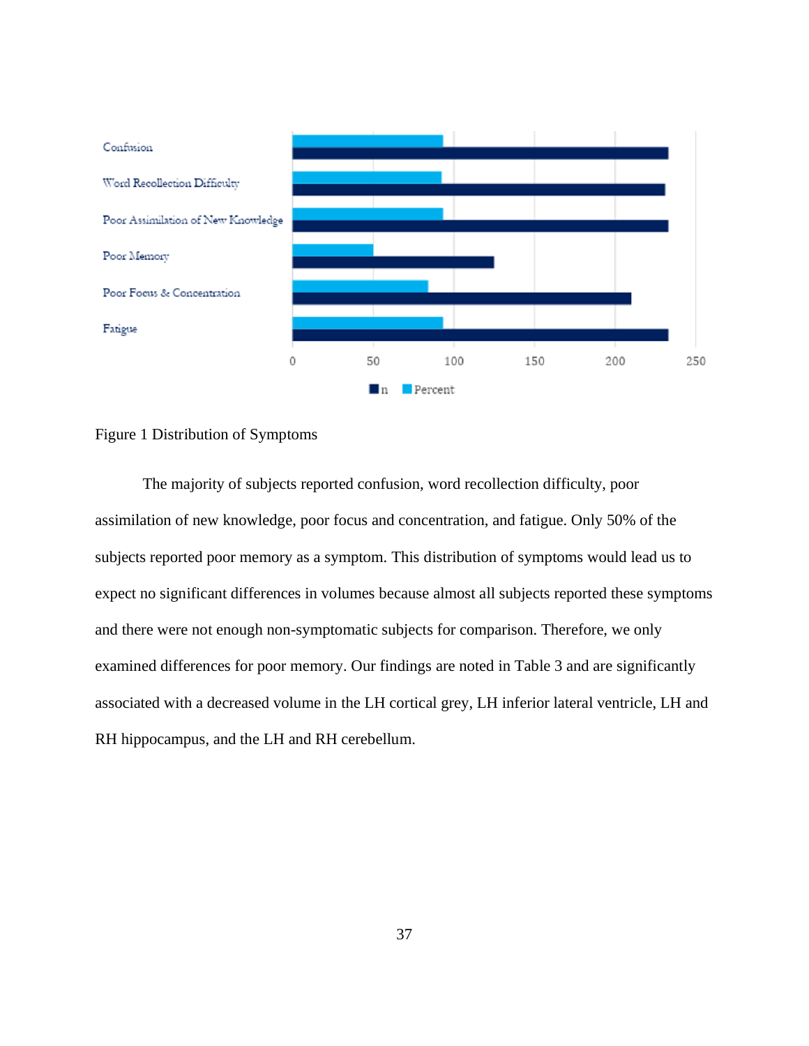Figure 1 Distribution of Symptoms

The majority of subjects reported confusion, word recollection difficulty, poor assimilation of new knowledge, poor focus and concentration, and fatigue. Only 50% of the subjects reported poor memory as a symptom. This distribution of symptoms would lead us to expect no significant differences in volumes because almost all subjects reported these symptoms and there were not enough non-symptomatic subjects for comparison. Therefore, we only examined differences for poor memory. Our findings are noted in Table 3 and are significantly associated with a decreased volume in the LH cortical grey, LH inferior lateral ventricle, LH and RH hippocampus, and the LH and RH cerebellum.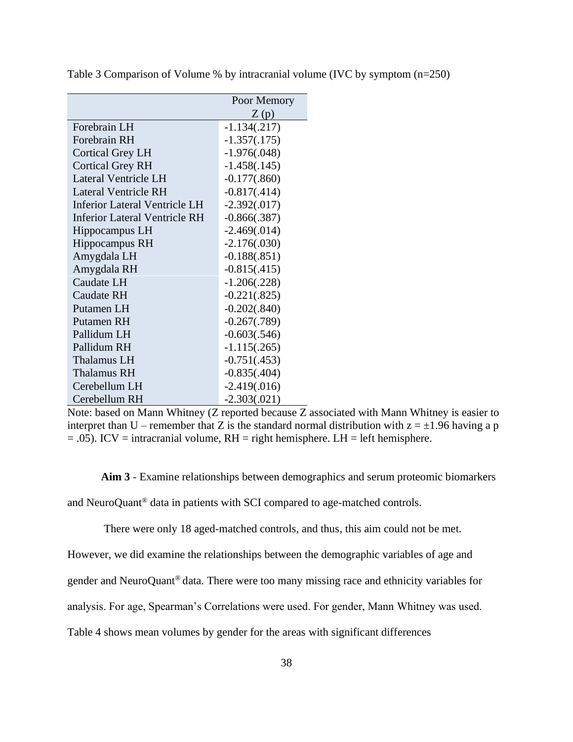Table 3 Comparison of Volume % by intracranial volume (IVC by symptom (n=250)

| | Poor Memory Z (p) |
|---|---|
| Forebrain LH | -1.134(.217) |
| Forebrain RH | -1.357(.175) |
| Cortical Grey LH | -1.976(.048) |
| Cortical Grey RH | -1.458(.145) |
| Lateral Ventricle LH | -0.177(.860) |
| Lateral Ventricle RH | -0.817(.414) |
| Inferior Lateral Ventricle LH | -2.392(.017) |
| Inferior Lateral Ventricle RH | -0.866(.387) |
| Hippocampus LH | -2.469(.014) |
| Hippocampus RH | -2.176(.030) |
| Amygdala LH | -0.188(.851) |
| Amygdala RH | -0.815(.415) |
| Caudate LH | -1.206(.228) |
| Caudate RH | -0.221(.825) |
| Putamen LH | -0.202(.840) |
| Putamen RH | -0.267(.789) |
| Pallidum LH | -0.603(.546) |
| Pallidum RH | -1.115(.265) |
| Thalamus LH | -0.751(.453) |
| Thalamus RH | -0.835(.404) |
| Cerebellum LH | -2.419(.016) |
| Cerebellum RH | -2.303(.021) |

Note: based on Mann Whitney (Z reported because Z associated with Mann Whitney is easier to interpret than U – remember that Z is the standard normal distribution with $z = \pm1.96$ having a $p = .05$). ICV = intracranial volume, RH = right hemisphere. LH = left hemisphere.

**Aim 3** - Examine relationships between demographics and serum proteomic biomarkers and NeuroQuant® data in patients with SCI compared to age-matched controls.

There were only 18 aged-matched controls, and thus, this aim could not be met. However, we did examine the relationships between the demographic variables of age and gender and NeuroQuant® data. There were too many missing race and ethnicity variables for analysis. For age, Spearman's Correlations were used. For gender, Mann Whitney was used. Table 4 shows mean volumes by gender for the areas with significant differences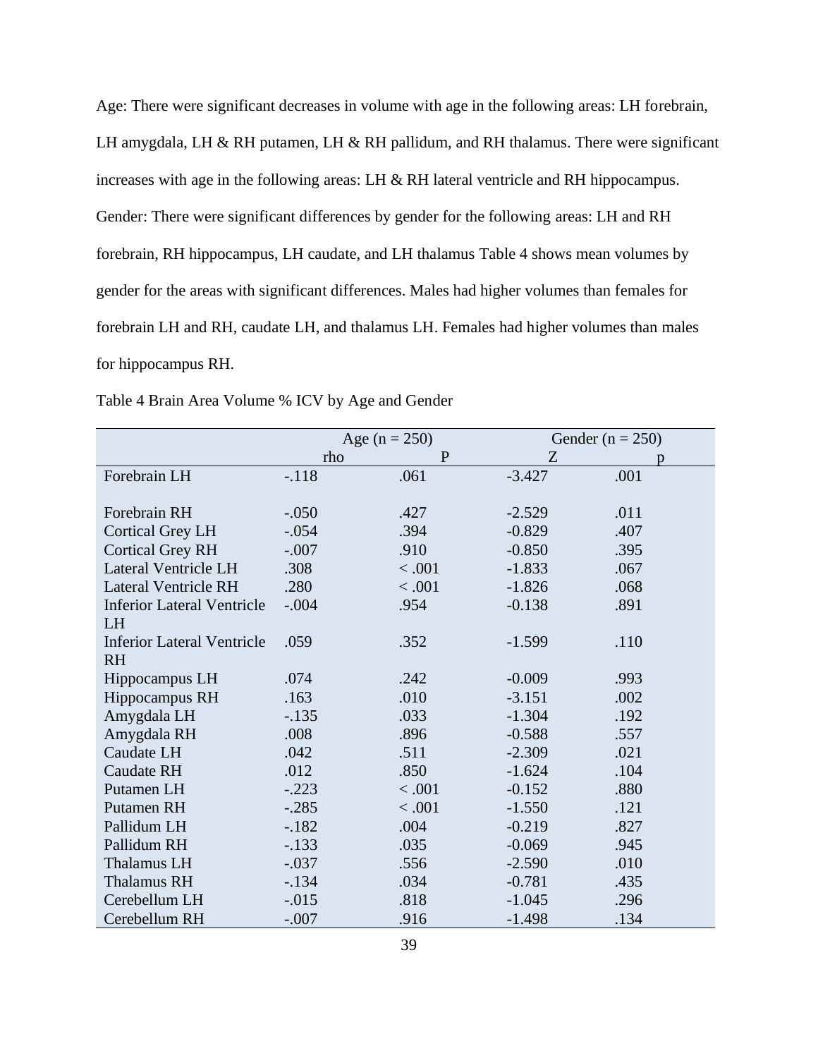Age: There were significant decreases in volume with age in the following areas: LH forebrain, LH amygdala, LH & RH putamen, LH & RH pallidum, and RH thalamus. There were significant increases with age in the following areas: LH & RH lateral ventricle and RH hippocampus. Gender: There were significant differences by gender for the following areas: LH and RH forebrain, RH hippocampus, LH caudate, and LH thalamus Table 4 shows mean volumes by gender for the areas with significant differences. Males had higher volumes than females for forebrain LH and RH, caudate LH, and thalamus LH. Females had higher volumes than males for hippocampus RH.

Table 4 Brain Area Volume % ICV by Age and Gender

| | Age (n = 250) | | Gender (n = 250) | |
|---|---|---|---|---|
| | rho | P | Z | p |
| Forebrain LH | -.118 | .061 | -3.427 | .001 |
| Forebrain RH | -.050 | .427 | -2.529 | .011 |
| Cortical Grey LH | -.054 | .394 | -0.829 | .407 |
| Cortical Grey RH | -.007 | .910 | -0.850 | .395 |
| Lateral Ventricle LH | .308 | < .001 | -1.833 | .067 |
| Lateral Ventricle RH | .280 | < .001 | -1.826 | .068 |
| Inferior Lateral Ventricle LH | -.004 | .954 | -0.138 | .891 |
| Inferior Lateral Ventricle RH | .059 | .352 | -1.599 | .110 |
| Hippocampus LH | .074 | .242 | -0.009 | .993 |
| Hippocampus RH | .163 | .010 | -3.151 | .002 |
| Amygdala LH | -.135 | .033 | -1.304 | .192 |
| Amygdala RH | .008 | .896 | -0.588 | .557 |
| Caudate LH | .042 | .511 | -2.309 | .021 |
| Caudate RH | .012 | .850 | -1.624 | .104 |
| Putamen LH | -.223 | < .001 | -0.152 | .880 |
| Putamen RH | -.285 | < .001 | -1.550 | .121 |
| Pallidum LH | -.182 | .004 | -0.219 | .827 |
| Pallidum RH | -.133 | .035 | -0.069 | .945 |
| Thalamus LH | -.037 | .556 | -2.590 | .010 |
| Thalamus RH | -.134 | .034 | -0.781 | .435 |
| Cerebellum LH | -.015 | .818 | -1.045 | .296 |
| Cerebellum RH | -.007 | .916 | -1.498 | .134 |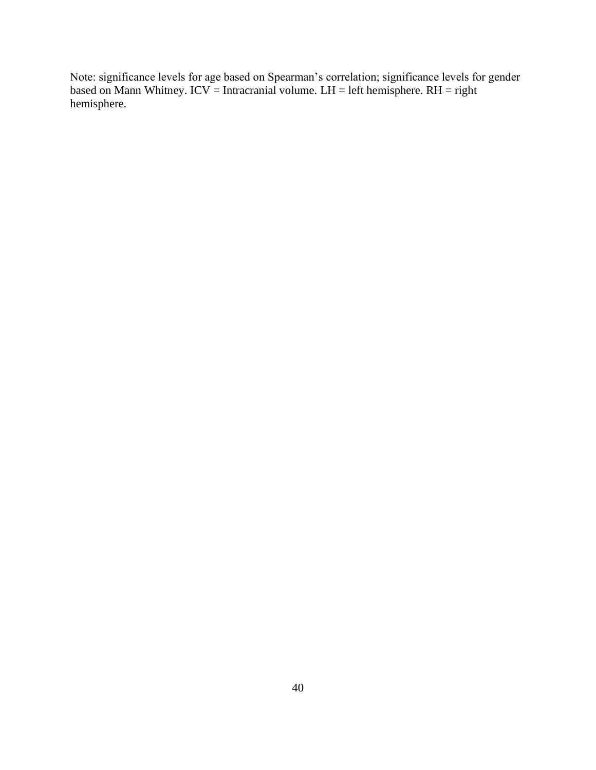Note: significance levels for age based on Spearman's correlation; significance levels for gender based on Mann Whitney. ICV = Intracranial volume. LH = left hemisphere. RH = right hemisphere.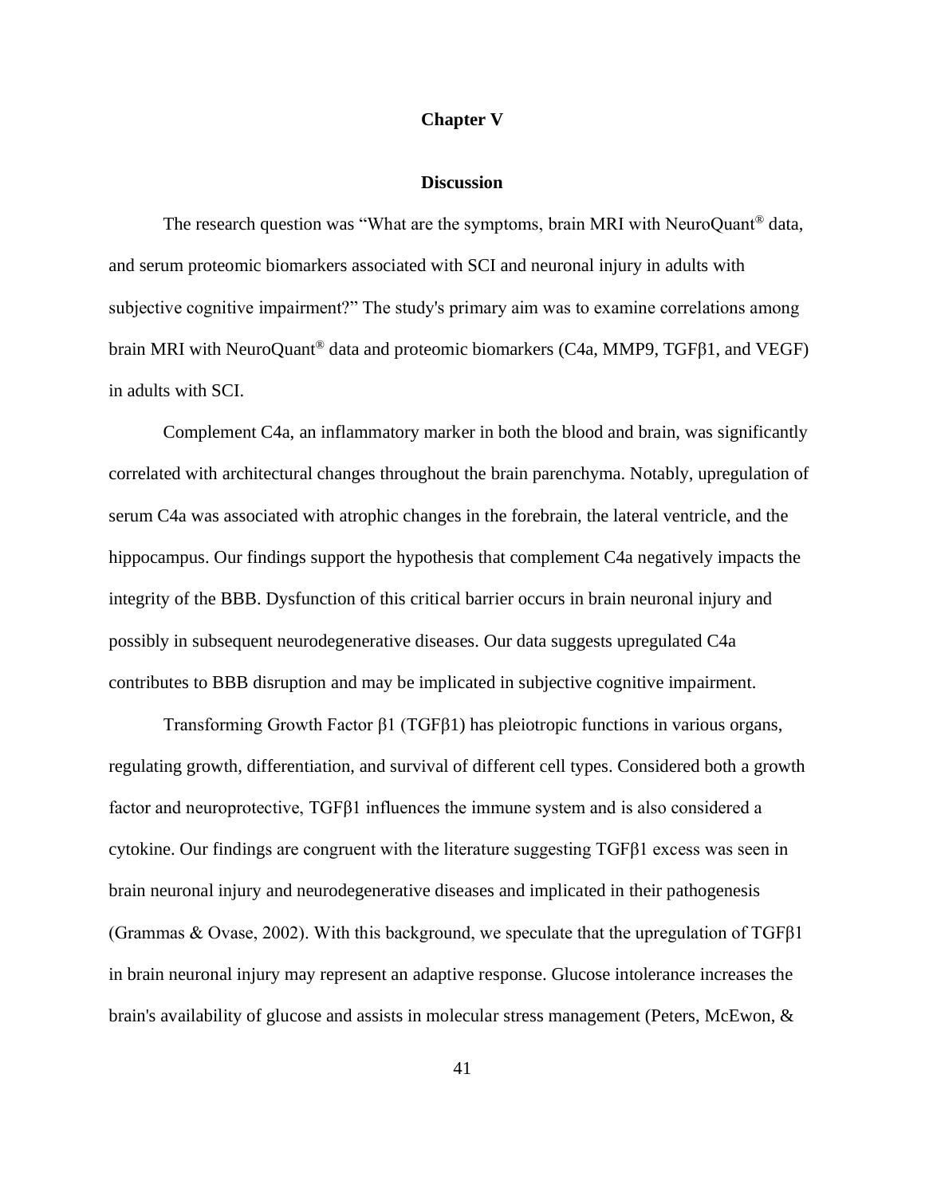# Chapter V

## Discussion

The research question was "What are the symptoms, brain MRI with NeuroQuant® data, and serum proteomic biomarkers associated with SCI and neuronal injury in adults with subjective cognitive impairment?" The study's primary aim was to examine correlations among brain MRI with NeuroQuant® data and proteomic biomarkers (C4a, MMP9, TGFβ1, and VEGF) in adults with SCI.

Complement C4a, an inflammatory marker in both the blood and brain, was significantly correlated with architectural changes throughout the brain parenchyma. Notably, upregulation of serum C4a was associated with atrophic changes in the forebrain, the lateral ventricle, and the hippocampus. Our findings support the hypothesis that complement C4a negatively impacts the integrity of the BBB. Dysfunction of this critical barrier occurs in brain neuronal injury and possibly in subsequent neurodegenerative diseases. Our data suggests upregulated C4a contributes to BBB disruption and may be implicated in subjective cognitive impairment.

Transforming Growth Factor β1 (TGFβ1) has pleiotropic functions in various organs, regulating growth, differentiation, and survival of different cell types. Considered both a growth factor and neuroprotective, TGFβ1 influences the immune system and is also considered a cytokine. Our findings are congruent with the literature suggesting TGFβ1 excess was seen in brain neuronal injury and neurodegenerative diseases and implicated in their pathogenesis (Grammas & Ovase, 2002). With this background, we speculate that the upregulation of TGFβ1 in brain neuronal injury may represent an adaptive response. Glucose intolerance increases the brain's availability of glucose and assists in molecular stress management (Peters, McEwon, &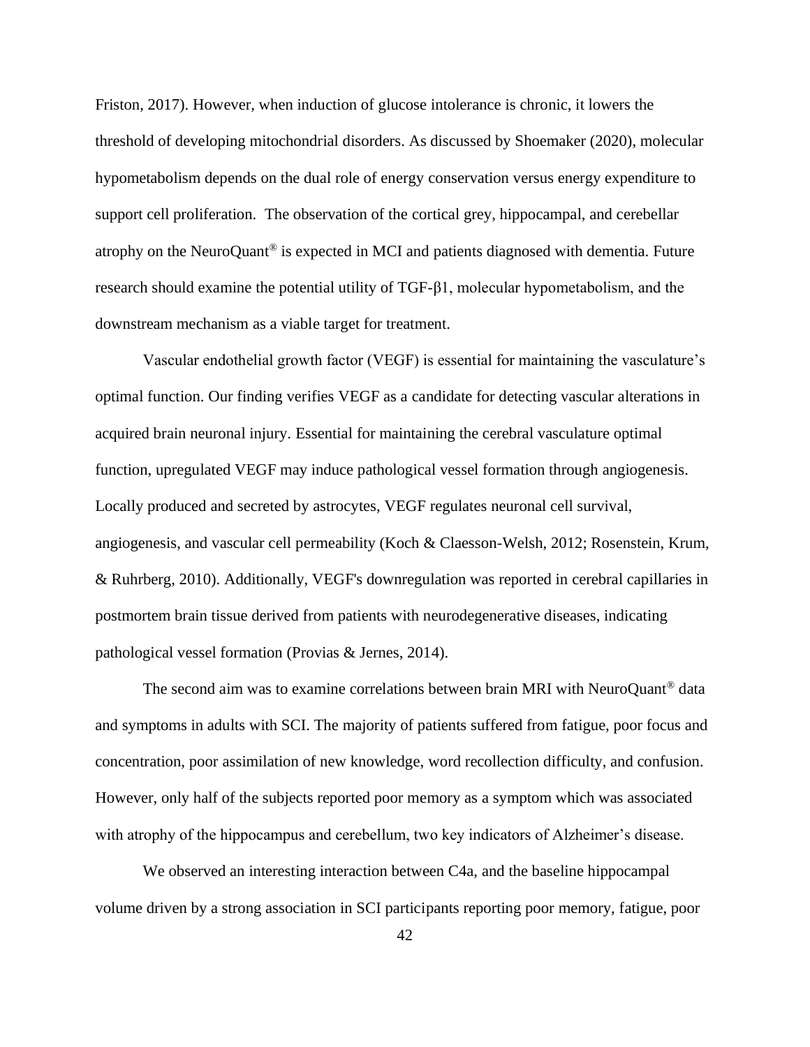Friston, 2017). However, when induction of glucose intolerance is chronic, it lowers the threshold of developing mitochondrial disorders. As discussed by Shoemaker (2020), molecular hypometabolism depends on the dual role of energy conservation versus energy expenditure to support cell proliferation. The observation of the cortical grey, hippocampal, and cerebellar atrophy on the NeuroQuant® is expected in MCI and patients diagnosed with dementia. Future research should examine the potential utility of TGF-β1, molecular hypometabolism, and the downstream mechanism as a viable target for treatment.

Vascular endothelial growth factor (VEGF) is essential for maintaining the vasculature's optimal function. Our finding verifies VEGF as a candidate for detecting vascular alterations in acquired brain neuronal injury. Essential for maintaining the cerebral vasculature optimal function, upregulated VEGF may induce pathological vessel formation through angiogenesis. Locally produced and secreted by astrocytes, VEGF regulates neuronal cell survival, angiogenesis, and vascular cell permeability (Koch & Claesson-Welsh, 2012; Rosenstein, Krum, & Ruhrberg, 2010). Additionally, VEGF's downregulation was reported in cerebral capillaries in postmortem brain tissue derived from patients with neurodegenerative diseases, indicating pathological vessel formation (Provias & Jernes, 2014).

The second aim was to examine correlations between brain MRI with NeuroQuant® data and symptoms in adults with SCI. The majority of patients suffered from fatigue, poor focus and concentration, poor assimilation of new knowledge, word recollection difficulty, and confusion. However, only half of the subjects reported poor memory as a symptom which was associated with atrophy of the hippocampus and cerebellum, two key indicators of Alzheimer's disease.

We observed an interesting interaction between C4a, and the baseline hippocampal volume driven by a strong association in SCI participants reporting poor memory, fatigue, poor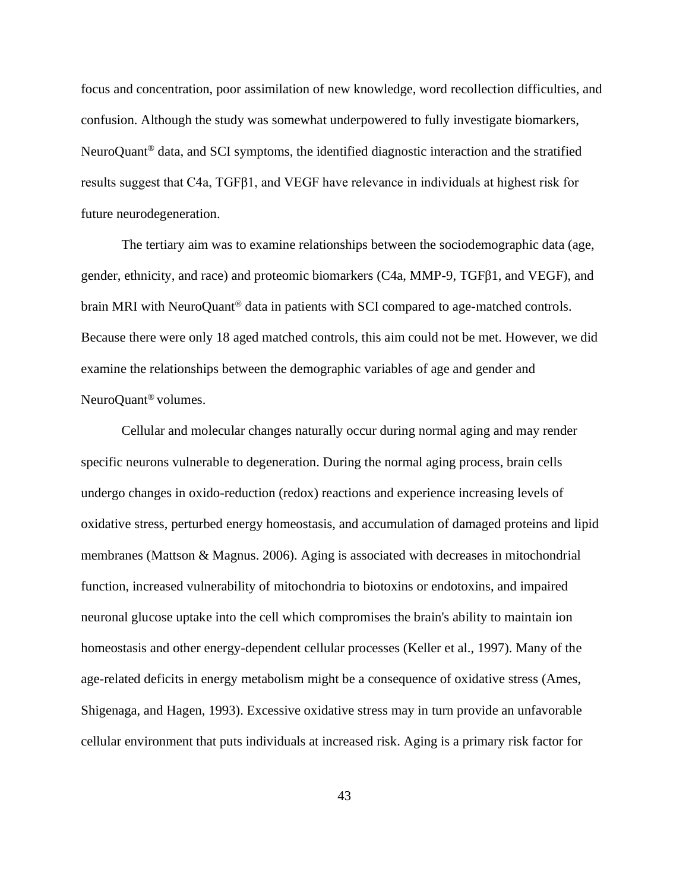focus and concentration, poor assimilation of new knowledge, word recollection difficulties, and confusion. Although the study was somewhat underpowered to fully investigate biomarkers, NeuroQuant® data, and SCI symptoms, the identified diagnostic interaction and the stratified results suggest that C4a, TGFβ1, and VEGF have relevance in individuals at highest risk for future neurodegeneration.

The tertiary aim was to examine relationships between the sociodemographic data (age, gender, ethnicity, and race) and proteomic biomarkers (C4a, MMP-9, TGFβ1, and VEGF), and brain MRI with NeuroQuant® data in patients with SCI compared to age-matched controls. Because there were only 18 aged matched controls, this aim could not be met. However, we did examine the relationships between the demographic variables of age and gender and NeuroQuant® volumes.

Cellular and molecular changes naturally occur during normal aging and may render specific neurons vulnerable to degeneration. During the normal aging process, brain cells undergo changes in oxido-reduction (redox) reactions and experience increasing levels of oxidative stress, perturbed energy homeostasis, and accumulation of damaged proteins and lipid membranes (Mattson & Magnus. 2006). Aging is associated with decreases in mitochondrial function, increased vulnerability of mitochondria to biotoxins or endotoxins, and impaired neuronal glucose uptake into the cell which compromises the brain's ability to maintain ion homeostasis and other energy-dependent cellular processes (Keller et al., 1997). Many of the age-related deficits in energy metabolism might be a consequence of oxidative stress (Ames, Shigenaga, and Hagen, 1993). Excessive oxidative stress may in turn provide an unfavorable cellular environment that puts individuals at increased risk. Aging is a primary risk factor for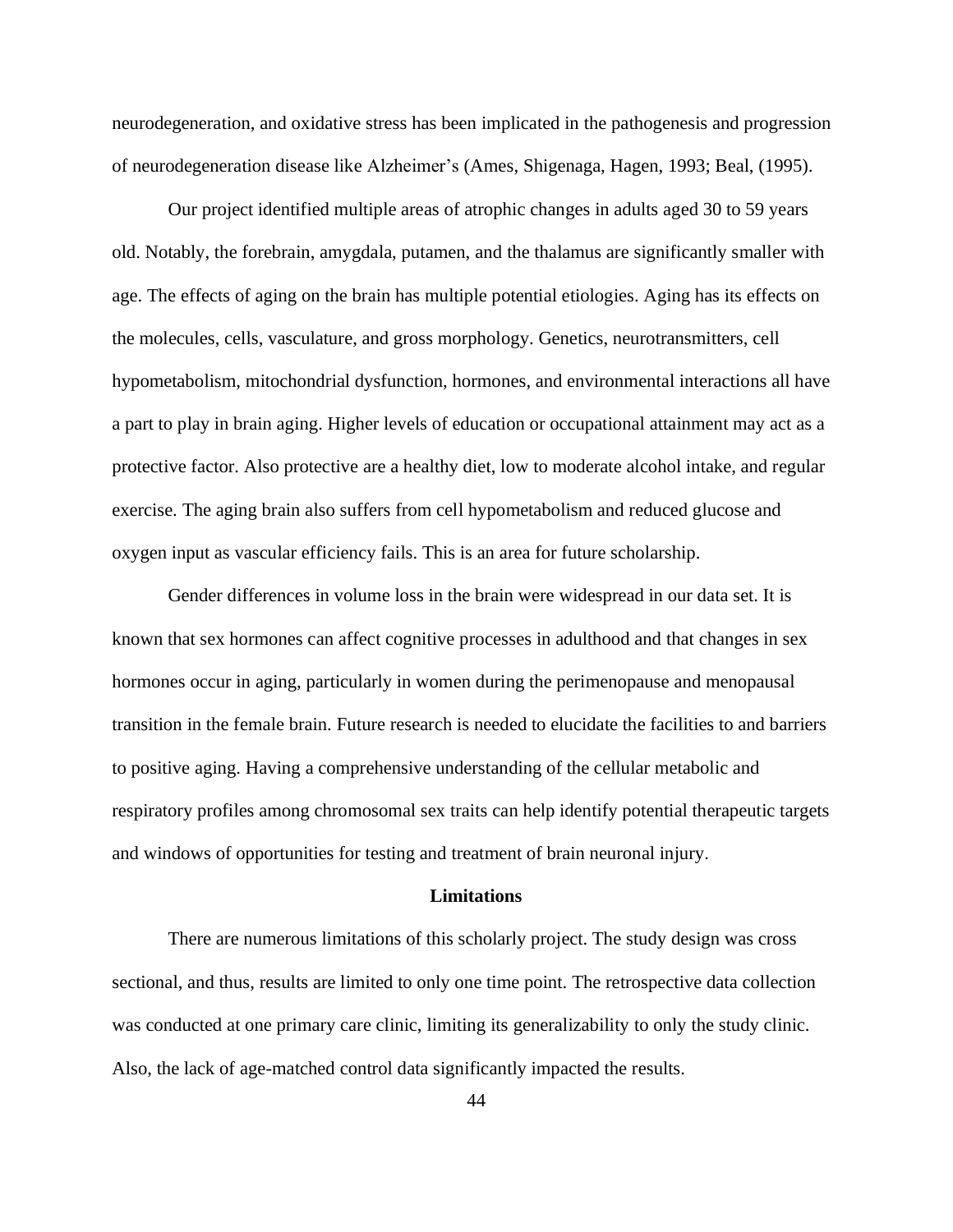neurodegeneration, and oxidative stress has been implicated in the pathogenesis and progression of neurodegeneration disease like Alzheimer's (Ames, Shigenaga, Hagen, 1993; Beal, (1995).

Our project identified multiple areas of atrophic changes in adults aged 30 to 59 years old. Notably, the forebrain, amygdala, putamen, and the thalamus are significantly smaller with age. The effects of aging on the brain has multiple potential etiologies. Aging has its effects on the molecules, cells, vasculature, and gross morphology. Genetics, neurotransmitters, cell hypometabolism, mitochondrial dysfunction, hormones, and environmental interactions all have a part to play in brain aging. Higher levels of education or occupational attainment may act as a protective factor. Also protective are a healthy diet, low to moderate alcohol intake, and regular exercise. The aging brain also suffers from cell hypometabolism and reduced glucose and oxygen input as vascular efficiency fails. This is an area for future scholarship.

Gender differences in volume loss in the brain were widespread in our data set. It is known that sex hormones can affect cognitive processes in adulthood and that changes in sex hormones occur in aging, particularly in women during the perimenopause and menopausal transition in the female brain. Future research is needed to elucidate the facilities to and barriers to positive aging. Having a comprehensive understanding of the cellular metabolic and respiratory profiles among chromosomal sex traits can help identify potential therapeutic targets and windows of opportunities for testing and treatment of brain neuronal injury.

## Limitations

There are numerous limitations of this scholarly project. The study design was cross sectional, and thus, results are limited to only one time point. The retrospective data collection was conducted at one primary care clinic, limiting its generalizability to only the study clinic. Also, the lack of age-matched control data significantly impacted the results.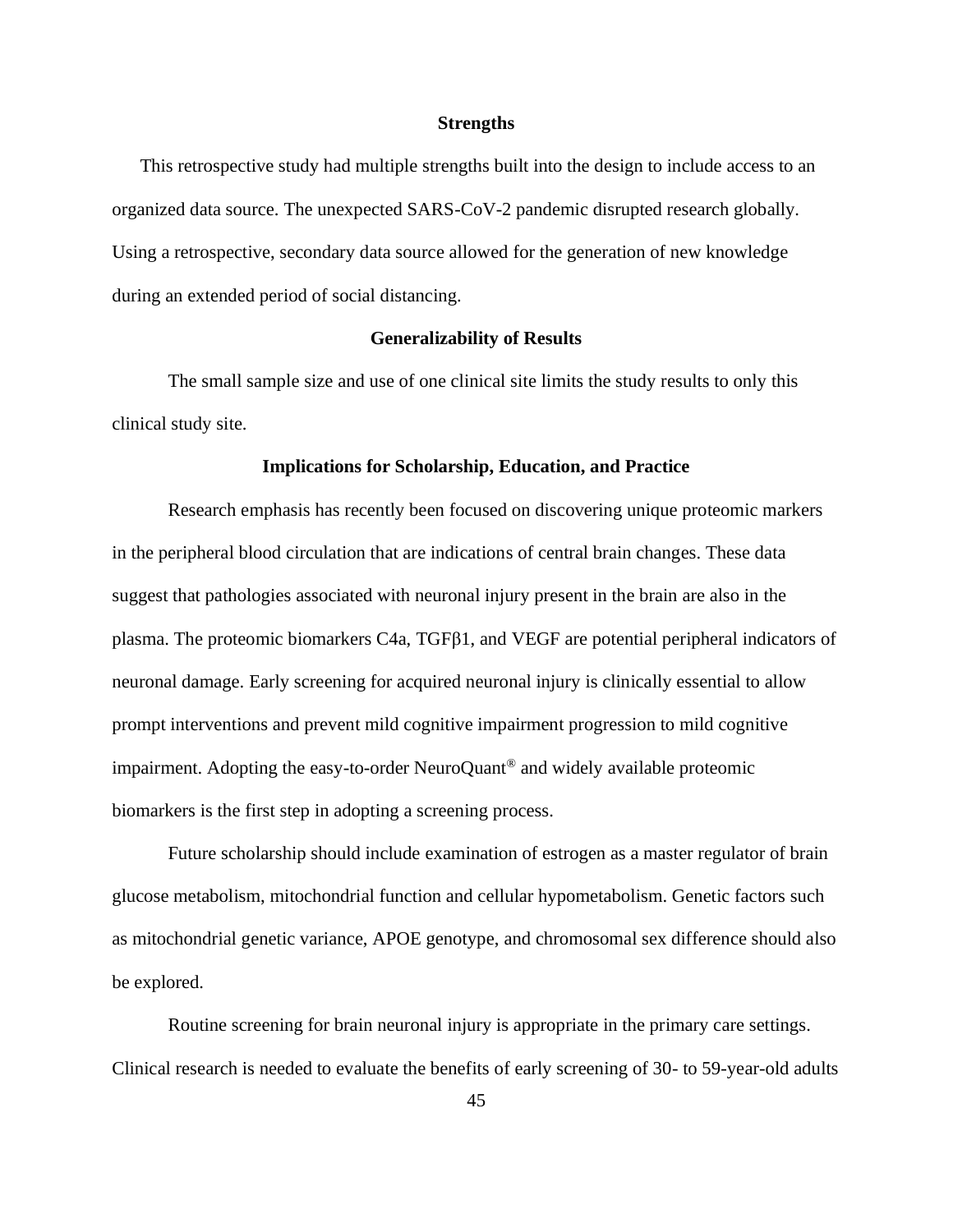## Strengths

This retrospective study had multiple strengths built into the design to include access to an organized data source. The unexpected SARS-CoV-2 pandemic disrupted research globally. Using a retrospective, secondary data source allowed for the generation of new knowledge during an extended period of social distancing.

## Generalizability of Results

The small sample size and use of one clinical site limits the study results to only this clinical study site.

## Implications for Scholarship, Education, and Practice

Research emphasis has recently been focused on discovering unique proteomic markers in the peripheral blood circulation that are indications of central brain changes. These data suggest that pathologies associated with neuronal injury present in the brain are also in the plasma. The proteomic biomarkers C4a, TGFβ1, and VEGF are potential peripheral indicators of neuronal damage. Early screening for acquired neuronal injury is clinically essential to allow prompt interventions and prevent mild cognitive impairment progression to mild cognitive impairment. Adopting the easy-to-order NeuroQuant® and widely available proteomic biomarkers is the first step in adopting a screening process.

Future scholarship should include examination of estrogen as a master regulator of brain glucose metabolism, mitochondrial function and cellular hypometabolism. Genetic factors such as mitochondrial genetic variance, APOE genotype, and chromosomal sex difference should also be explored.

Routine screening for brain neuronal injury is appropriate in the primary care settings. Clinical research is needed to evaluate the benefits of early screening of 30- to 59-year-old adults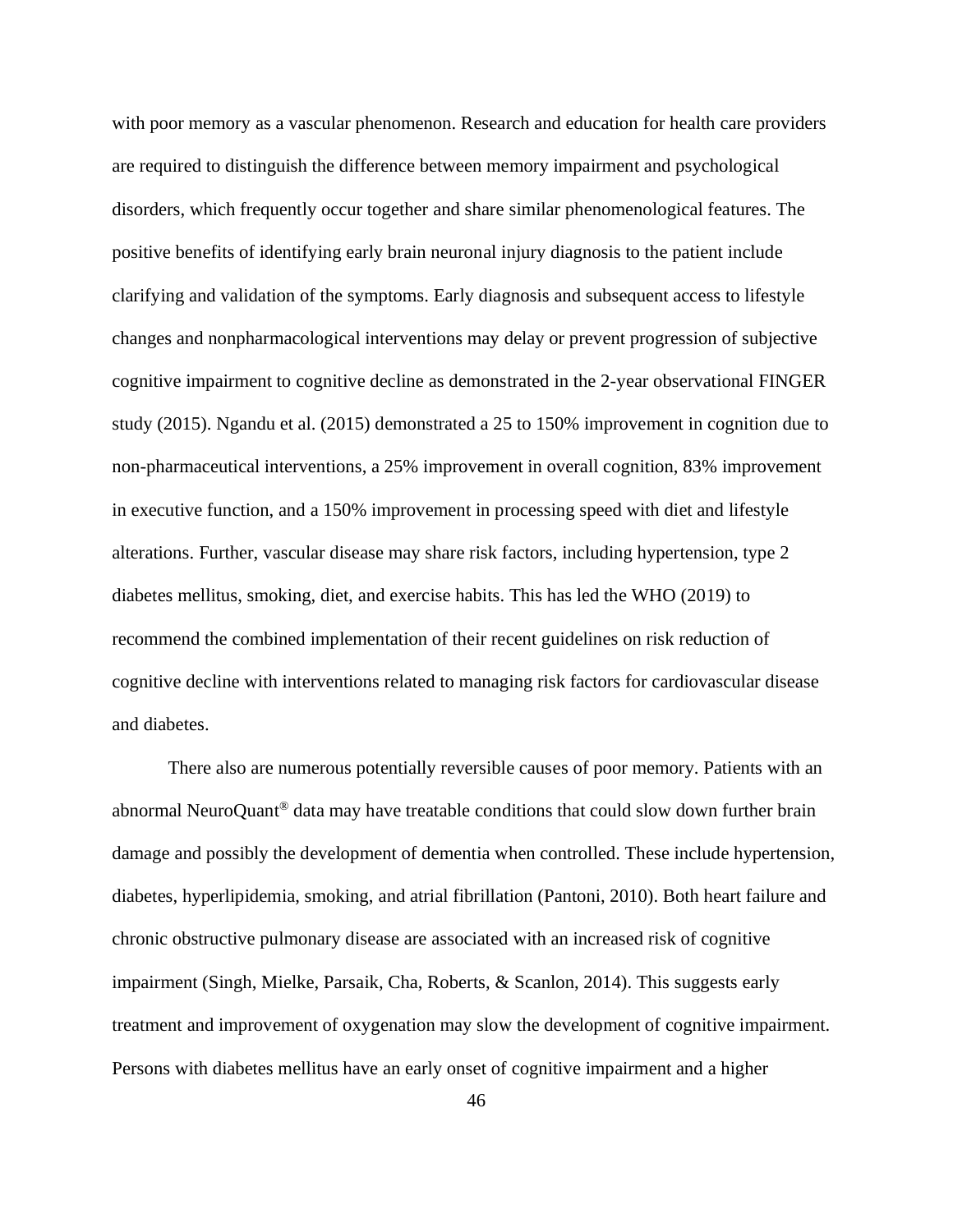with poor memory as a vascular phenomenon. Research and education for health care providers are required to distinguish the difference between memory impairment and psychological disorders, which frequently occur together and share similar phenomenological features. The positive benefits of identifying early brain neuronal injury diagnosis to the patient include clarifying and validation of the symptoms. Early diagnosis and subsequent access to lifestyle changes and nonpharmacological interventions may delay or prevent progression of subjective cognitive impairment to cognitive decline as demonstrated in the 2-year observational FINGER study (2015). Ngandu et al. (2015) demonstrated a 25 to 150% improvement in cognition due to non-pharmaceutical interventions, a 25% improvement in overall cognition, 83% improvement in executive function, and a 150% improvement in processing speed with diet and lifestyle alterations. Further, vascular disease may share risk factors, including hypertension, type 2 diabetes mellitus, smoking, diet, and exercise habits. This has led the WHO (2019) to recommend the combined implementation of their recent guidelines on risk reduction of cognitive decline with interventions related to managing risk factors for cardiovascular disease and diabetes.

There also are numerous potentially reversible causes of poor memory. Patients with an abnormal NeuroQuant® data may have treatable conditions that could slow down further brain damage and possibly the development of dementia when controlled. These include hypertension, diabetes, hyperlipidemia, smoking, and atrial fibrillation (Pantoni, 2010). Both heart failure and chronic obstructive pulmonary disease are associated with an increased risk of cognitive impairment (Singh, Mielke, Parsaik, Cha, Roberts, & Scanlon, 2014). This suggests early treatment and improvement of oxygenation may slow the development of cognitive impairment. Persons with diabetes mellitus have an early onset of cognitive impairment and a higher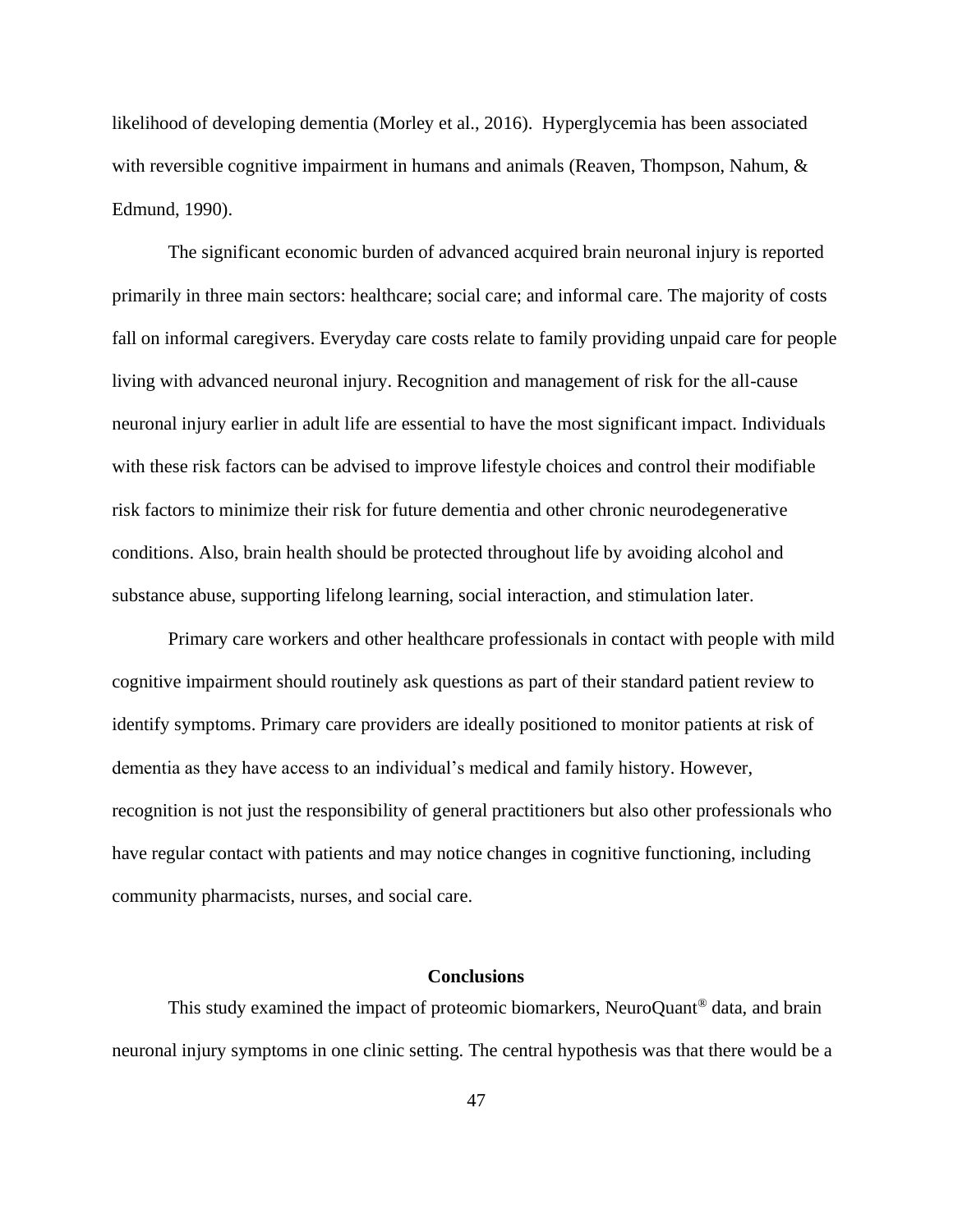likelihood of developing dementia (Morley et al., 2016). Hyperglycemia has been associated with reversible cognitive impairment in humans and animals (Reaven, Thompson, Nahum, & Edmund, 1990).

The significant economic burden of advanced acquired brain neuronal injury is reported primarily in three main sectors: healthcare; social care; and informal care. The majority of costs fall on informal caregivers. Everyday care costs relate to family providing unpaid care for people living with advanced neuronal injury. Recognition and management of risk for the all-cause neuronal injury earlier in adult life are essential to have the most significant impact. Individuals with these risk factors can be advised to improve lifestyle choices and control their modifiable risk factors to minimize their risk for future dementia and other chronic neurodegenerative conditions. Also, brain health should be protected throughout life by avoiding alcohol and substance abuse, supporting lifelong learning, social interaction, and stimulation later.

Primary care workers and other healthcare professionals in contact with people with mild cognitive impairment should routinely ask questions as part of their standard patient review to identify symptoms. Primary care providers are ideally positioned to monitor patients at risk of dementia as they have access to an individual's medical and family history. However, recognition is not just the responsibility of general practitioners but also other professionals who have regular contact with patients and may notice changes in cognitive functioning, including community pharmacists, nurses, and social care.

## Conclusions

This study examined the impact of proteomic biomarkers, NeuroQuant® data, and brain neuronal injury symptoms in one clinic setting. The central hypothesis was that there would be a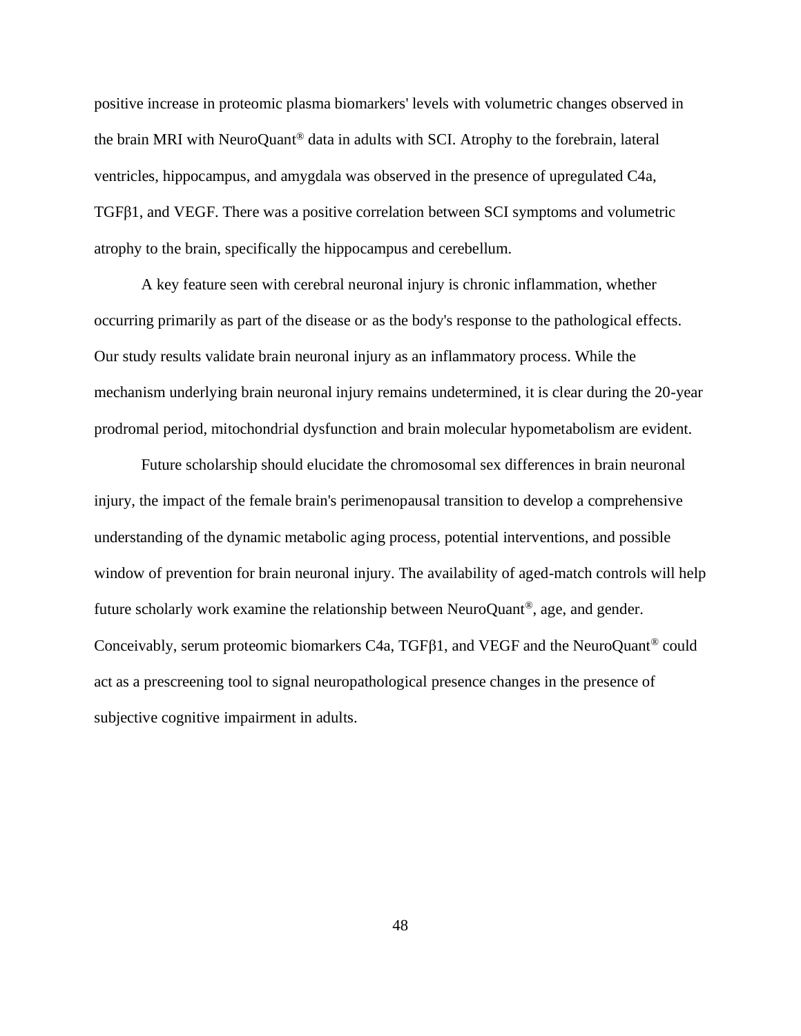positive increase in proteomic plasma biomarkers' levels with volumetric changes observed in the brain MRI with NeuroQuant® data in adults with SCI. Atrophy to the forebrain, lateral ventricles, hippocampus, and amygdala was observed in the presence of upregulated C4a, TGFβ1, and VEGF. There was a positive correlation between SCI symptoms and volumetric atrophy to the brain, specifically the hippocampus and cerebellum.

A key feature seen with cerebral neuronal injury is chronic inflammation, whether occurring primarily as part of the disease or as the body's response to the pathological effects. Our study results validate brain neuronal injury as an inflammatory process. While the mechanism underlying brain neuronal injury remains undetermined, it is clear during the 20-year prodromal period, mitochondrial dysfunction and brain molecular hypometabolism are evident.

Future scholarship should elucidate the chromosomal sex differences in brain neuronal injury, the impact of the female brain's perimenopausal transition to develop a comprehensive understanding of the dynamic metabolic aging process, potential interventions, and possible window of prevention for brain neuronal injury. The availability of aged-match controls will help future scholarly work examine the relationship between NeuroQuant®, age, and gender. Conceivably, serum proteomic biomarkers C4a, TGFβ1, and VEGF and the NeuroQuant® could act as a prescreening tool to signal neuropathological presence changes in the presence of subjective cognitive impairment in adults.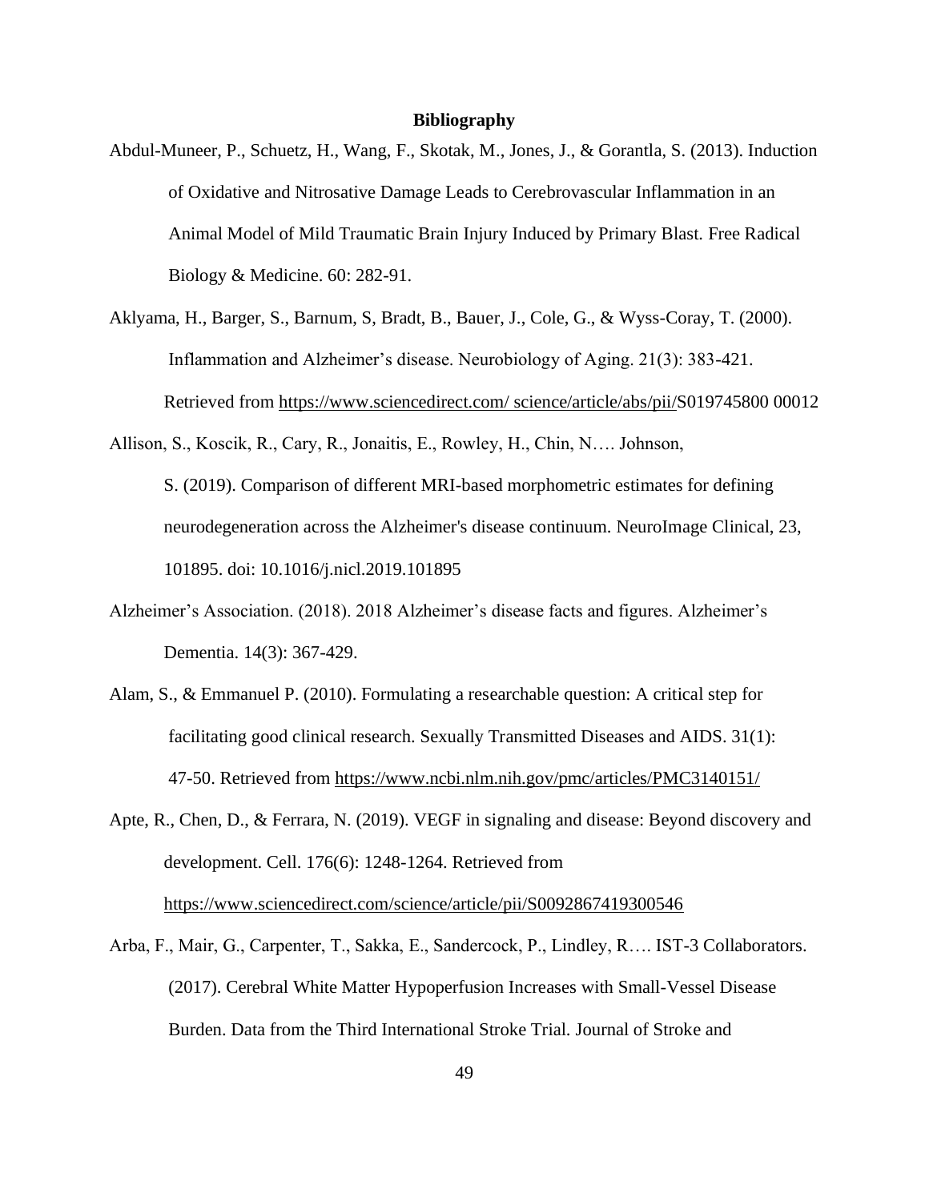# Bibliography

Abdul-Muneer, P., Schuetz, H., Wang, F., Skotak, M., Jones, J., & Gorantla, S. (2013). Induction of Oxidative and Nitrosative Damage Leads to Cerebrovascular Inflammation in an Animal Model of Mild Traumatic Brain Injury Induced by Primary Blast. Free Radical Biology & Medicine. 60: 282-91.

Aklyama, H., Barger, S., Barnum, S, Bradt, B., Bauer, J., Cole, G., & Wyss-Coray, T. (2000). Inflammation and Alzheimer's disease. Neurobiology of Aging. 21(3): 383-421. Retrieved from https://www.sciencedirect.com/ science/article/abs/pii/S019745800 00012

Allison, S., Koscik, R., Cary, R., Jonaitis, E., Rowley, H., Chin, N…. Johnson, S. (2019). Comparison of different MRI-based morphometric estimates for defining neurodegeneration across the Alzheimer's disease continuum. NeuroImage Clinical, 23, 101895. doi: 10.1016/j.nicl.2019.101895

Alzheimer's Association. (2018). 2018 Alzheimer's disease facts and figures. Alzheimer's Dementia. 14(3): 367-429.

Alam, S., & Emmanuel P. (2010). Formulating a researchable question: A critical step for facilitating good clinical research. Sexually Transmitted Diseases and AIDS. 31(1): 47-50. Retrieved from https://www.ncbi.nlm.nih.gov/pmc/articles/PMC3140151/

Apte, R., Chen, D., & Ferrara, N. (2019). VEGF in signaling and disease: Beyond discovery and development. Cell. 176(6): 1248-1264. Retrieved from https://www.sciencedirect.com/science/article/pii/S0092867419300546

Arba, F., Mair, G., Carpenter, T., Sakka, E., Sandercock, P., Lindley, R…. IST-3 Collaborators. (2017). Cerebral White Matter Hypoperfusion Increases with Small-Vessel Disease Burden. Data from the Third International Stroke Trial. Journal of Stroke and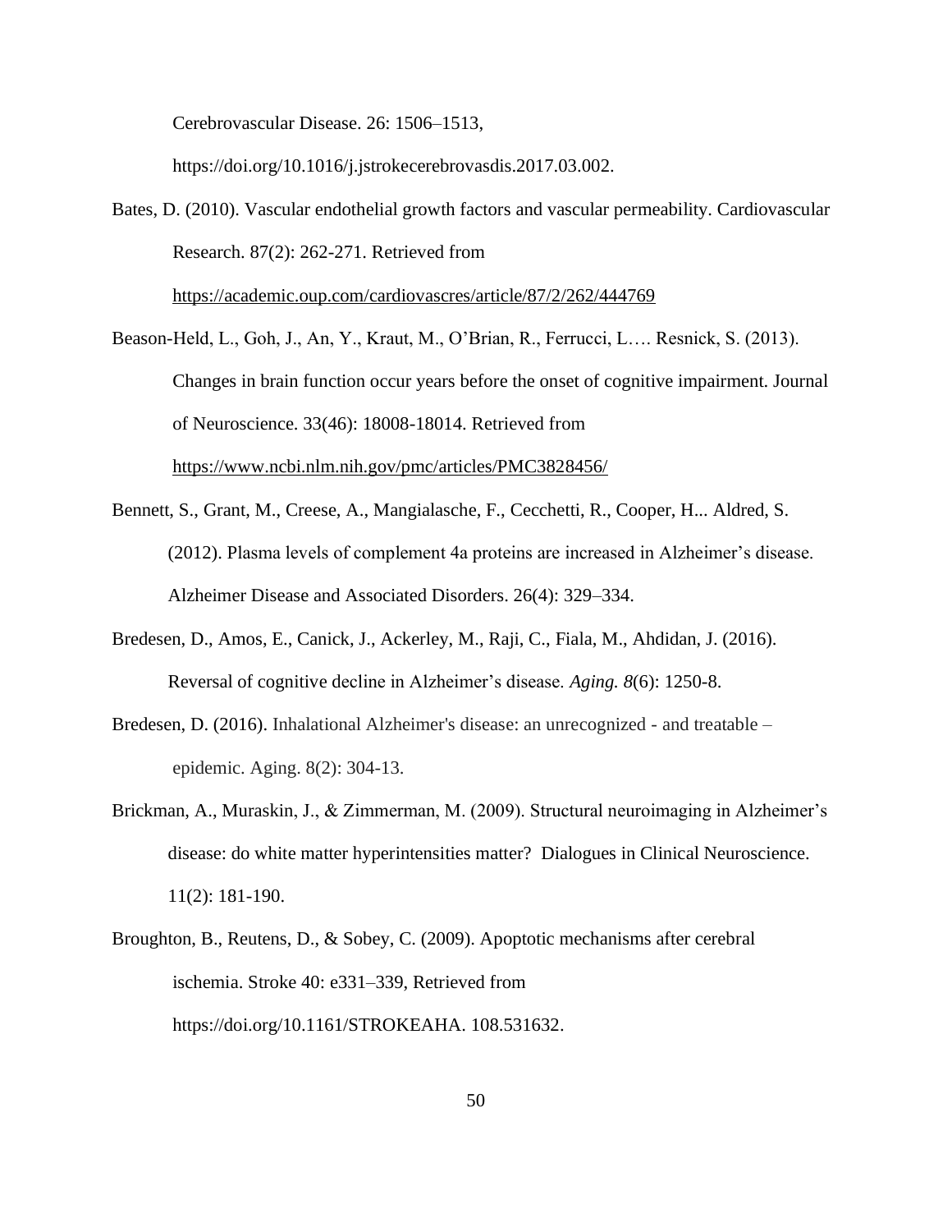Cerebrovascular Disease. 26: 1506–1513, https://doi.org/10.1016/j.jstrokecerebrovasdis.2017.03.002.

Bates, D. (2010). Vascular endothelial growth factors and vascular permeability. Cardiovascular Research. 87(2): 262-271. Retrieved from https://academic.oup.com/cardiovascres/article/87/2/262/444769

Beason-Held, L., Goh, J., An, Y., Kraut, M., O'Brian, R., Ferrucci, L…. Resnick, S. (2013). Changes in brain function occur years before the onset of cognitive impairment. Journal of Neuroscience. 33(46): 18008-18014. Retrieved from https://www.ncbi.nlm.nih.gov/pmc/articles/PMC3828456/

Bennett, S., Grant, M., Creese, A., Mangialasche, F., Cecchetti, R., Cooper, H... Aldred, S. (2012). Plasma levels of complement 4a proteins are increased in Alzheimer's disease. Alzheimer Disease and Associated Disorders. 26(4): 329–334.

Bredesen, D., Amos, E., Canick, J., Ackerley, M., Raji, C., Fiala, M., Ahdidan, J. (2016). Reversal of cognitive decline in Alzheimer's disease. *Aging. 8*(6): 1250-8.

Bredesen, D. (2016). Inhalational Alzheimer's disease: an unrecognized - and treatable – epidemic. Aging. 8(2): 304-13.

Brickman, A., Muraskin, J., & Zimmerman, M. (2009). Structural neuroimaging in Alzheimer's disease: do white matter hyperintensities matter? Dialogues in Clinical Neuroscience. 11(2): 181-190.

Broughton, B., Reutens, D., & Sobey, C. (2009). Apoptotic mechanisms after cerebral ischemia. Stroke 40: e331–339, Retrieved from https://doi.org/10.1161/STROKEAHA. 108.531632.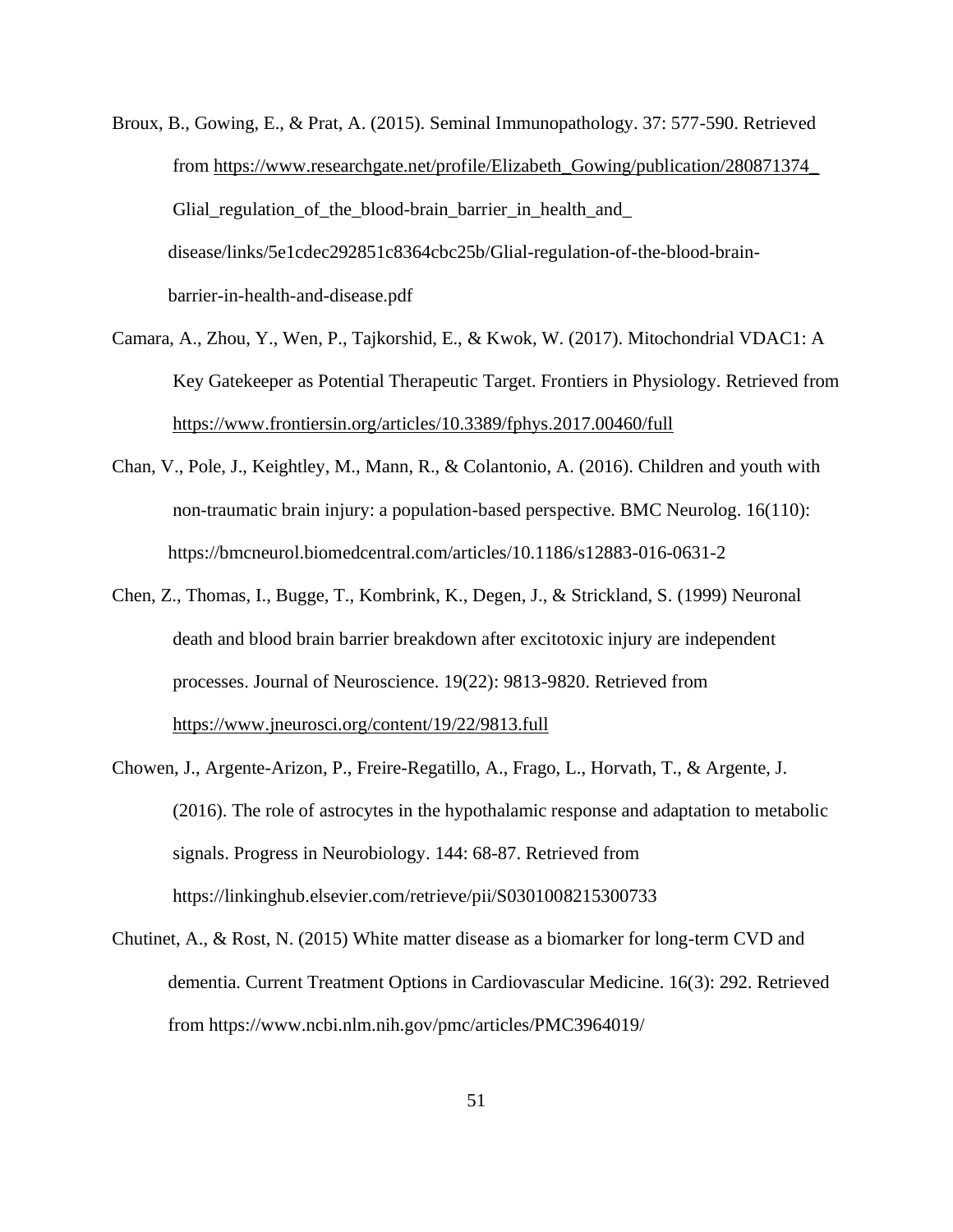Broux, B., Gowing, E., & Prat, A. (2015). Seminal Immunopathology. 37: 577-590. Retrieved from https://www.researchgate.net/profile/Elizabeth_Gowing/publication/280871374_Glial_regulation_of_the_blood-brain_barrier_in_health_and_disease/links/5e1cdec292851c8364cbc25b/Glial-regulation-of-the-blood-brain-barrier-in-health-and-disease.pdf

Camara, A., Zhou, Y., Wen, P., Tajkorshid, E., & Kwok, W. (2017). Mitochondrial VDAC1: A Key Gatekeeper as Potential Therapeutic Target. Frontiers in Physiology. Retrieved from https://www.frontiersin.org/articles/10.3389/fphys.2017.00460/full

Chan, V., Pole, J., Keightley, M., Mann, R., & Colantonio, A. (2016). Children and youth with non-traumatic brain injury: a population-based perspective. BMC Neurolog. 16(110): https://bmcneurol.biomedcentral.com/articles/10.1186/s12883-016-0631-2

Chen, Z., Thomas, I., Bugge, T., Kombrink, K., Degen, J., & Strickland, S. (1999) Neuronal death and blood brain barrier breakdown after excitotoxic injury are independent processes. Journal of Neuroscience. 19(22): 9813-9820. Retrieved from https://www.jneurosci.org/content/19/22/9813.full

Chowen, J., Argente-Arizon, P., Freire-Regatillo, A., Frago, L., Horvath, T., & Argente, J. (2016). The role of astrocytes in the hypothalamic response and adaptation to metabolic signals. Progress in Neurobiology. 144: 68-87. Retrieved from https://linkinghub.elsevier.com/retrieve/pii/S0301008215300733

Chutinet, A., & Rost, N. (2015) White matter disease as a biomarker for long-term CVD and dementia. Current Treatment Options in Cardiovascular Medicine. 16(3): 292. Retrieved from https://www.ncbi.nlm.nih.gov/pmc/articles/PMC3964019/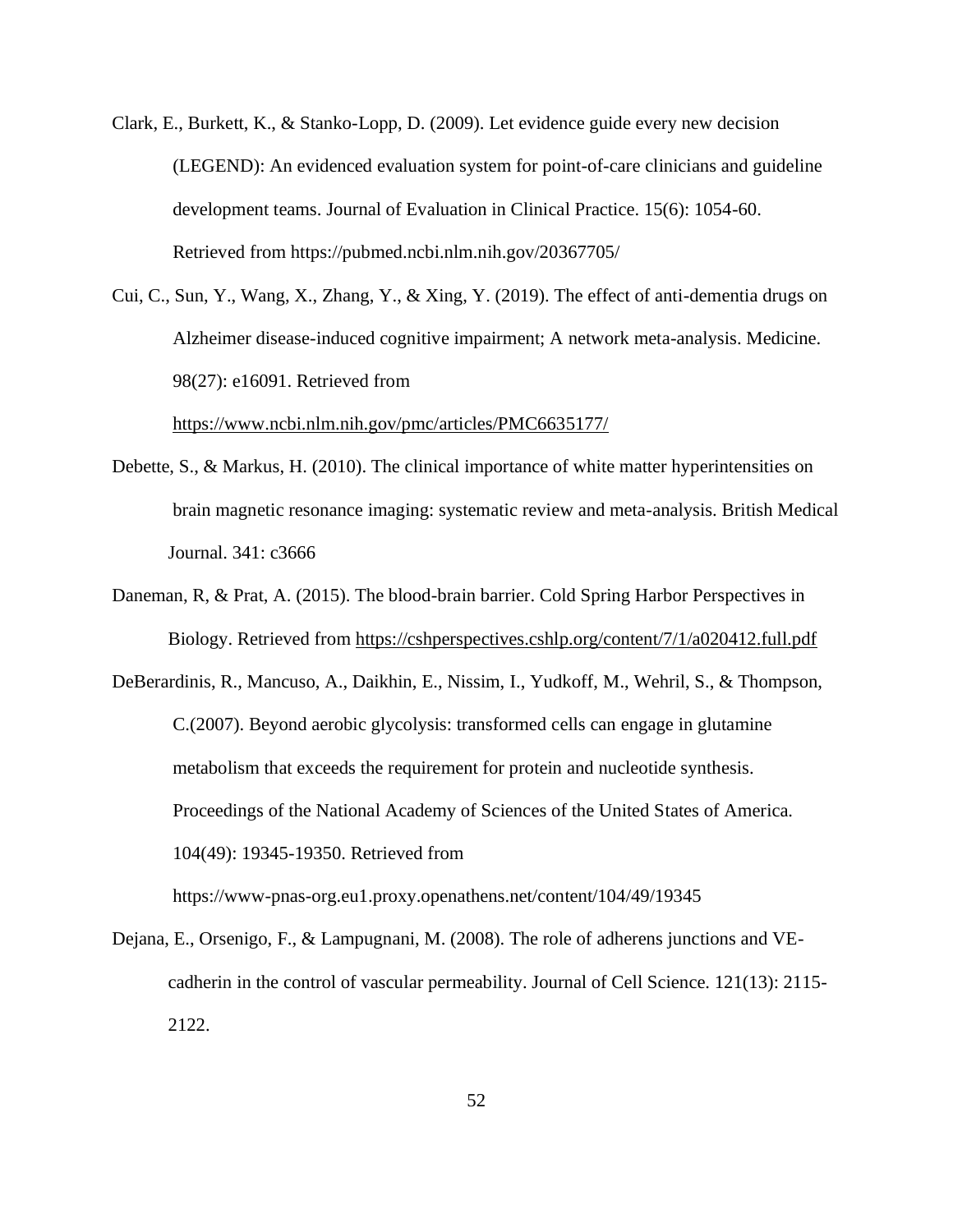Clark, E., Burkett, K., & Stanko-Lopp, D. (2009). Let evidence guide every new decision (LEGEND): An evidenced evaluation system for point-of-care clinicians and guideline development teams. Journal of Evaluation in Clinical Practice. 15(6): 1054-60. Retrieved from https://pubmed.ncbi.nlm.nih.gov/20367705/

Cui, C., Sun, Y., Wang, X., Zhang, Y., & Xing, Y. (2019). The effect of anti-dementia drugs on Alzheimer disease-induced cognitive impairment; A network meta-analysis. Medicine. 98(27): e16091. Retrieved from https://www.ncbi.nlm.nih.gov/pmc/articles/PMC6635177/

Debette, S., & Markus, H. (2010). The clinical importance of white matter hyperintensities on brain magnetic resonance imaging: systematic review and meta-analysis. British Medical Journal. 341: c3666

Daneman, R, & Prat, A. (2015). The blood-brain barrier. Cold Spring Harbor Perspectives in Biology. Retrieved from https://cshperspectives.cshlp.org/content/7/1/a020412.full.pdf

DeBerardinis, R., Mancuso, A., Daikhin, E., Nissim, I., Yudkoff, M., Wehril, S., & Thompson, C.(2007). Beyond aerobic glycolysis: transformed cells can engage in glutamine metabolism that exceeds the requirement for protein and nucleotide synthesis. Proceedings of the National Academy of Sciences of the United States of America. 104(49): 19345-19350. Retrieved from https://www-pnas-org.eu1.proxy.openathens.net/content/104/49/19345

Dejana, E., Orsenigo, F., & Lampugnani, M. (2008). The role of adherens junctions and VE-cadherin in the control of vascular permeability. Journal of Cell Science. 121(13): 2115-2122.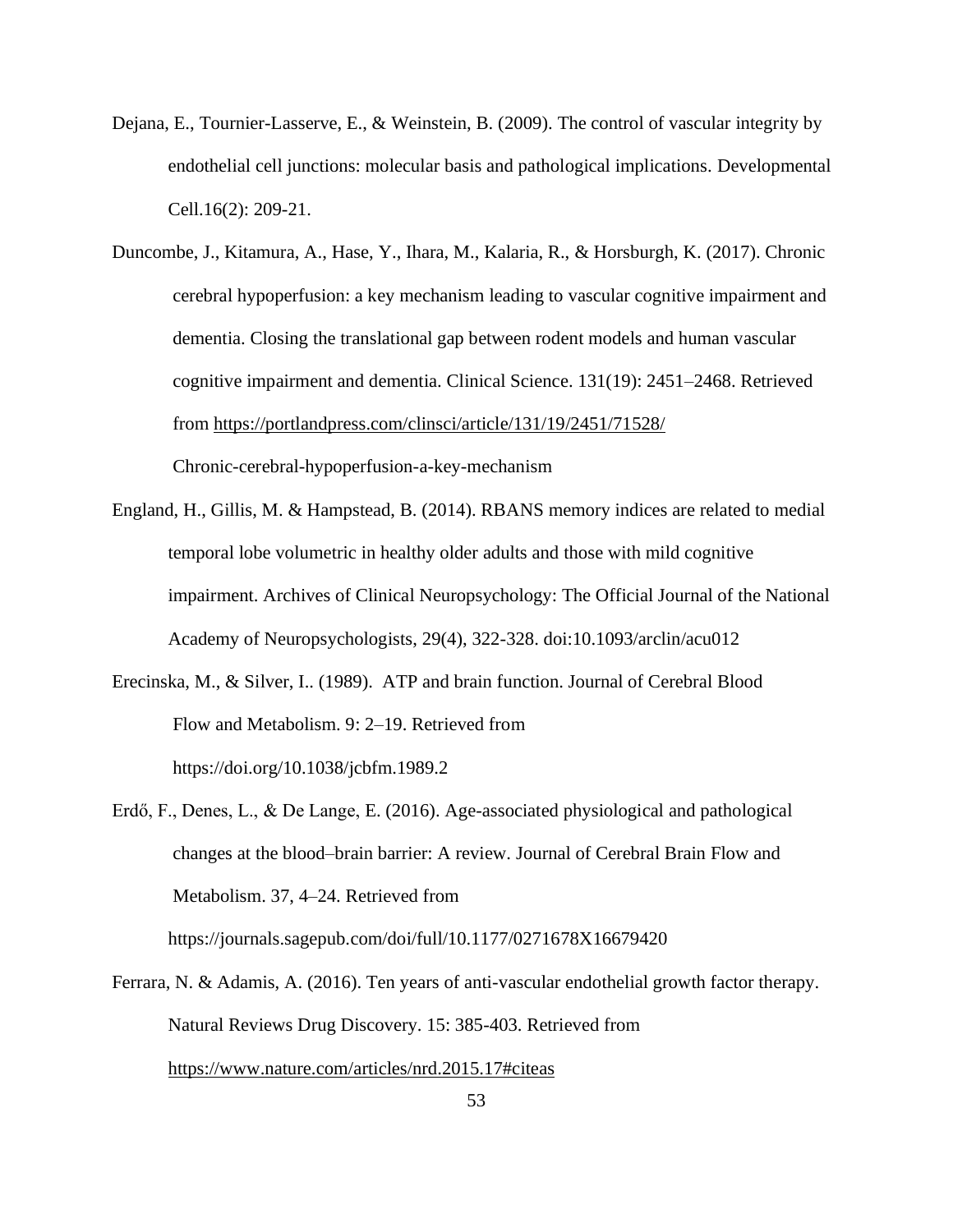Dejana, E., Tournier-Lasserve, E., & Weinstein, B. (2009). The control of vascular integrity by endothelial cell junctions: molecular basis and pathological implications. Developmental Cell.16(2): 209-21.

Duncombe, J., Kitamura, A., Hase, Y., Ihara, M., Kalaria, R., & Horsburgh, K. (2017). Chronic cerebral hypoperfusion: a key mechanism leading to vascular cognitive impairment and dementia. Closing the translational gap between rodent models and human vascular cognitive impairment and dementia. Clinical Science. 131(19): 2451–2468. Retrieved from https://portlandpress.com/clinsci/article/131/19/2451/71528/ Chronic-cerebral-hypoperfusion-a-key-mechanism

England, H., Gillis, M. & Hampstead, B. (2014). RBANS memory indices are related to medial temporal lobe volumetric in healthy older adults and those with mild cognitive impairment. Archives of Clinical Neuropsychology: The Official Journal of the National Academy of Neuropsychologists, 29(4), 322-328. doi:10.1093/arclin/acu012

Erecinska, M., & Silver, I.. (1989). ATP and brain function. Journal of Cerebral Blood Flow and Metabolism. 9: 2–19. Retrieved from https://doi.org/10.1038/jcbfm.1989.2

Erdő, F., Denes, L., & De Lange, E. (2016). Age-associated physiological and pathological changes at the blood–brain barrier: A review. Journal of Cerebral Brain Flow and Metabolism. 37, 4–24. Retrieved from https://journals.sagepub.com/doi/full/10.1177/0271678X16679420

Ferrara, N. & Adamis, A. (2016). Ten years of anti-vascular endothelial growth factor therapy. Natural Reviews Drug Discovery. 15: 385-403. Retrieved from https://www.nature.com/articles/nrd.2015.17#citeas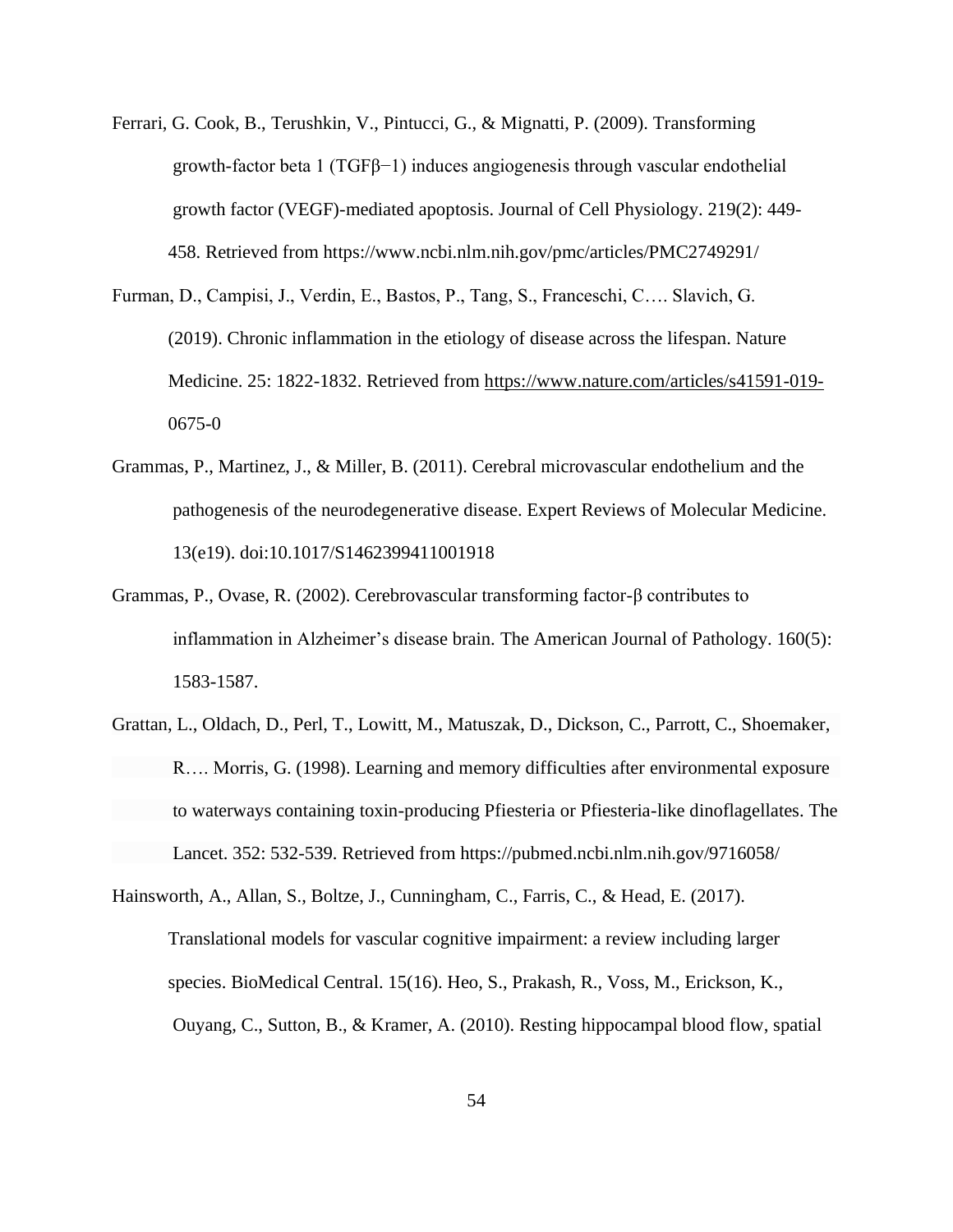Ferrari, G. Cook, B., Terushkin, V., Pintucci, G., & Mignatti, P. (2009). Transforming growth-factor beta 1 (TGFβ−1) induces angiogenesis through vascular endothelial growth factor (VEGF)-mediated apoptosis. Journal of Cell Physiology. 219(2): 449-458. Retrieved from https://www.ncbi.nlm.nih.gov/pmc/articles/PMC2749291/

Furman, D., Campisi, J., Verdin, E., Bastos, P., Tang, S., Franceschi, C…. Slavich, G. (2019). Chronic inflammation in the etiology of disease across the lifespan. Nature Medicine. 25: 1822-1832. Retrieved from https://www.nature.com/articles/s41591-019-0675-0

Grammas, P., Martinez, J., & Miller, B. (2011). Cerebral microvascular endothelium and the pathogenesis of the neurodegenerative disease. Expert Reviews of Molecular Medicine. 13(e19). doi:10.1017/S1462399411001918

Grammas, P., Ovase, R. (2002). Cerebrovascular transforming factor-β contributes to inflammation in Alzheimer's disease brain. The American Journal of Pathology. 160(5): 1583-1587.

Grattan, L., Oldach, D., Perl, T., Lowitt, M., Matuszak, D., Dickson, C., Parrott, C., Shoemaker, R…. Morris, G. (1998). Learning and memory difficulties after environmental exposure to waterways containing toxin-producing Pfiesteria or Pfiesteria-like dinoflagellates. The Lancet. 352: 532-539. Retrieved from https://pubmed.ncbi.nlm.nih.gov/9716058/

Hainsworth, A., Allan, S., Boltze, J., Cunningham, C., Farris, C., & Head, E. (2017). Translational models for vascular cognitive impairment: a review including larger species. BioMedical Central. 15(16). Heo, S., Prakash, R., Voss, M., Erickson, K., Ouyang, C., Sutton, B., & Kramer, A. (2010). Resting hippocampal blood flow, spatial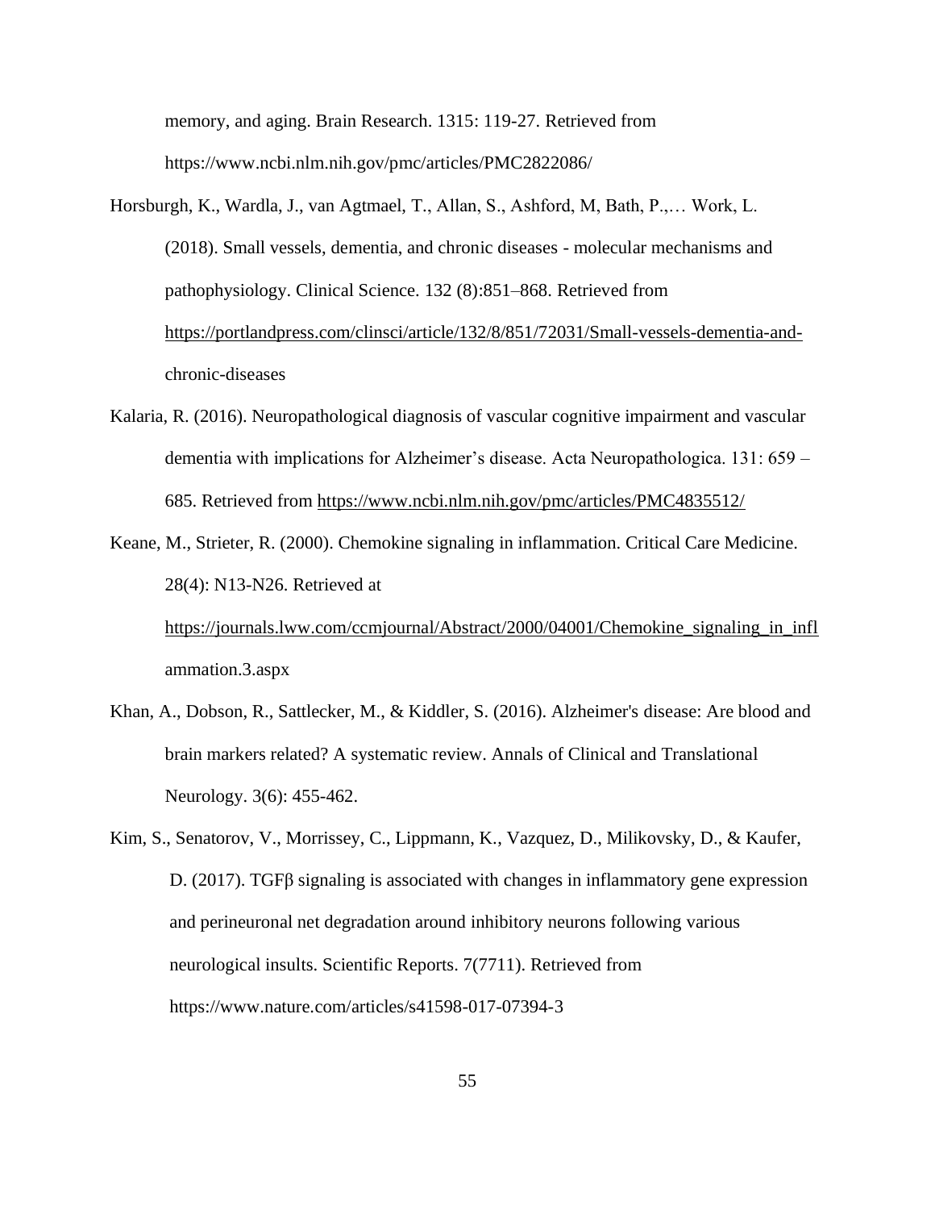memory, and aging. Brain Research. 1315: 119-27. Retrieved from https://www.ncbi.nlm.nih.gov/pmc/articles/PMC2822086/

Horsburgh, K., Wardla, J., van Agtmael, T., Allan, S., Ashford, M, Bath, P.,… Work, L. (2018). Small vessels, dementia, and chronic diseases - molecular mechanisms and pathophysiology. Clinical Science. 132 (8):851–868. Retrieved from https://portlandpress.com/clinsci/article/132/8/851/72031/Small-vessels-dementia-and-chronic-diseases

Kalaria, R. (2016). Neuropathological diagnosis of vascular cognitive impairment and vascular dementia with implications for Alzheimer's disease. Acta Neuropathologica. 131: 659 – 685. Retrieved from https://www.ncbi.nlm.nih.gov/pmc/articles/PMC4835512/

Keane, M., Strieter, R. (2000). Chemokine signaling in inflammation. Critical Care Medicine. 28(4): N13-N26. Retrieved at https://journals.lww.com/ccmjournal/Abstract/2000/04001/Chemokine_signaling_in_inflammation.3.aspx

Khan, A., Dobson, R., Sattlecker, M., & Kiddler, S. (2016). Alzheimer's disease: Are blood and brain markers related? A systematic review. Annals of Clinical and Translational Neurology. 3(6): 455-462.

Kim, S., Senatorov, V., Morrissey, C., Lippmann, K., Vazquez, D., Milikovsky, D., & Kaufer, D. (2017). TGFβ signaling is associated with changes in inflammatory gene expression and perineuronal net degradation around inhibitory neurons following various neurological insults. Scientific Reports. 7(7711). Retrieved from https://www.nature.com/articles/s41598-017-07394-3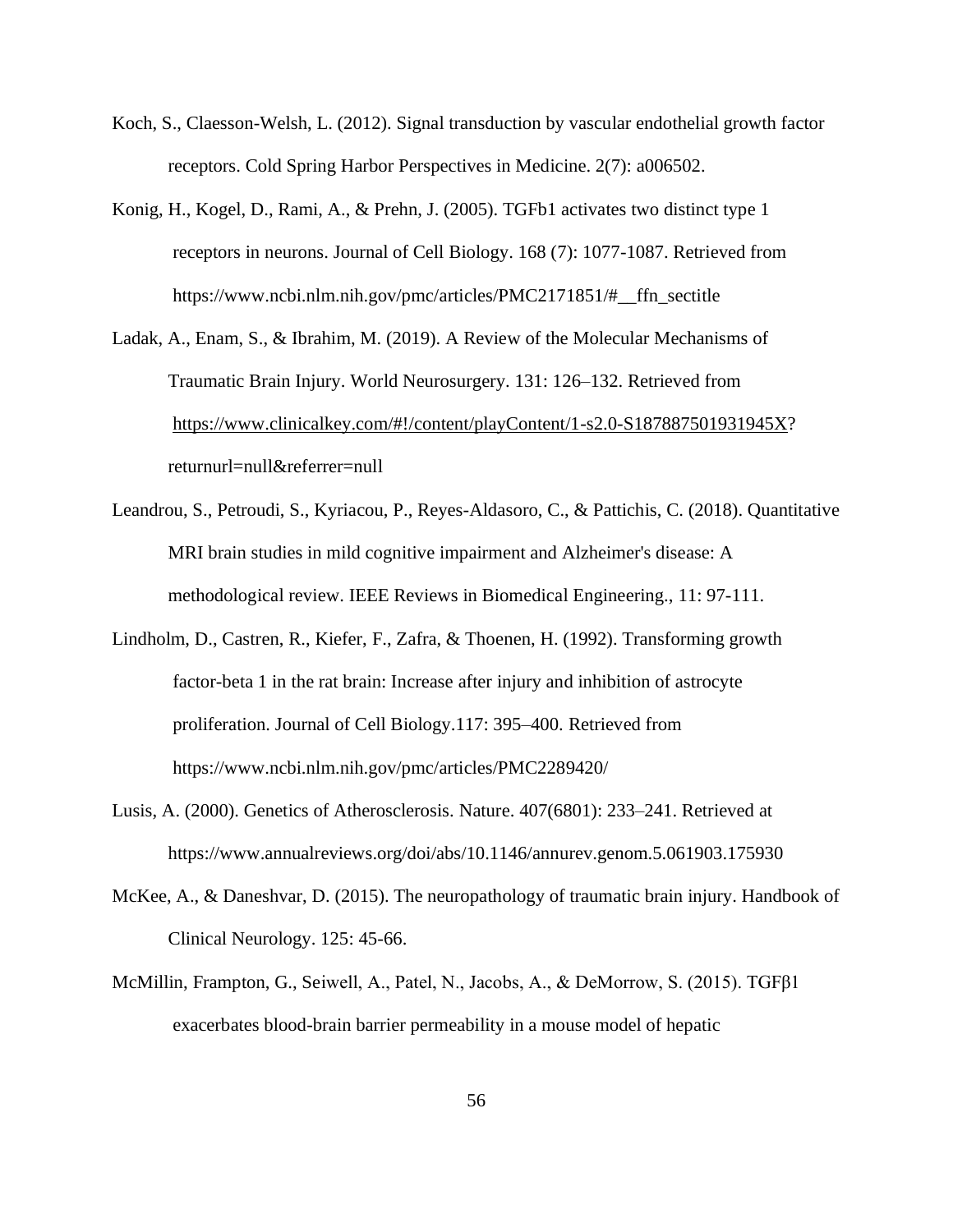Koch, S., Claesson-Welsh, L. (2012). Signal transduction by vascular endothelial growth factor receptors. Cold Spring Harbor Perspectives in Medicine. 2(7): a006502.

Konig, H., Kogel, D., Rami, A., & Prehn, J. (2005). TGFb1 activates two distinct type 1 receptors in neurons. Journal of Cell Biology. 168 (7): 1077-1087. Retrieved from https://www.ncbi.nlm.nih.gov/pmc/articles/PMC2171851/#__ffn_sectitle

Ladak, A., Enam, S., & Ibrahim, M. (2019). A Review of the Molecular Mechanisms of Traumatic Brain Injury. World Neurosurgery. 131: 126–132. Retrieved from https://www.clinicalkey.com/#!/content/playContent/1-s2.0-S187887501931945X?returnurl=null&referrer=null

Leandrou, S., Petroudi, S., Kyriacou, P., Reyes-Aldasoro, C., & Pattichis, C. (2018). Quantitative MRI brain studies in mild cognitive impairment and Alzheimer's disease: A methodological review. IEEE Reviews in Biomedical Engineering., 11: 97-111.

Lindholm, D., Castren, R., Kiefer, F., Zafra, & Thoenen, H. (1992). Transforming growth factor-beta 1 in the rat brain: Increase after injury and inhibition of astrocyte proliferation. Journal of Cell Biology.117: 395–400. Retrieved from https://www.ncbi.nlm.nih.gov/pmc/articles/PMC2289420/

Lusis, A. (2000). Genetics of Atherosclerosis. Nature. 407(6801): 233–241. Retrieved at https://www.annualreviews.org/doi/abs/10.1146/annurev.genom.5.061903.175930

McKee, A., & Daneshvar, D. (2015). The neuropathology of traumatic brain injury. Handbook of Clinical Neurology. 125: 45-66.

McMillin, Frampton, G., Seiwell, A., Patel, N., Jacobs, A., & DeMorrow, S. (2015). TGFβ1 exacerbates blood-brain barrier permeability in a mouse model of hepatic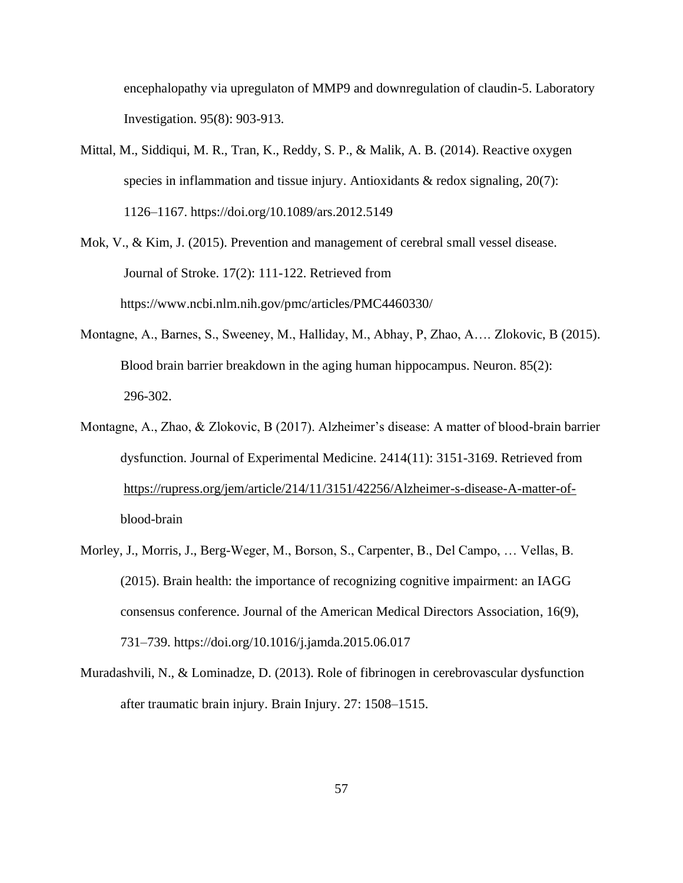encephalopathy via upregulaton of MMP9 and downregulation of claudin-5. Laboratory Investigation. 95(8): 903-913.

Mittal, M., Siddiqui, M. R., Tran, K., Reddy, S. P., & Malik, A. B. (2014). Reactive oxygen species in inflammation and tissue injury. Antioxidants & redox signaling, 20(7): 1126–1167. https://doi.org/10.1089/ars.2012.5149

Mok, V., & Kim, J. (2015). Prevention and management of cerebral small vessel disease. Journal of Stroke. 17(2): 111-122. Retrieved from https://www.ncbi.nlm.nih.gov/pmc/articles/PMC4460330/

Montagne, A., Barnes, S., Sweeney, M., Halliday, M., Abhay, P, Zhao, A…. Zlokovic, B (2015). Blood brain barrier breakdown in the aging human hippocampus. Neuron. 85(2): 296-302.

Montagne, A., Zhao, & Zlokovic, B (2017). Alzheimer's disease: A matter of blood-brain barrier dysfunction. Journal of Experimental Medicine. 2414(11): 3151-3169. Retrieved from https://rupress.org/jem/article/214/11/3151/42256/Alzheimer-s-disease-A-matter-of-blood-brain

Morley, J., Morris, J., Berg-Weger, M., Borson, S., Carpenter, B., Del Campo, … Vellas, B. (2015). Brain health: the importance of recognizing cognitive impairment: an IAGG consensus conference. Journal of the American Medical Directors Association, 16(9), 731–739. https://doi.org/10.1016/j.jamda.2015.06.017

Muradashvili, N., & Lominadze, D. (2013). Role of fibrinogen in cerebrovascular dysfunction after traumatic brain injury. Brain Injury. 27: 1508–1515.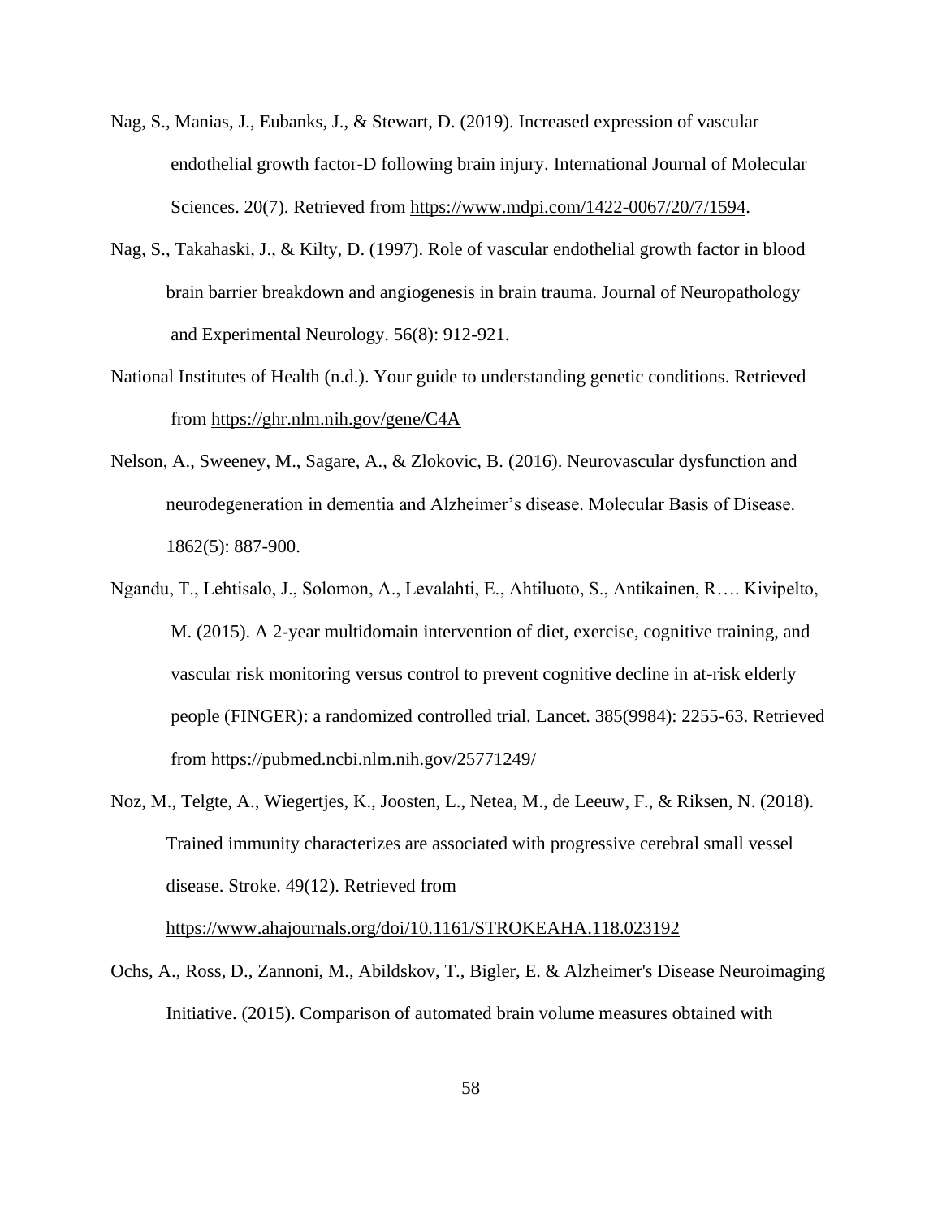Nag, S., Manias, J., Eubanks, J., & Stewart, D. (2019). Increased expression of vascular endothelial growth factor-D following brain injury. International Journal of Molecular Sciences. 20(7). Retrieved from https://www.mdpi.com/1422-0067/20/7/1594.

Nag, S., Takahaski, J., & Kilty, D. (1997). Role of vascular endothelial growth factor in blood brain barrier breakdown and angiogenesis in brain trauma. Journal of Neuropathology and Experimental Neurology. 56(8): 912-921.

National Institutes of Health (n.d.). Your guide to understanding genetic conditions. Retrieved from https://ghr.nlm.nih.gov/gene/C4A

Nelson, A., Sweeney, M., Sagare, A., & Zlokovic, B. (2016). Neurovascular dysfunction and neurodegeneration in dementia and Alzheimer's disease. Molecular Basis of Disease. 1862(5): 887-900.

Ngandu, T., Lehtisalo, J., Solomon, A., Levalahti, E., Ahtiluoto, S., Antikainen, R…. Kivipelto, M. (2015). A 2-year multidomain intervention of diet, exercise, cognitive training, and vascular risk monitoring versus control to prevent cognitive decline in at-risk elderly people (FINGER): a randomized controlled trial. Lancet. 385(9984): 2255-63. Retrieved from https://pubmed.ncbi.nlm.nih.gov/25771249/

Noz, M., Telgte, A., Wiegertjes, K., Joosten, L., Netea, M., de Leeuw, F., & Riksen, N. (2018). Trained immunity characterizes are associated with progressive cerebral small vessel disease. Stroke. 49(12). Retrieved from https://www.ahajournals.org/doi/10.1161/STROKEAHA.118.023192

Ochs, A., Ross, D., Zannoni, M., Abildskov, T., Bigler, E. & Alzheimer's Disease Neuroimaging Initiative. (2015). Comparison of automated brain volume measures obtained with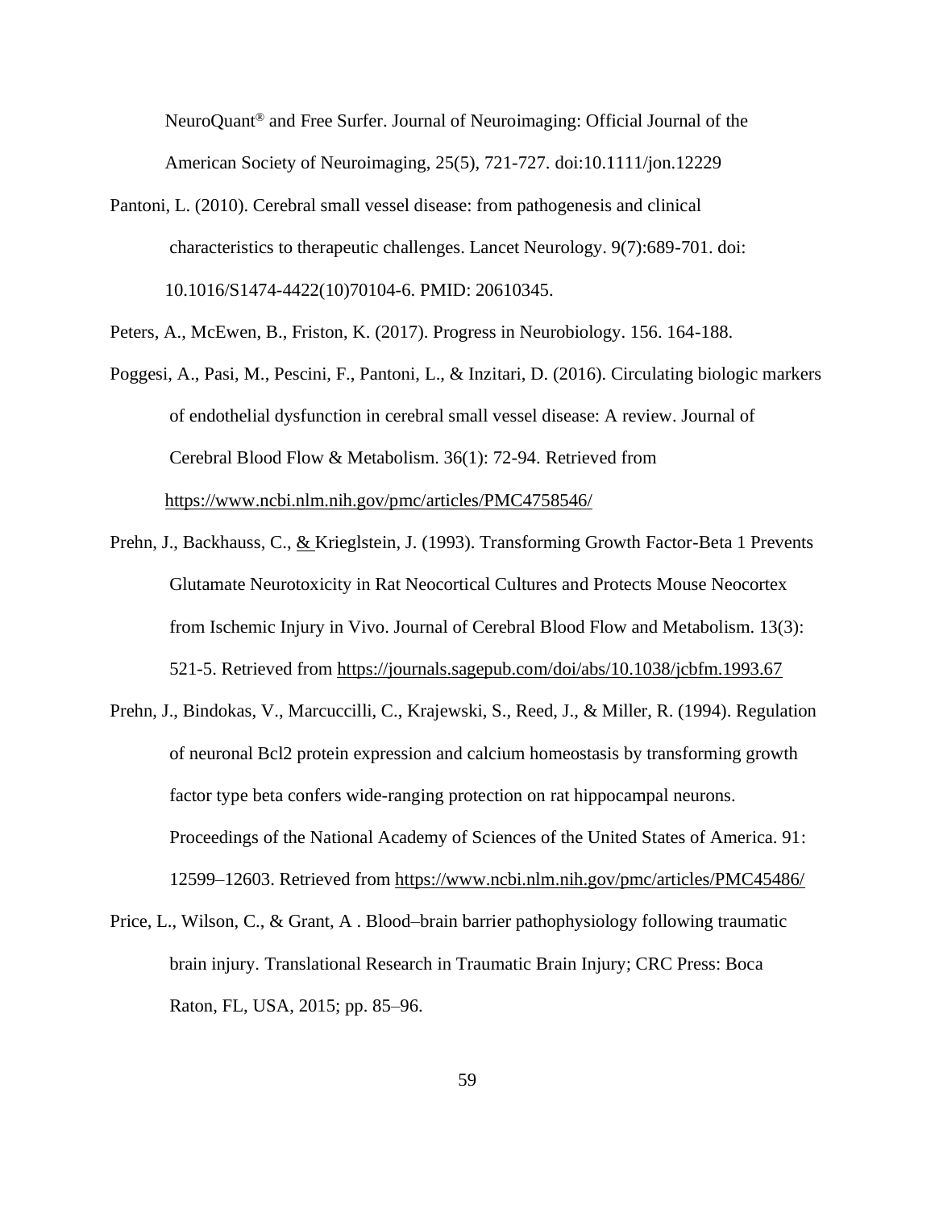NeuroQuant® and Free Surfer. Journal of Neuroimaging: Official Journal of the American Society of Neuroimaging, 25(5), 721-727. doi:10.1111/jon.12229

Pantoni, L. (2010). Cerebral small vessel disease: from pathogenesis and clinical characteristics to therapeutic challenges. Lancet Neurology. 9(7):689-701. doi: 10.1016/S1474-4422(10)70104-6. PMID: 20610345.

Peters, A., McEwen, B., Friston, K. (2017). Progress in Neurobiology. 156. 164-188.

Poggesi, A., Pasi, M., Pescini, F., Pantoni, L., & Inzitari, D. (2016). Circulating biologic markers of endothelial dysfunction in cerebral small vessel disease: A review. Journal of Cerebral Blood Flow & Metabolism. 36(1): 72-94. Retrieved from https://www.ncbi.nlm.nih.gov/pmc/articles/PMC4758546/

Prehn, J., Backhauss, C., & Krieglstein, J. (1993). Transforming Growth Factor-Beta 1 Prevents Glutamate Neurotoxicity in Rat Neocortical Cultures and Protects Mouse Neocortex from Ischemic Injury in Vivo. Journal of Cerebral Blood Flow and Metabolism. 13(3): 521-5. Retrieved from https://journals.sagepub.com/doi/abs/10.1038/jcbfm.1993.67

Prehn, J., Bindokas, V., Marcuccilli, C., Krajewski, S., Reed, J., & Miller, R. (1994). Regulation of neuronal Bcl2 protein expression and calcium homeostasis by transforming growth factor type beta confers wide-ranging protection on rat hippocampal neurons. Proceedings of the National Academy of Sciences of the United States of America. 91: 12599–12603. Retrieved from https://www.ncbi.nlm.nih.gov/pmc/articles/PMC45486/

Price, L., Wilson, C., & Grant, A . Blood–brain barrier pathophysiology following traumatic brain injury. Translational Research in Traumatic Brain Injury; CRC Press: Boca Raton, FL, USA, 2015; pp. 85–96.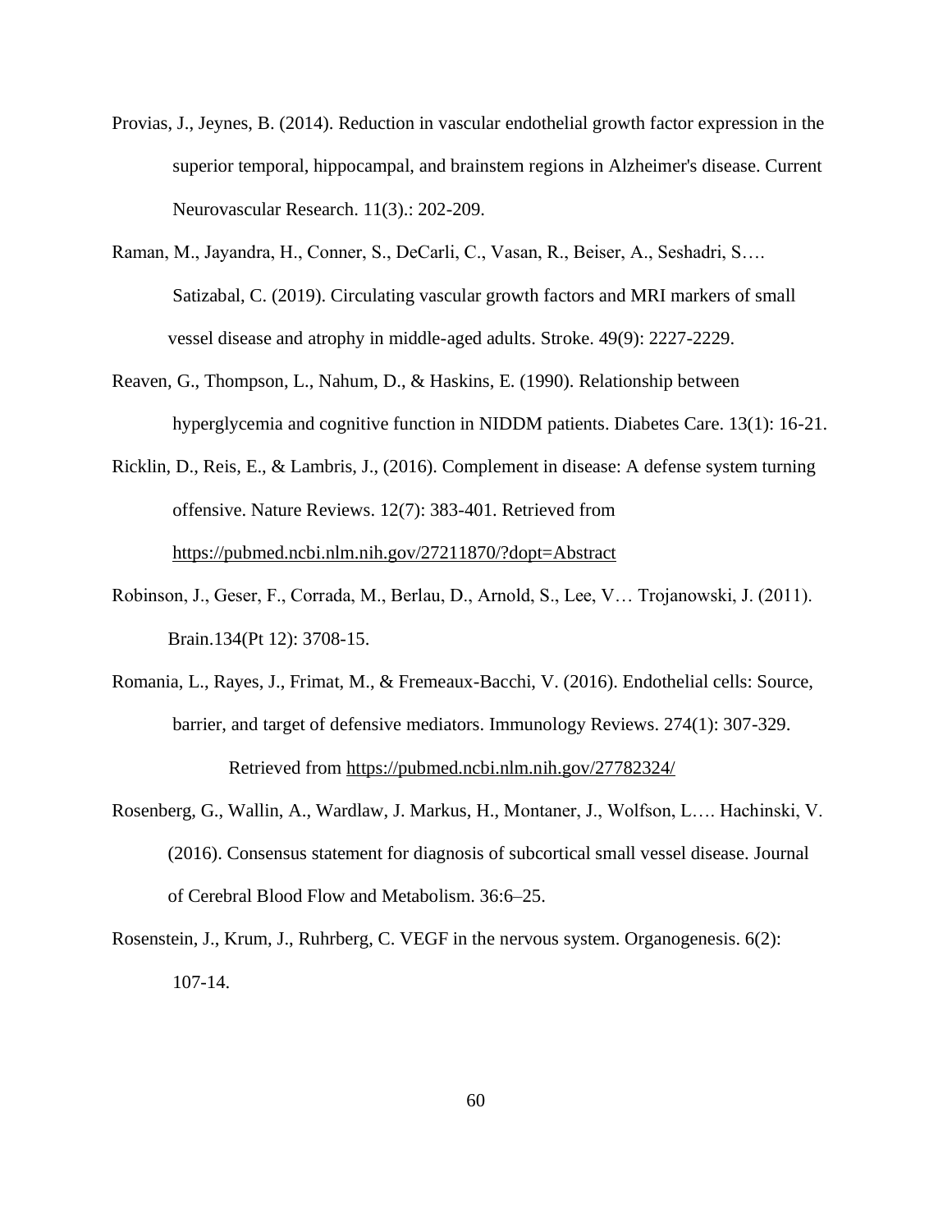Provias, J., Jeynes, B. (2014). Reduction in vascular endothelial growth factor expression in the superior temporal, hippocampal, and brainstem regions in Alzheimer's disease. Current Neurovascular Research. 11(3).: 202-209.

Raman, M., Jayandra, H., Conner, S., DeCarli, C., Vasan, R., Beiser, A., Seshadri, S…. Satizabal, C. (2019). Circulating vascular growth factors and MRI markers of small vessel disease and atrophy in middle-aged adults. Stroke. 49(9): 2227-2229.

Reaven, G., Thompson, L., Nahum, D., & Haskins, E. (1990). Relationship between hyperglycemia and cognitive function in NIDDM patients. Diabetes Care. 13(1): 16-21.

Ricklin, D., Reis, E., & Lambris, J., (2016). Complement in disease: A defense system turning offensive. Nature Reviews. 12(7): 383-401. Retrieved from https://pubmed.ncbi.nlm.nih.gov/27211870/?dopt=Abstract

Robinson, J., Geser, F., Corrada, M., Berlau, D., Arnold, S., Lee, V… Trojanowski, J. (2011). Brain.134(Pt 12): 3708-15.

Romania, L., Rayes, J., Frimat, M., & Fremeaux-Bacchi, V. (2016). Endothelial cells: Source, barrier, and target of defensive mediators. Immunology Reviews. 274(1): 307-329. Retrieved from https://pubmed.ncbi.nlm.nih.gov/27782324/

Rosenberg, G., Wallin, A., Wardlaw, J. Markus, H., Montaner, J., Wolfson, L…. Hachinski, V. (2016). Consensus statement for diagnosis of subcortical small vessel disease. Journal of Cerebral Blood Flow and Metabolism. 36:6–25.

Rosenstein, J., Krum, J., Ruhrberg, C. VEGF in the nervous system. Organogenesis. 6(2): 107-14.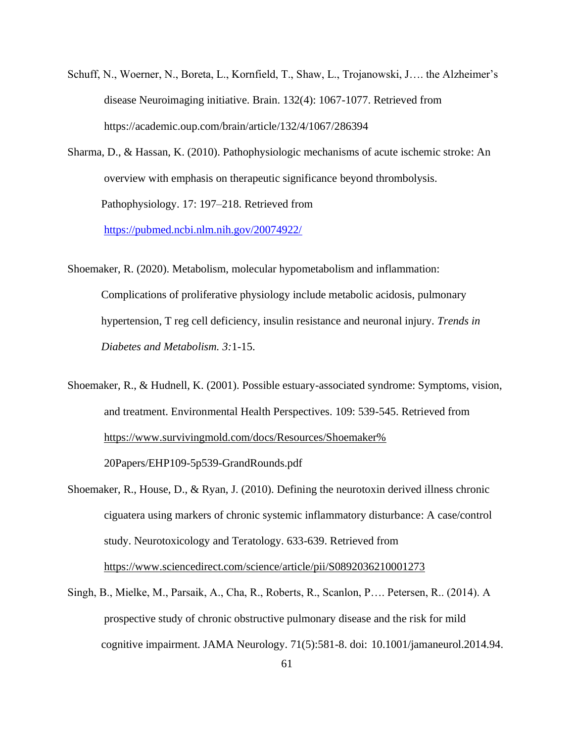Schuff, N., Woerner, N., Boreta, L., Kornfield, T., Shaw, L., Trojanowski, J…. the Alzheimer's disease Neuroimaging initiative. Brain. 132(4): 1067-1077. Retrieved from https://academic.oup.com/brain/article/132/4/1067/286394

Sharma, D., & Hassan, K. (2010). Pathophysiologic mechanisms of acute ischemic stroke: An overview with emphasis on therapeutic significance beyond thrombolysis. Pathophysiology. 17: 197–218. Retrieved from https://pubmed.ncbi.nlm.nih.gov/20074922/

Shoemaker, R. (2020). Metabolism, molecular hypometabolism and inflammation: Complications of proliferative physiology include metabolic acidosis, pulmonary hypertension, T reg cell deficiency, insulin resistance and neuronal injury. *Trends in Diabetes and Metabolism. 3:*1-15.

Shoemaker, R., & Hudnell, K. (2001). Possible estuary-associated syndrome: Symptoms, vision, and treatment. Environmental Health Perspectives. 109: 539-545. Retrieved from https://www.survivingmold.com/docs/Resources/Shoemaker%20Papers/EHP109-5p539-GrandRounds.pdf

Shoemaker, R., House, D., & Ryan, J. (2010). Defining the neurotoxin derived illness chronic ciguatera using markers of chronic systemic inflammatory disturbance: A case/control study. Neurotoxicology and Teratology. 633-639. Retrieved from https://www.sciencedirect.com/science/article/pii/S0892036210001273

Singh, B., Mielke, M., Parsaik, A., Cha, R., Roberts, R., Scanlon, P…. Petersen, R.. (2014). A prospective study of chronic obstructive pulmonary disease and the risk for mild cognitive impairment. JAMA Neurology. 71(5):581-8. doi: 10.1001/jamaneurol.2014.94.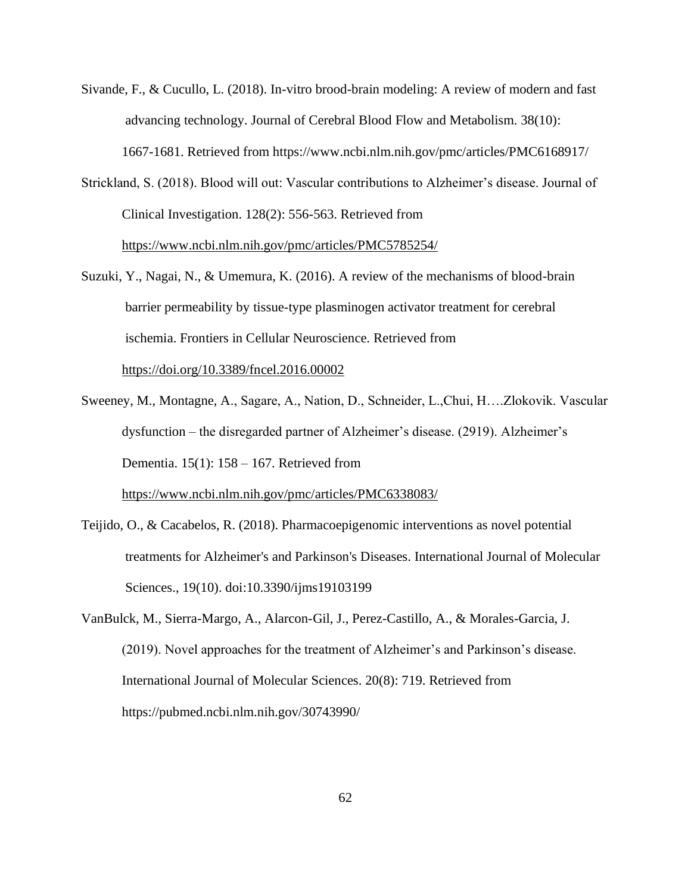Sivande, F., & Cucullo, L. (2018). In-vitro brood-brain modeling: A review of modern and fast advancing technology. Journal of Cerebral Blood Flow and Metabolism. 38(10): 1667-1681. Retrieved from https://www.ncbi.nlm.nih.gov/pmc/articles/PMC6168917/

Strickland, S. (2018). Blood will out: Vascular contributions to Alzheimer's disease. Journal of Clinical Investigation. 128(2): 556-563. Retrieved from https://www.ncbi.nlm.nih.gov/pmc/articles/PMC5785254/

Suzuki, Y., Nagai, N., & Umemura, K. (2016). A review of the mechanisms of blood-brain barrier permeability by tissue-type plasminogen activator treatment for cerebral ischemia. Frontiers in Cellular Neuroscience. Retrieved from https://doi.org/10.3389/fncel.2016.00002

Sweeney, M., Montagne, A., Sagare, A., Nation, D., Schneider, L.,Chui, H….Zlokovik. Vascular dysfunction – the disregarded partner of Alzheimer's disease. (2919). Alzheimer's Dementia. 15(1): 158 – 167. Retrieved from https://www.ncbi.nlm.nih.gov/pmc/articles/PMC6338083/

Teijido, O., & Cacabelos, R. (2018). Pharmacoepigenomic interventions as novel potential treatments for Alzheimer's and Parkinson's Diseases. International Journal of Molecular Sciences., 19(10). doi:10.3390/ijms19103199

VanBulck, M., Sierra-Margo, A., Alarcon-Gil, J., Perez-Castillo, A., & Morales-Garcia, J. (2019). Novel approaches for the treatment of Alzheimer's and Parkinson's disease. International Journal of Molecular Sciences. 20(8): 719. Retrieved from https://pubmed.ncbi.nlm.nih.gov/30743990/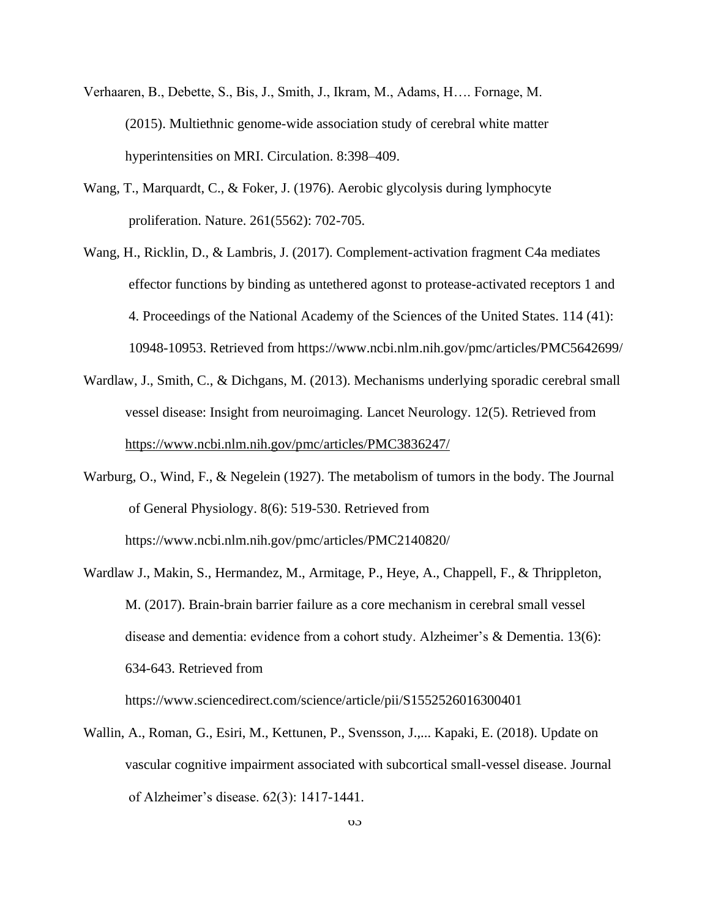Verhaaren, B., Debette, S., Bis, J., Smith, J., Ikram, M., Adams, H…. Fornage, M. (2015). Multiethnic genome-wide association study of cerebral white matter hyperintensities on MRI. Circulation. 8:398–409.

Wang, T., Marquardt, C., & Foker, J. (1976). Aerobic glycolysis during lymphocyte proliferation. Nature. 261(5562): 702-705.

Wang, H., Ricklin, D., & Lambris, J. (2017). Complement-activation fragment C4a mediates effector functions by binding as untethered agonst to protease-activated receptors 1 and 4. Proceedings of the National Academy of the Sciences of the United States. 114 (41): 10948-10953. Retrieved from https://www.ncbi.nlm.nih.gov/pmc/articles/PMC5642699/

Wardlaw, J., Smith, C., & Dichgans, M. (2013). Mechanisms underlying sporadic cerebral small vessel disease: Insight from neuroimaging. Lancet Neurology. 12(5). Retrieved from https://www.ncbi.nlm.nih.gov/pmc/articles/PMC3836247/

Warburg, O., Wind, F., & Negelein (1927). The metabolism of tumors in the body. The Journal of General Physiology. 8(6): 519-530. Retrieved from https://www.ncbi.nlm.nih.gov/pmc/articles/PMC2140820/

Wardlaw J., Makin, S., Hermandez, M., Armitage, P., Heye, A., Chappell, F., & Thrippleton, M. (2017). Brain-brain barrier failure as a core mechanism in cerebral small vessel disease and dementia: evidence from a cohort study. Alzheimer's & Dementia. 13(6): 634-643. Retrieved from https://www.sciencedirect.com/science/article/pii/S1552526016300401

Wallin, A., Roman, G., Esiri, M., Kettunen, P., Svensson, J.,... Kapaki, E. (2018). Update on vascular cognitive impairment associated with subcortical small-vessel disease. Journal of Alzheimer's disease. 62(3): 1417-1441.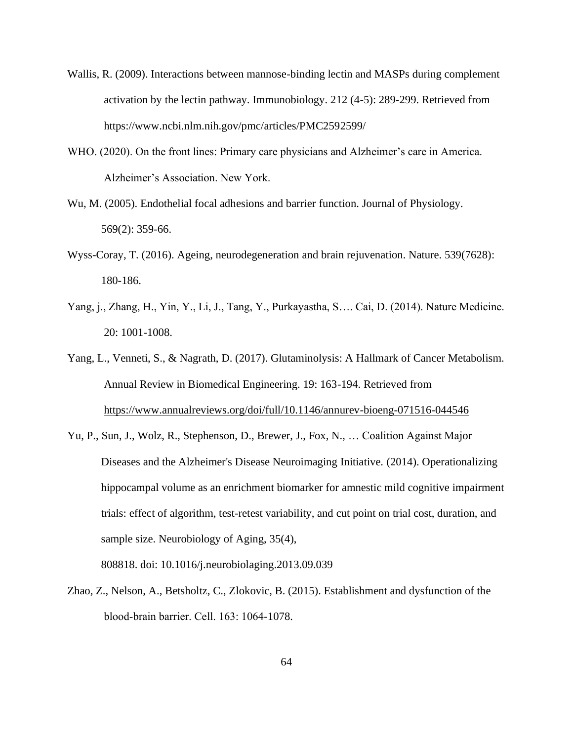Wallis, R. (2009). Interactions between mannose-binding lectin and MASPs during complement activation by the lectin pathway. Immunobiology. 212 (4-5): 289-299. Retrieved from https://www.ncbi.nlm.nih.gov/pmc/articles/PMC2592599/

WHO. (2020). On the front lines: Primary care physicians and Alzheimer's care in America. Alzheimer's Association. New York.

Wu, M. (2005). Endothelial focal adhesions and barrier function. Journal of Physiology. 569(2): 359-66.

Wyss-Coray, T. (2016). Ageing, neurodegeneration and brain rejuvenation. Nature. 539(7628): 180-186.

Yang, j., Zhang, H., Yin, Y., Li, J., Tang, Y., Purkayastha, S…. Cai, D. (2014). Nature Medicine. 20: 1001-1008.

Yang, L., Venneti, S., & Nagrath, D. (2017). Glutaminolysis: A Hallmark of Cancer Metabolism. Annual Review in Biomedical Engineering. 19: 163-194. Retrieved from https://www.annualreviews.org/doi/full/10.1146/annurev-bioeng-071516-044546

Yu, P., Sun, J., Wolz, R., Stephenson, D., Brewer, J., Fox, N., … Coalition Against Major Diseases and the Alzheimer's Disease Neuroimaging Initiative. (2014). Operationalizing hippocampal volume as an enrichment biomarker for amnestic mild cognitive impairment trials: effect of algorithm, test-retest variability, and cut point on trial cost, duration, and sample size. Neurobiology of Aging, 35(4), 808818. doi: 10.1016/j.neurobiolaging.2013.09.039

Zhao, Z., Nelson, A., Betsholtz, C., Zlokovic, B. (2015). Establishment and dysfunction of the blood-brain barrier. Cell. 163: 1064-1078.